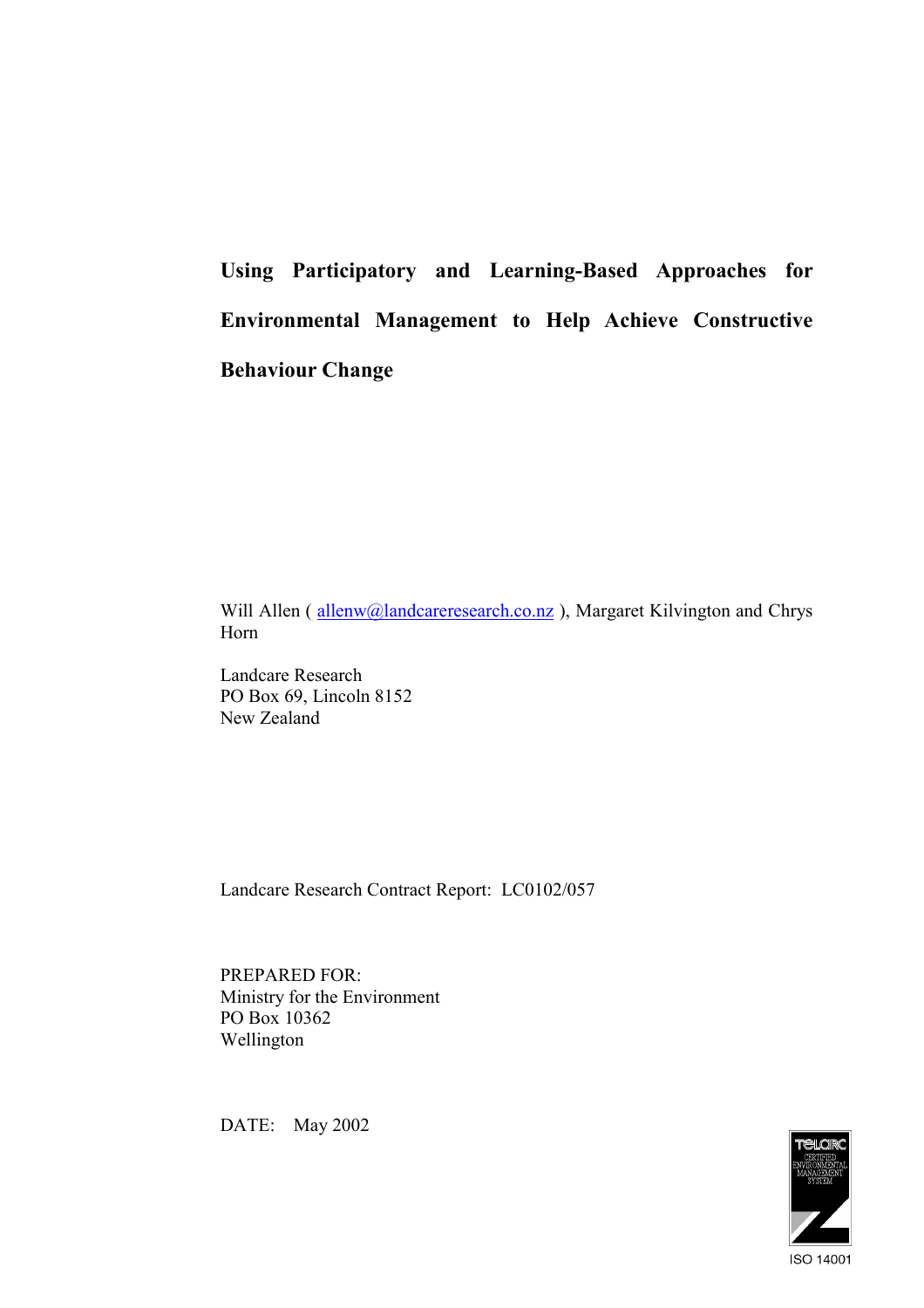# Using Participatory and Learning-Based Approaches for Environmental Management to Help Achieve Constructive Behaviour Change

Will Allen ( allenw@landcareresearch.co.nz ), Margaret Kilvington and Chrys Horn

Landcare Research
PO Box 69, Lincoln 8152
New Zealand

Landcare Research Contract Report: LC0102/057

PREPARED FOR:
Ministry for the Environment
PO Box 10362
Wellington

DATE: May 2002

TELARC CERTIFIED ENVIRONMENTAL MANAGEMENT SYSTEM

ISO 14001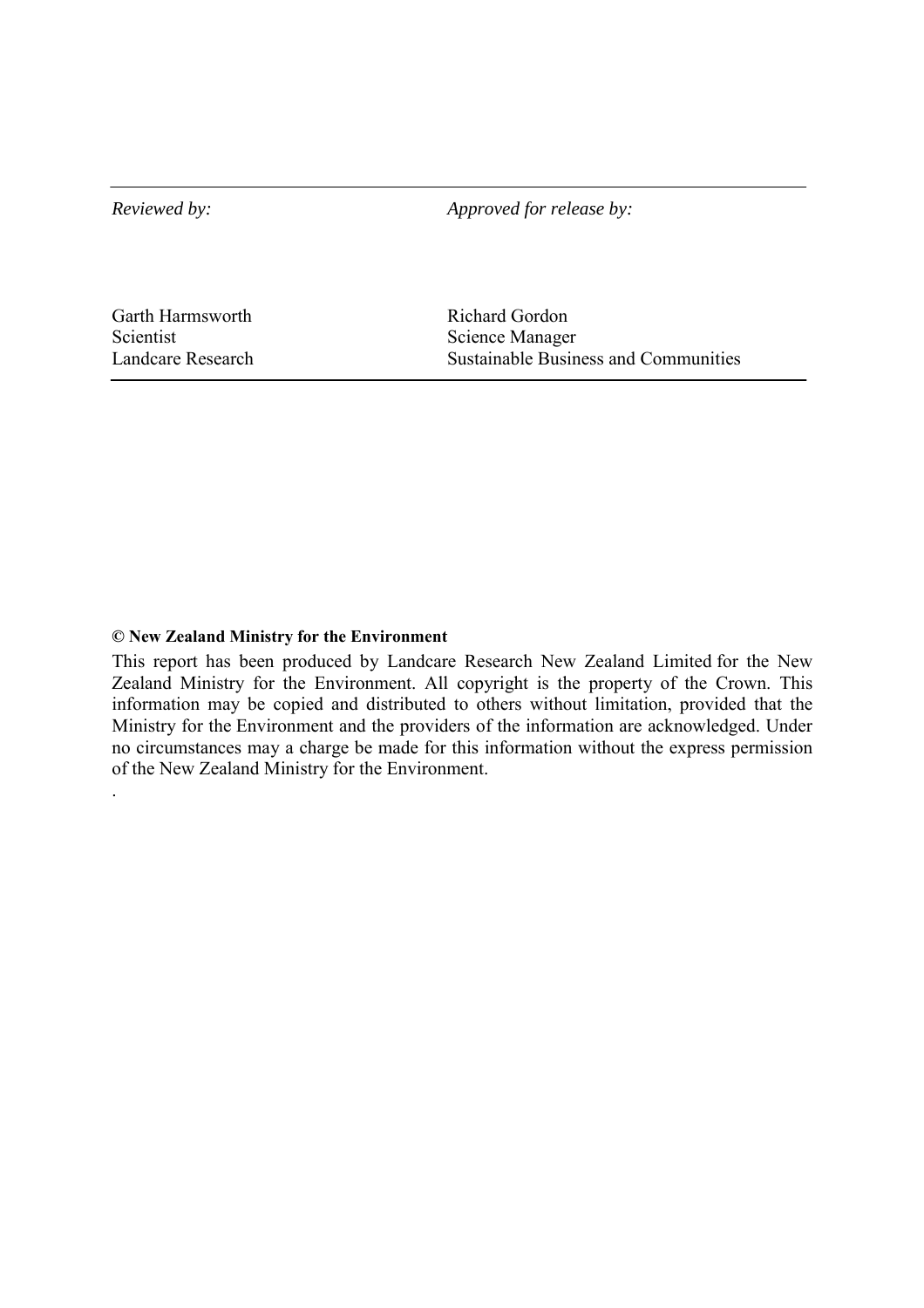| *Reviewed by:* | *Approved for release by:* |
| --- | --- |
| Garth Harmsworth<br>Scientist<br>Landcare Research | Richard Gordon<br>Science Manager<br>Sustainable Business and Communities |

**© New Zealand Ministry for the Environment**

This report has been produced by Landcare Research New Zealand Limited for the New Zealand Ministry for the Environment. All copyright is the property of the Crown. This information may be copied and distributed to others without limitation, provided that the Ministry for the Environment and the providers of the information are acknowledged. Under no circumstances may a charge be made for this information without the express permission of the New Zealand Ministry for the Environment.

.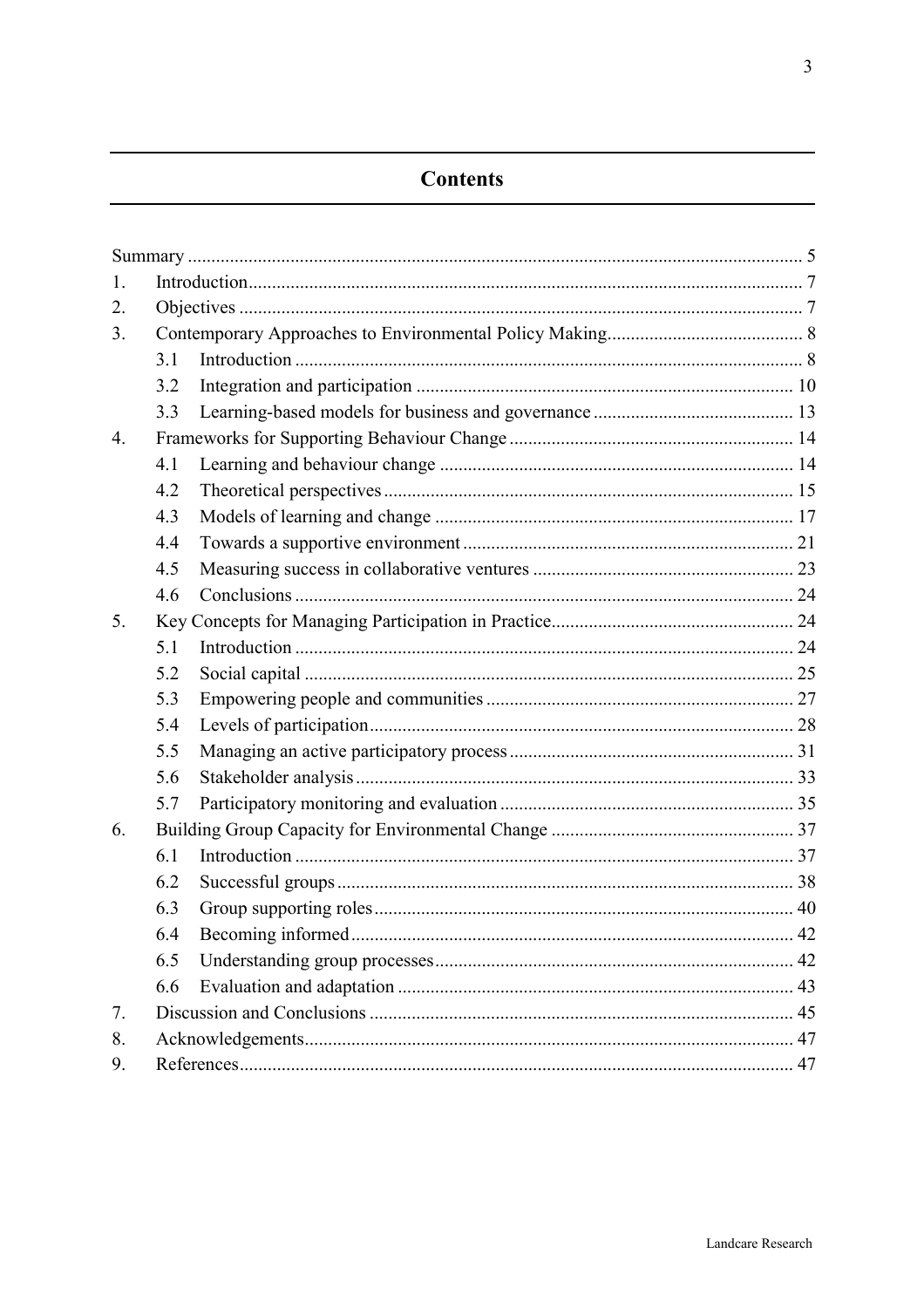# Contents

- Summary ..... 5
- 1. Introduction ..... 7
- 2. Objectives ..... 7
- 3. Contemporary Approaches to Environmental Policy Making ..... 8
  - 3.1 Introduction ..... 8
  - 3.2 Integration and participation ..... 10
  - 3.3 Learning-based models for business and governance ..... 13
- 4. Frameworks for Supporting Behaviour Change ..... 14
  - 4.1 Learning and behaviour change ..... 14
  - 4.2 Theoretical perspectives ..... 15
  - 4.3 Models of learning and change ..... 17
  - 4.4 Towards a supportive environment ..... 21
  - 4.5 Measuring success in collaborative ventures ..... 23
  - 4.6 Conclusions ..... 24
- 5. Key Concepts for Managing Participation in Practice ..... 24
  - 5.1 Introduction ..... 24
  - 5.2 Social capital ..... 25
  - 5.3 Empowering people and communities ..... 27
  - 5.4 Levels of participation ..... 28
  - 5.5 Managing an active participatory process ..... 31
  - 5.6 Stakeholder analysis ..... 33
  - 5.7 Participatory monitoring and evaluation ..... 35
- 6. Building Group Capacity for Environmental Change ..... 37
  - 6.1 Introduction ..... 37
  - 6.2 Successful groups ..... 38
  - 6.3 Group supporting roles ..... 40
  - 6.4 Becoming informed ..... 42
  - 6.5 Understanding group processes ..... 42
  - 6.6 Evaluation and adaptation ..... 43
- 7. Discussion and Conclusions ..... 45
- 8. Acknowledgements ..... 47
- 9. References ..... 47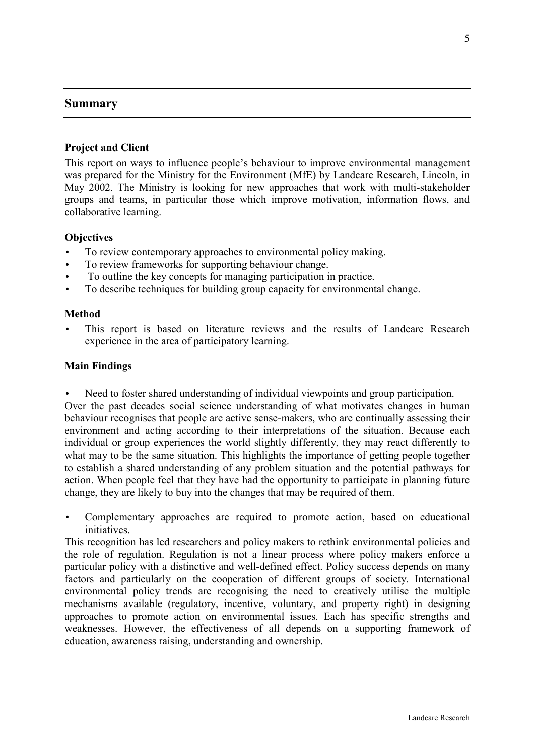## Summary

### Project and Client

This report on ways to influence people's behaviour to improve environmental management was prepared for the Ministry for the Environment (MfE) by Landcare Research, Lincoln, in May 2002. The Ministry is looking for new approaches that work with multi-stakeholder groups and teams, in particular those which improve motivation, information flows, and collaborative learning.

### Objectives

- To review contemporary approaches to environmental policy making.
- To review frameworks for supporting behaviour change.
- To outline the key concepts for managing participation in practice.
- To describe techniques for building group capacity for environmental change.

### Method

- This report is based on literature reviews and the results of Landcare Research experience in the area of participatory learning.

### Main Findings

- Need to foster shared understanding of individual viewpoints and group participation.

Over the past decades social science understanding of what motivates changes in human behaviour recognises that people are active sense-makers, who are continually assessing their environment and acting according to their interpretations of the situation. Because each individual or group experiences the world slightly differently, they may react differently to what may to be the same situation. This highlights the importance of getting people together to establish a shared understanding of any problem situation and the potential pathways for action. When people feel that they have had the opportunity to participate in planning future change, they are likely to buy into the changes that may be required of them.

- Complementary approaches are required to promote action, based on educational initiatives.

This recognition has led researchers and policy makers to rethink environmental policies and the role of regulation. Regulation is not a linear process where policy makers enforce a particular policy with a distinctive and well-defined effect. Policy success depends on many factors and particularly on the cooperation of different groups of society. International environmental policy trends are recognising the need to creatively utilise the multiple mechanisms available (regulatory, incentive, voluntary, and property right) in designing approaches to promote action on environmental issues. Each has specific strengths and weaknesses. However, the effectiveness of all depends on a supporting framework of education, awareness raising, understanding and ownership.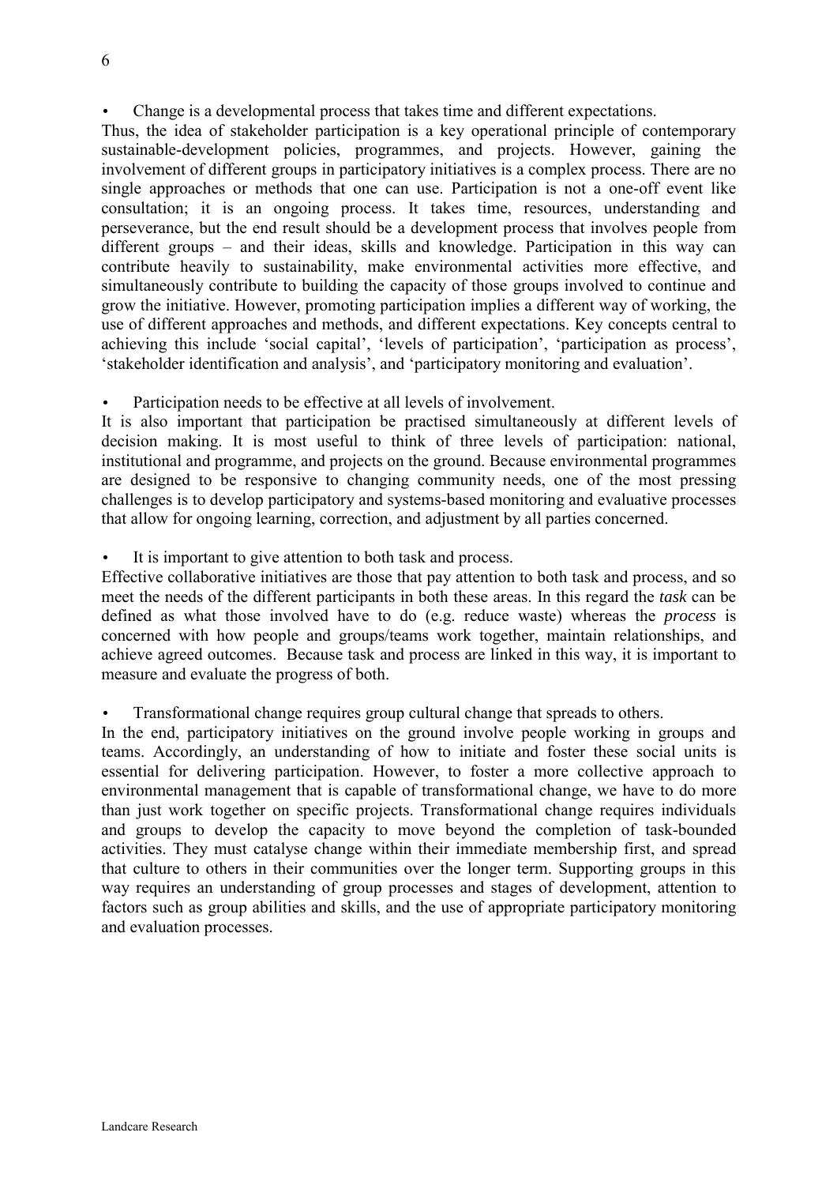- Change is a developmental process that takes time and different expectations.

Thus, the idea of stakeholder participation is a key operational principle of contemporary sustainable-development policies, programmes, and projects. However, gaining the involvement of different groups in participatory initiatives is a complex process. There are no single approaches or methods that one can use. Participation is not a one-off event like consultation; it is an ongoing process. It takes time, resources, understanding and perseverance, but the end result should be a development process that involves people from different groups – and their ideas, skills and knowledge. Participation in this way can contribute heavily to sustainability, make environmental activities more effective, and simultaneously contribute to building the capacity of those groups involved to continue and grow the initiative. However, promoting participation implies a different way of working, the use of different approaches and methods, and different expectations. Key concepts central to achieving this include 'social capital', 'levels of participation', 'participation as process', 'stakeholder identification and analysis', and 'participatory monitoring and evaluation'.

- Participation needs to be effective at all levels of involvement.

It is also important that participation be practised simultaneously at different levels of decision making. It is most useful to think of three levels of participation: national, institutional and programme, and projects on the ground. Because environmental programmes are designed to be responsive to changing community needs, one of the most pressing challenges is to develop participatory and systems-based monitoring and evaluative processes that allow for ongoing learning, correction, and adjustment by all parties concerned.

- It is important to give attention to both task and process.

Effective collaborative initiatives are those that pay attention to both task and process, and so meet the needs of the different participants in both these areas. In this regard the *task* can be defined as what those involved have to do (e.g. reduce waste) whereas the *process* is concerned with how people and groups/teams work together, maintain relationships, and achieve agreed outcomes. Because task and process are linked in this way, it is important to measure and evaluate the progress of both.

- Transformational change requires group cultural change that spreads to others.

In the end, participatory initiatives on the ground involve people working in groups and teams. Accordingly, an understanding of how to initiate and foster these social units is essential for delivering participation. However, to foster a more collective approach to environmental management that is capable of transformational change, we have to do more than just work together on specific projects. Transformational change requires individuals and groups to develop the capacity to move beyond the completion of task-bounded activities. They must catalyse change within their immediate membership first, and spread that culture to others in their communities over the longer term. Supporting groups in this way requires an understanding of group processes and stages of development, attention to factors such as group abilities and skills, and the use of appropriate participatory monitoring and evaluation processes.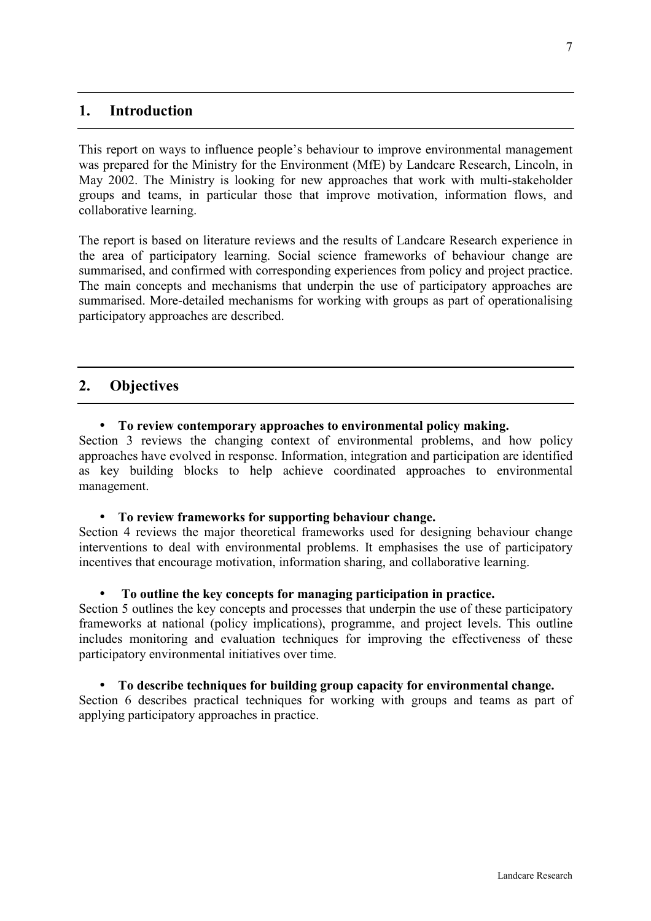# 1. Introduction

This report on ways to influence people's behaviour to improve environmental management was prepared for the Ministry for the Environment (MfE) by Landcare Research, Lincoln, in May 2002. The Ministry is looking for new approaches that work with multi-stakeholder groups and teams, in particular those that improve motivation, information flows, and collaborative learning.

The report is based on literature reviews and the results of Landcare Research experience in the area of participatory learning. Social science frameworks of behaviour change are summarised, and confirmed with corresponding experiences from policy and project practice. The main concepts and mechanisms that underpin the use of participatory approaches are summarised. More-detailed mechanisms for working with groups as part of operationalising participatory approaches are described.

# 2. Objectives

- **To review contemporary approaches to environmental policy making.**

Section 3 reviews the changing context of environmental problems, and how policy approaches have evolved in response. Information, integration and participation are identified as key building blocks to help achieve coordinated approaches to environmental management.

- **To review frameworks for supporting behaviour change.**

Section 4 reviews the major theoretical frameworks used for designing behaviour change interventions to deal with environmental problems. It emphasises the use of participatory incentives that encourage motivation, information sharing, and collaborative learning.

- **To outline the key concepts for managing participation in practice.**

Section 5 outlines the key concepts and processes that underpin the use of these participatory frameworks at national (policy implications), programme, and project levels. This outline includes monitoring and evaluation techniques for improving the effectiveness of these participatory environmental initiatives over time.

- **To describe techniques for building group capacity for environmental change.**

Section 6 describes practical techniques for working with groups and teams as part of applying participatory approaches in practice.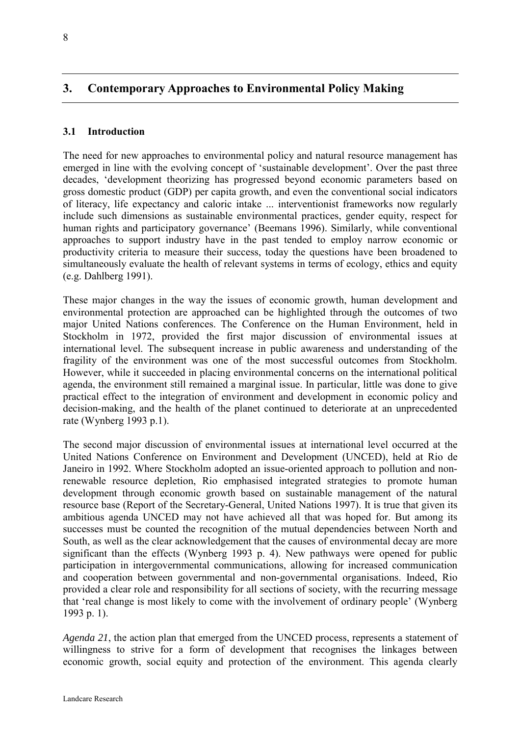## 3. Contemporary Approaches to Environmental Policy Making

### 3.1 Introduction

The need for new approaches to environmental policy and natural resource management has emerged in line with the evolving concept of 'sustainable development'. Over the past three decades, 'development theorizing has progressed beyond economic parameters based on gross domestic product (GDP) per capita growth, and even the conventional social indicators of literacy, life expectancy and caloric intake ... interventionist frameworks now regularly include such dimensions as sustainable environmental practices, gender equity, respect for human rights and participatory governance' (Beemans 1996). Similarly, while conventional approaches to support industry have in the past tended to employ narrow economic or productivity criteria to measure their success, today the questions have been broadened to simultaneously evaluate the health of relevant systems in terms of ecology, ethics and equity (e.g. Dahlberg 1991).

These major changes in the way the issues of economic growth, human development and environmental protection are approached can be highlighted through the outcomes of two major United Nations conferences. The Conference on the Human Environment, held in Stockholm in 1972, provided the first major discussion of environmental issues at international level. The subsequent increase in public awareness and understanding of the fragility of the environment was one of the most successful outcomes from Stockholm. However, while it succeeded in placing environmental concerns on the international political agenda, the environment still remained a marginal issue. In particular, little was done to give practical effect to the integration of environment and development in economic policy and decision-making, and the health of the planet continued to deteriorate at an unprecedented rate (Wynberg 1993 p.1).

The second major discussion of environmental issues at international level occurred at the United Nations Conference on Environment and Development (UNCED), held at Rio de Janeiro in 1992. Where Stockholm adopted an issue-oriented approach to pollution and non-renewable resource depletion, Rio emphasised integrated strategies to promote human development through economic growth based on sustainable management of the natural resource base (Report of the Secretary-General, United Nations 1997). It is true that given its ambitious agenda UNCED may not have achieved all that was hoped for. But among its successes must be counted the recognition of the mutual dependencies between North and South, as well as the clear acknowledgement that the causes of environmental decay are more significant than the effects (Wynberg 1993 p. 4). New pathways were opened for public participation in intergovernmental communications, allowing for increased communication and cooperation between governmental and non-governmental organisations. Indeed, Rio provided a clear role and responsibility for all sections of society, with the recurring message that 'real change is most likely to come with the involvement of ordinary people' (Wynberg 1993 p. 1).

*Agenda 21*, the action plan that emerged from the UNCED process, represents a statement of willingness to strive for a form of development that recognises the linkages between economic growth, social equity and protection of the environment. This agenda clearly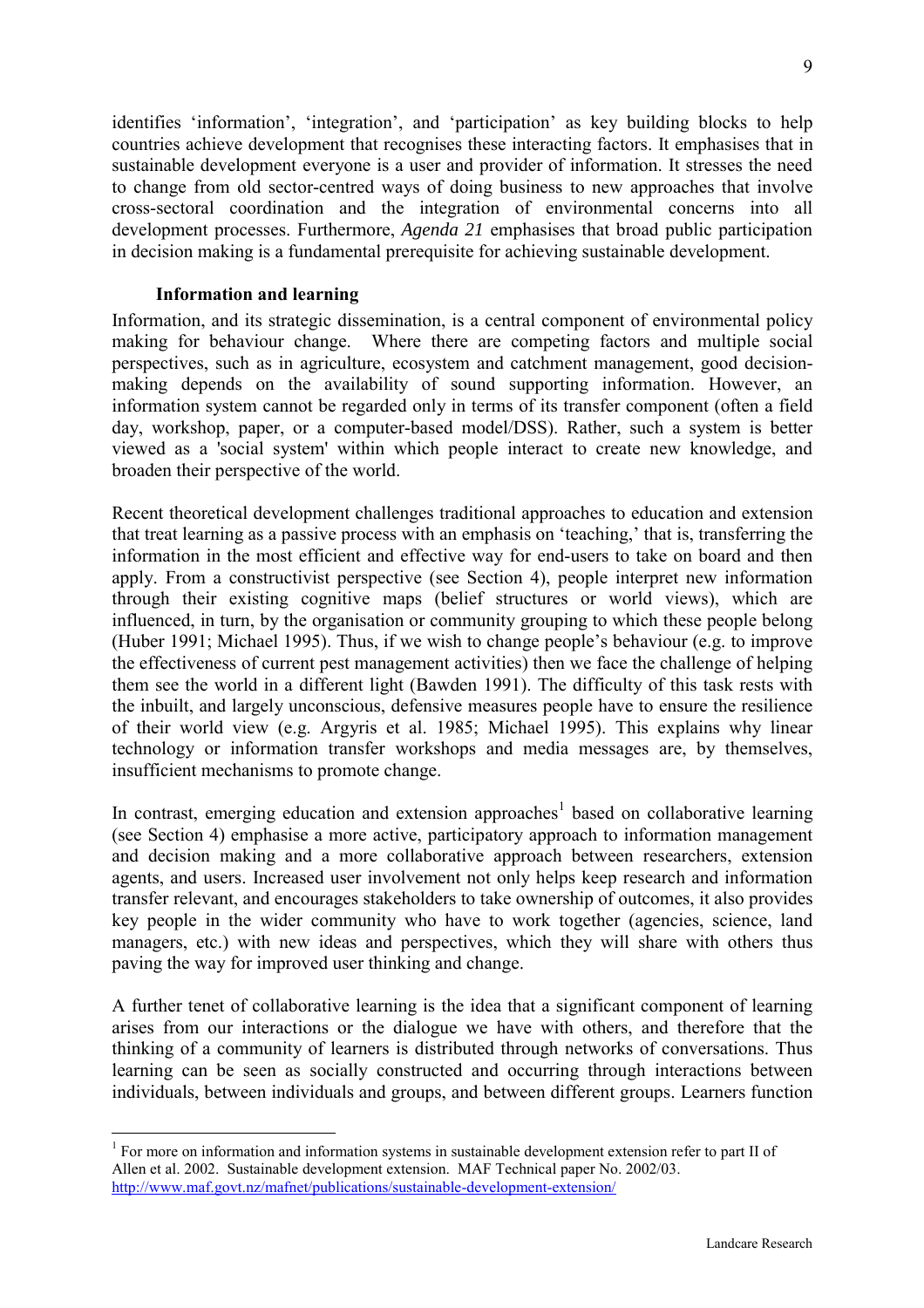identifies 'information', 'integration', and 'participation' as key building blocks to help countries achieve development that recognises these interacting factors. It emphasises that in sustainable development everyone is a user and provider of information. It stresses the need to change from old sector-centred ways of doing business to new approaches that involve cross-sectoral coordination and the integration of environmental concerns into all development processes. Furthermore, *Agenda 21* emphasises that broad public participation in decision making is a fundamental prerequisite for achieving sustainable development.

### Information and learning

Information, and its strategic dissemination, is a central component of environmental policy making for behaviour change. Where there are competing factors and multiple social perspectives, such as in agriculture, ecosystem and catchment management, good decision-making depends on the availability of sound supporting information. However, an information system cannot be regarded only in terms of its transfer component (often a field day, workshop, paper, or a computer-based model/DSS). Rather, such a system is better viewed as a 'social system' within which people interact to create new knowledge, and broaden their perspective of the world.

Recent theoretical development challenges traditional approaches to education and extension that treat learning as a passive process with an emphasis on 'teaching,' that is, transferring the information in the most efficient and effective way for end-users to take on board and then apply. From a constructivist perspective (see Section 4), people interpret new information through their existing cognitive maps (belief structures or world views), which are influenced, in turn, by the organisation or community grouping to which these people belong (Huber 1991; Michael 1995). Thus, if we wish to change people's behaviour (e.g. to improve the effectiveness of current pest management activities) then we face the challenge of helping them see the world in a different light (Bawden 1991). The difficulty of this task rests with the inbuilt, and largely unconscious, defensive measures people have to ensure the resilience of their world view (e.g. Argyris et al. 1985; Michael 1995). This explains why linear technology or information transfer workshops and media messages are, by themselves, insufficient mechanisms to promote change.

In contrast, emerging education and extension approaches[1] based on collaborative learning (see Section 4) emphasise a more active, participatory approach to information management and decision making and a more collaborative approach between researchers, extension agents, and users. Increased user involvement not only helps keep research and information transfer relevant, and encourages stakeholders to take ownership of outcomes, it also provides key people in the wider community who have to work together (agencies, science, land managers, etc.) with new ideas and perspectives, which they will share with others thus paving the way for improved user thinking and change.

A further tenet of collaborative learning is the idea that a significant component of learning arises from our interactions or the dialogue we have with others, and therefore that the thinking of a community of learners is distributed through networks of conversations. Thus learning can be seen as socially constructed and occurring through interactions between individuals, between individuals and groups, and between different groups. Learners function

[1] For more on information and information systems in sustainable development extension refer to part II of Allen et al. 2002. Sustainable development extension. MAF Technical paper No. 2002/03. http://www.maf.govt.nz/mafnet/publications/sustainable-development-extension/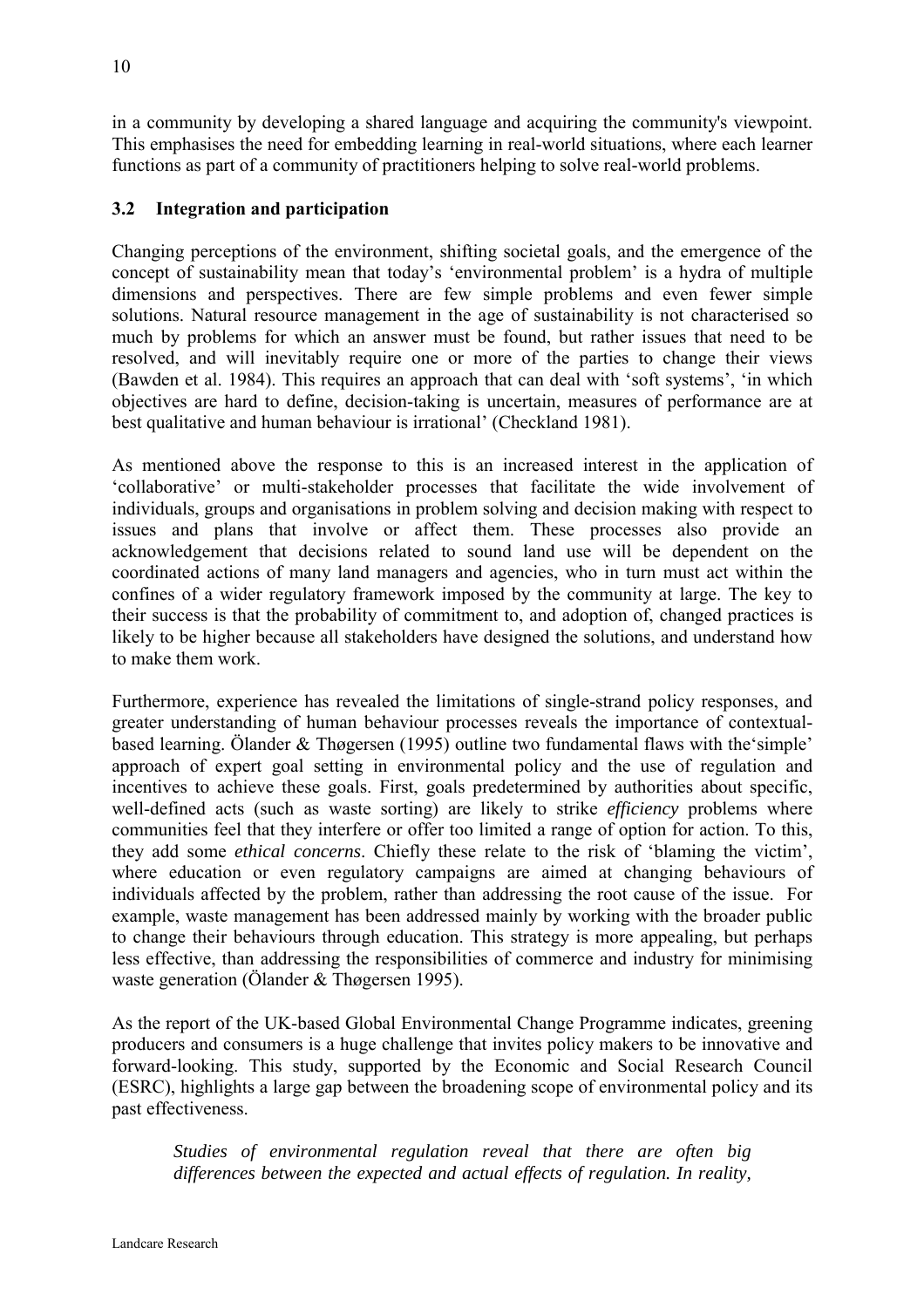in a community by developing a shared language and acquiring the community's viewpoint. This emphasises the need for embedding learning in real-world situations, where each learner functions as part of a community of practitioners helping to solve real-world problems.

### 3.2 Integration and participation

Changing perceptions of the environment, shifting societal goals, and the emergence of the concept of sustainability mean that today's 'environmental problem' is a hydra of multiple dimensions and perspectives. There are few simple problems and even fewer simple solutions. Natural resource management in the age of sustainability is not characterised so much by problems for which an answer must be found, but rather issues that need to be resolved, and will inevitably require one or more of the parties to change their views (Bawden et al. 1984). This requires an approach that can deal with 'soft systems', 'in which objectives are hard to define, decision-taking is uncertain, measures of performance are at best qualitative and human behaviour is irrational' (Checkland 1981).

As mentioned above the response to this is an increased interest in the application of 'collaborative' or multi-stakeholder processes that facilitate the wide involvement of individuals, groups and organisations in problem solving and decision making with respect to issues and plans that involve or affect them. These processes also provide an acknowledgement that decisions related to sound land use will be dependent on the coordinated actions of many land managers and agencies, who in turn must act within the confines of a wider regulatory framework imposed by the community at large. The key to their success is that the probability of commitment to, and adoption of, changed practices is likely to be higher because all stakeholders have designed the solutions, and understand how to make them work.

Furthermore, experience has revealed the limitations of single-strand policy responses, and greater understanding of human behaviour processes reveals the importance of contextual-based learning. Ölander & Thøgersen (1995) outline two fundamental flaws with the'simple' approach of expert goal setting in environmental policy and the use of regulation and incentives to achieve these goals. First, goals predetermined by authorities about specific, well-defined acts (such as waste sorting) are likely to strike *efficiency* problems where communities feel that they interfere or offer too limited a range of option for action. To this, they add some *ethical concerns*. Chiefly these relate to the risk of 'blaming the victim', where education or even regulatory campaigns are aimed at changing behaviours of individuals affected by the problem, rather than addressing the root cause of the issue. For example, waste management has been addressed mainly by working with the broader public to change their behaviours through education. This strategy is more appealing, but perhaps less effective, than addressing the responsibilities of commerce and industry for minimising waste generation (Ölander & Thøgersen 1995).

As the report of the UK-based Global Environmental Change Programme indicates, greening producers and consumers is a huge challenge that invites policy makers to be innovative and forward-looking. This study, supported by the Economic and Social Research Council (ESRC), highlights a large gap between the broadening scope of environmental policy and its past effectiveness.

> *Studies of environmental regulation reveal that there are often big differences between the expected and actual effects of regulation. In reality,*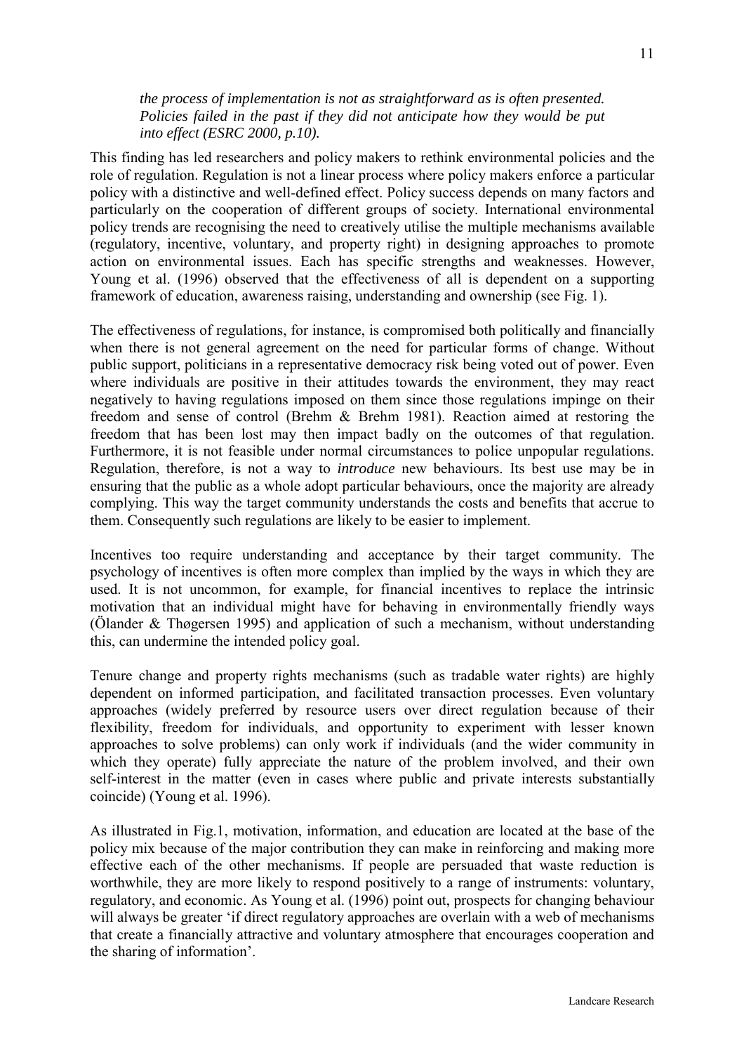*the process of implementation is not as straightforward as is often presented. Policies failed in the past if they did not anticipate how they would be put into effect (ESRC 2000, p.10).*

This finding has led researchers and policy makers to rethink environmental policies and the role of regulation. Regulation is not a linear process where policy makers enforce a particular policy with a distinctive and well-defined effect. Policy success depends on many factors and particularly on the cooperation of different groups of society. International environmental policy trends are recognising the need to creatively utilise the multiple mechanisms available (regulatory, incentive, voluntary, and property right) in designing approaches to promote action on environmental issues. Each has specific strengths and weaknesses. However, Young et al. (1996) observed that the effectiveness of all is dependent on a supporting framework of education, awareness raising, understanding and ownership (see Fig. 1).

The effectiveness of regulations, for instance, is compromised both politically and financially when there is not general agreement on the need for particular forms of change. Without public support, politicians in a representative democracy risk being voted out of power. Even where individuals are positive in their attitudes towards the environment, they may react negatively to having regulations imposed on them since those regulations impinge on their freedom and sense of control (Brehm & Brehm 1981). Reaction aimed at restoring the freedom that has been lost may then impact badly on the outcomes of that regulation. Furthermore, it is not feasible under normal circumstances to police unpopular regulations. Regulation, therefore, is not a way to *introduce* new behaviours. Its best use may be in ensuring that the public as a whole adopt particular behaviours, once the majority are already complying. This way the target community understands the costs and benefits that accrue to them. Consequently such regulations are likely to be easier to implement.

Incentives too require understanding and acceptance by their target community. The psychology of incentives is often more complex than implied by the ways in which they are used. It is not uncommon, for example, for financial incentives to replace the intrinsic motivation that an individual might have for behaving in environmentally friendly ways (Ölander & Thøgersen 1995) and application of such a mechanism, without understanding this, can undermine the intended policy goal.

Tenure change and property rights mechanisms (such as tradable water rights) are highly dependent on informed participation, and facilitated transaction processes. Even voluntary approaches (widely preferred by resource users over direct regulation because of their flexibility, freedom for individuals, and opportunity to experiment with lesser known approaches to solve problems) can only work if individuals (and the wider community in which they operate) fully appreciate the nature of the problem involved, and their own self-interest in the matter (even in cases where public and private interests substantially coincide) (Young et al. 1996).

As illustrated in Fig.1, motivation, information, and education are located at the base of the policy mix because of the major contribution they can make in reinforcing and making more effective each of the other mechanisms. If people are persuaded that waste reduction is worthwhile, they are more likely to respond positively to a range of instruments: voluntary, regulatory, and economic. As Young et al. (1996) point out, prospects for changing behaviour will always be greater 'if direct regulatory approaches are overlain with a web of mechanisms that create a financially attractive and voluntary atmosphere that encourages cooperation and the sharing of information'.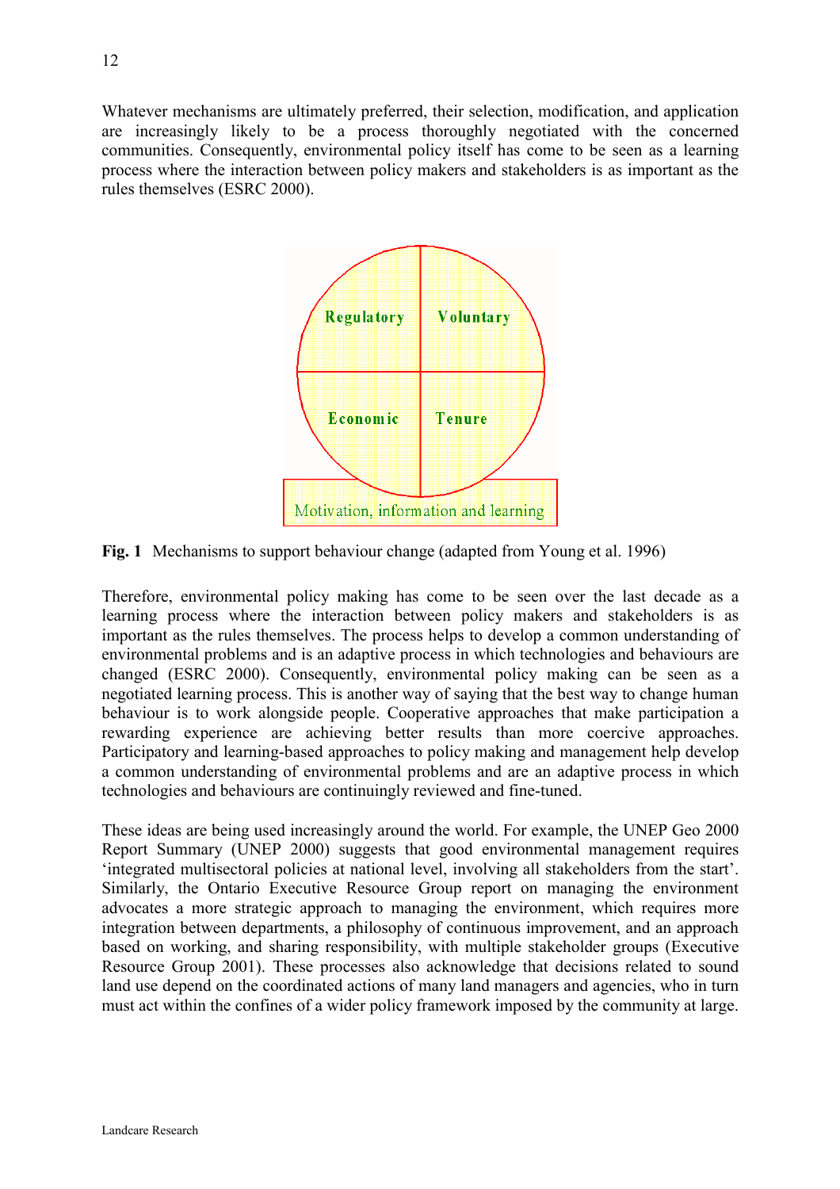Whatever mechanisms are ultimately preferred, their selection, modification, and application are increasingly likely to be a process thoroughly negotiated with the concerned communities. Consequently, environmental policy itself has come to be seen as a learning process where the interaction between policy makers and stakeholders is as important as the rules themselves (ESRC 2000).

Regulatory

Voluntary

Economic

Tenure

Motivation, information and learning

**Fig. 1** Mechanisms to support behaviour change (adapted from Young et al. 1996)

Therefore, environmental policy making has come to be seen over the last decade as a learning process where the interaction between policy makers and stakeholders is as important as the rules themselves. The process helps to develop a common understanding of environmental problems and is an adaptive process in which technologies and behaviours are changed (ESRC 2000). Consequently, environmental policy making can be seen as a negotiated learning process. This is another way of saying that the best way to change human behaviour is to work alongside people. Cooperative approaches that make participation a rewarding experience are achieving better results than more coercive approaches. Participatory and learning-based approaches to policy making and management help develop a common understanding of environmental problems and are an adaptive process in which technologies and behaviours are continuingly reviewed and fine-tuned.

These ideas are being used increasingly around the world. For example, the UNEP Geo 2000 Report Summary (UNEP 2000) suggests that good environmental management requires 'integrated multisectoral policies at national level, involving all stakeholders from the start'. Similarly, the Ontario Executive Resource Group report on managing the environment advocates a more strategic approach to managing the environment, which requires more integration between departments, a philosophy of continuous improvement, and an approach based on working, and sharing responsibility, with multiple stakeholder groups (Executive Resource Group 2001). These processes also acknowledge that decisions related to sound land use depend on the coordinated actions of many land managers and agencies, who in turn must act within the confines of a wider policy framework imposed by the community at large.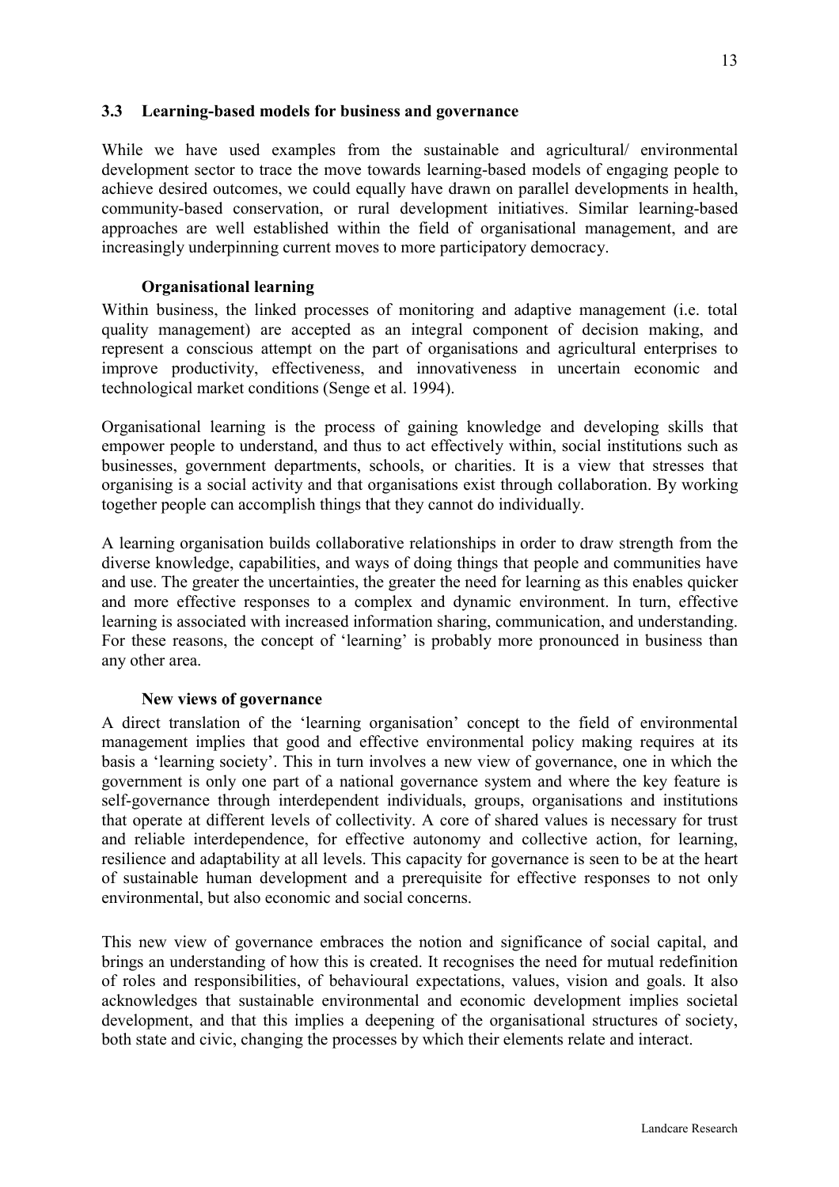## 3.3 Learning-based models for business and governance

While we have used examples from the sustainable and agricultural/ environmental development sector to trace the move towards learning-based models of engaging people to achieve desired outcomes, we could equally have drawn on parallel developments in health, community-based conservation, or rural development initiatives. Similar learning-based approaches are well established within the field of organisational management, and are increasingly underpinning current moves to more participatory democracy.

### Organisational learning

Within business, the linked processes of monitoring and adaptive management (i.e. total quality management) are accepted as an integral component of decision making, and represent a conscious attempt on the part of organisations and agricultural enterprises to improve productivity, effectiveness, and innovativeness in uncertain economic and technological market conditions (Senge et al. 1994).

Organisational learning is the process of gaining knowledge and developing skills that empower people to understand, and thus to act effectively within, social institutions such as businesses, government departments, schools, or charities. It is a view that stresses that organising is a social activity and that organisations exist through collaboration. By working together people can accomplish things that they cannot do individually.

A learning organisation builds collaborative relationships in order to draw strength from the diverse knowledge, capabilities, and ways of doing things that people and communities have and use. The greater the uncertainties, the greater the need for learning as this enables quicker and more effective responses to a complex and dynamic environment. In turn, effective learning is associated with increased information sharing, communication, and understanding. For these reasons, the concept of 'learning' is probably more pronounced in business than any other area.

### New views of governance

A direct translation of the 'learning organisation' concept to the field of environmental management implies that good and effective environmental policy making requires at its basis a 'learning society'. This in turn involves a new view of governance, one in which the government is only one part of a national governance system and where the key feature is self-governance through interdependent individuals, groups, organisations and institutions that operate at different levels of collectivity. A core of shared values is necessary for trust and reliable interdependence, for effective autonomy and collective action, for learning, resilience and adaptability at all levels. This capacity for governance is seen to be at the heart of sustainable human development and a prerequisite for effective responses to not only environmental, but also economic and social concerns.

This new view of governance embraces the notion and significance of social capital, and brings an understanding of how this is created. It recognises the need for mutual redefinition of roles and responsibilities, of behavioural expectations, values, vision and goals. It also acknowledges that sustainable environmental and economic development implies societal development, and that this implies a deepening of the organisational structures of society, both state and civic, changing the processes by which their elements relate and interact.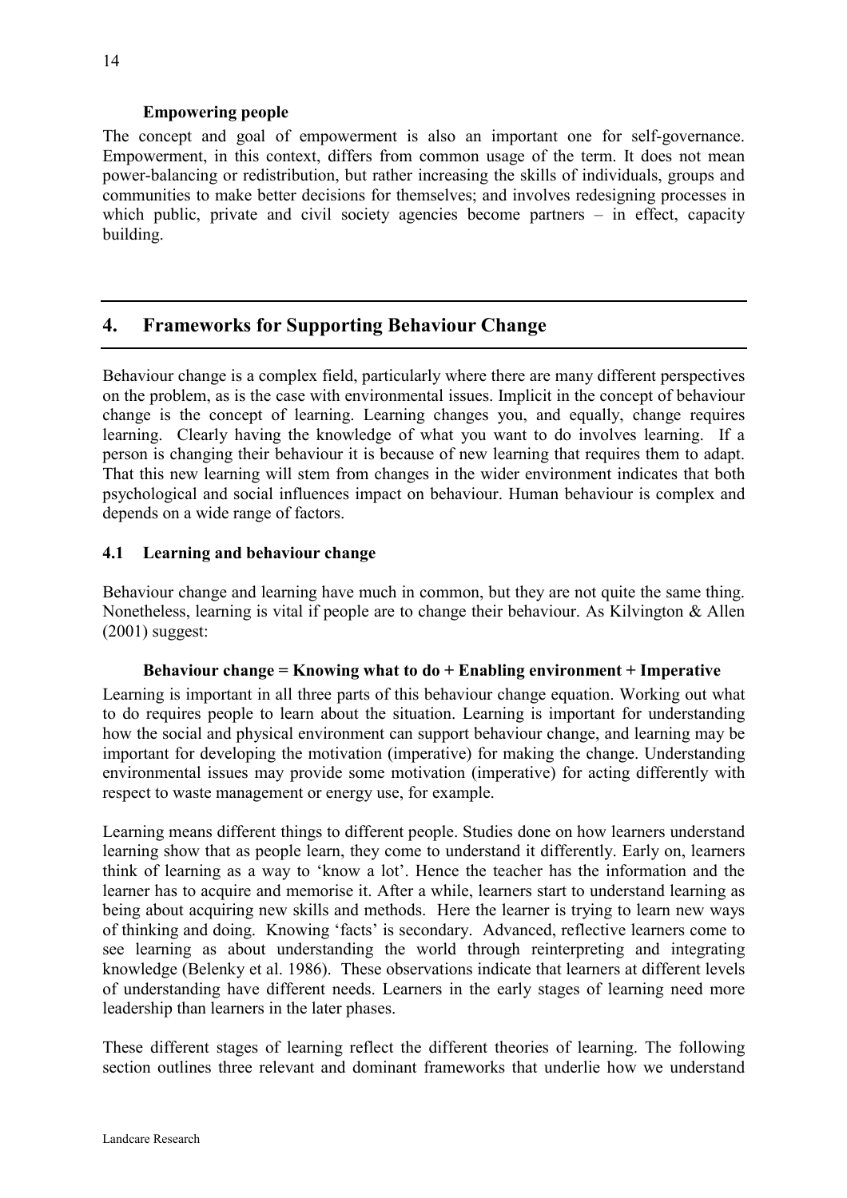#### Empowering people

The concept and goal of empowerment is also an important one for self-governance. Empowerment, in this context, differs from common usage of the term. It does not mean power-balancing or redistribution, but rather increasing the skills of individuals, groups and communities to make better decisions for themselves; and involves redesigning processes in which public, private and civil society agencies become partners – in effect, capacity building.

## 4. Frameworks for Supporting Behaviour Change

Behaviour change is a complex field, particularly where there are many different perspectives on the problem, as is the case with environmental issues. Implicit in the concept of behaviour change is the concept of learning. Learning changes you, and equally, change requires learning. Clearly having the knowledge of what you want to do involves learning. If a person is changing their behaviour it is because of new learning that requires them to adapt. That this new learning will stem from changes in the wider environment indicates that both psychological and social influences impact on behaviour. Human behaviour is complex and depends on a wide range of factors.

### 4.1 Learning and behaviour change

Behaviour change and learning have much in common, but they are not quite the same thing. Nonetheless, learning is vital if people are to change their behaviour. As Kilvington & Allen (2001) suggest:

**Behaviour change = Knowing what to do + Enabling environment + Imperative**

Learning is important in all three parts of this behaviour change equation. Working out what to do requires people to learn about the situation. Learning is important for understanding how the social and physical environment can support behaviour change, and learning may be important for developing the motivation (imperative) for making the change. Understanding environmental issues may provide some motivation (imperative) for acting differently with respect to waste management or energy use, for example.

Learning means different things to different people. Studies done on how learners understand learning show that as people learn, they come to understand it differently. Early on, learners think of learning as a way to 'know a lot'. Hence the teacher has the information and the learner has to acquire and memorise it. After a while, learners start to understand learning as being about acquiring new skills and methods. Here the learner is trying to learn new ways of thinking and doing. Knowing 'facts' is secondary. Advanced, reflective learners come to see learning as about understanding the world through reinterpreting and integrating knowledge (Belenky et al. 1986). These observations indicate that learners at different levels of understanding have different needs. Learners in the early stages of learning need more leadership than learners in the later phases.

These different stages of learning reflect the different theories of learning. The following section outlines three relevant and dominant frameworks that underlie how we understand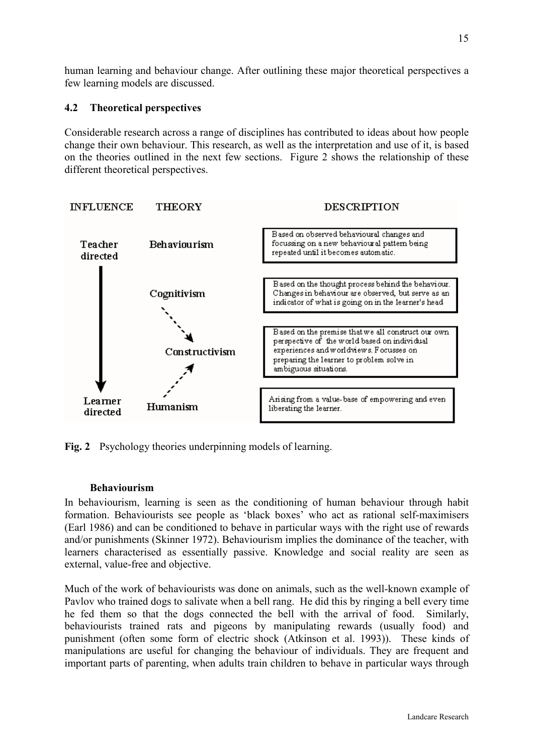human learning and behaviour change. After outlining these major theoretical perspectives a few learning models are discussed.

## 4.2 Theoretical perspectives

Considerable research across a range of disciplines has contributed to ideas about how people change their own behaviour. This research, as well as the interpretation and use of it, is based on the theories outlined in the next few sections. Figure 2 shows the relationship of these different theoretical perspectives.

| INFLUENCE | THEORY | DESCRIPTION |
| --- | --- | --- |
| Teacher directed | Behaviourism | Based on observed behavioural changes and focussing on a new behavioural pattern being repeated until it becomes automatic. |
| | Cognitivism | Based on the thought process behind the behaviour. Changes in behaviour are observed, but serve as an indicator of what is going on in the learner's head |
| | Constructivism | Based on the premise that we all construct our own perspective of the world based on individual experiences and worldviews. Focusses on preparing the learner to problem solve in ambiguous situations. |
| Learner directed | Humanism | Arising from a value-base of empowering and even liberating the learner. |

**Fig. 2** Psychology theories underpinning models of learning.

### Behaviourism

In behaviourism, learning is seen as the conditioning of human behaviour through habit formation. Behaviourists see people as 'black boxes' who act as rational self-maximisers (Earl 1986) and can be conditioned to behave in particular ways with the right use of rewards and/or punishments (Skinner 1972). Behaviourism implies the dominance of the teacher, with learners characterised as essentially passive. Knowledge and social reality are seen as external, value-free and objective.

Much of the work of behaviourists was done on animals, such as the well-known example of Pavlov who trained dogs to salivate when a bell rang. He did this by ringing a bell every time he fed them so that the dogs connected the bell with the arrival of food. Similarly, behaviourists trained rats and pigeons by manipulating rewards (usually food) and punishment (often some form of electric shock (Atkinson et al. 1993)). These kinds of manipulations are useful for changing the behaviour of individuals. They are frequent and important parts of parenting, when adults train children to behave in particular ways through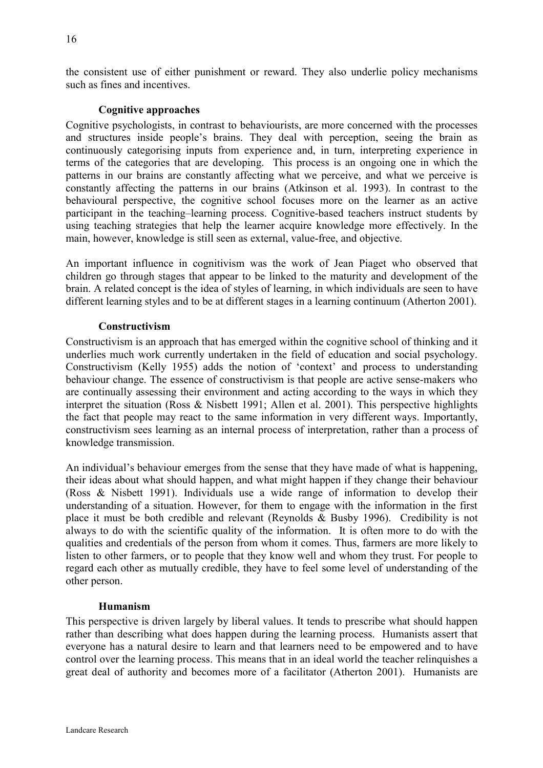the consistent use of either punishment or reward. They also underlie policy mechanisms such as fines and incentives.

### Cognitive approaches

Cognitive psychologists, in contrast to behaviourists, are more concerned with the processes and structures inside people's brains. They deal with perception, seeing the brain as continuously categorising inputs from experience and, in turn, interpreting experience in terms of the categories that are developing. This process is an ongoing one in which the patterns in our brains are constantly affecting what we perceive, and what we perceive is constantly affecting the patterns in our brains (Atkinson et al. 1993). In contrast to the behavioural perspective, the cognitive school focuses more on the learner as an active participant in the teaching–learning process. Cognitive-based teachers instruct students by using teaching strategies that help the learner acquire knowledge more effectively. In the main, however, knowledge is still seen as external, value-free, and objective.

An important influence in cognitivism was the work of Jean Piaget who observed that children go through stages that appear to be linked to the maturity and development of the brain. A related concept is the idea of styles of learning, in which individuals are seen to have different learning styles and to be at different stages in a learning continuum (Atherton 2001).

### Constructivism

Constructivism is an approach that has emerged within the cognitive school of thinking and it underlies much work currently undertaken in the field of education and social psychology. Constructivism (Kelly 1955) adds the notion of 'context' and process to understanding behaviour change. The essence of constructivism is that people are active sense-makers who are continually assessing their environment and acting according to the ways in which they interpret the situation (Ross & Nisbett 1991; Allen et al. 2001). This perspective highlights the fact that people may react to the same information in very different ways. Importantly, constructivism sees learning as an internal process of interpretation, rather than a process of knowledge transmission.

An individual's behaviour emerges from the sense that they have made of what is happening, their ideas about what should happen, and what might happen if they change their behaviour (Ross & Nisbett 1991). Individuals use a wide range of information to develop their understanding of a situation. However, for them to engage with the information in the first place it must be both credible and relevant (Reynolds & Busby 1996). Credibility is not always to do with the scientific quality of the information. It is often more to do with the qualities and credentials of the person from whom it comes. Thus, farmers are more likely to listen to other farmers, or to people that they know well and whom they trust. For people to regard each other as mutually credible, they have to feel some level of understanding of the other person.

### Humanism

This perspective is driven largely by liberal values. It tends to prescribe what should happen rather than describing what does happen during the learning process. Humanists assert that everyone has a natural desire to learn and that learners need to be empowered and to have control over the learning process. This means that in an ideal world the teacher relinquishes a great deal of authority and becomes more of a facilitator (Atherton 2001). Humanists are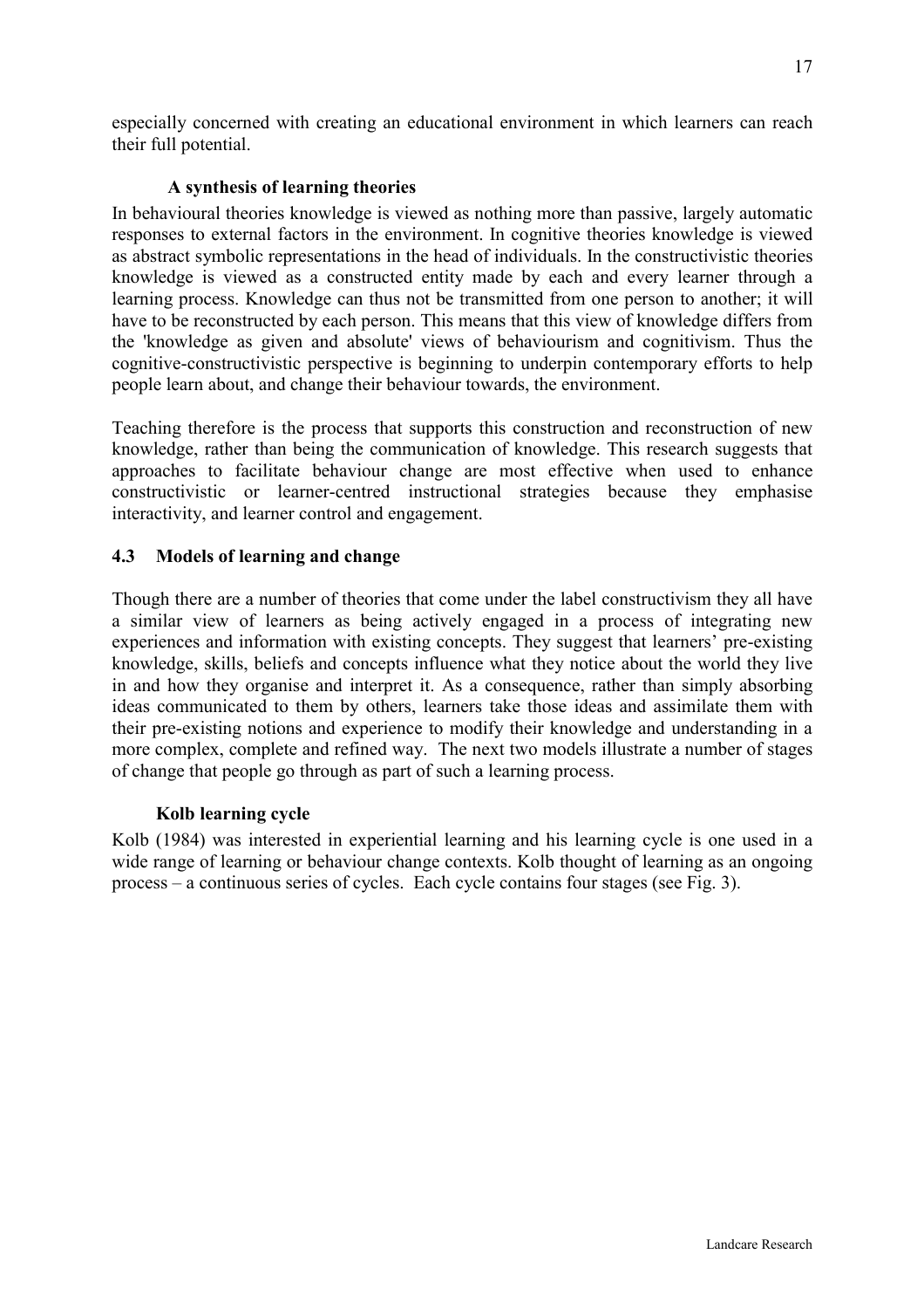especially concerned with creating an educational environment in which learners can reach their full potential.

### A synthesis of learning theories

In behavioural theories knowledge is viewed as nothing more than passive, largely automatic responses to external factors in the environment. In cognitive theories knowledge is viewed as abstract symbolic representations in the head of individuals. In the constructivistic theories knowledge is viewed as a constructed entity made by each and every learner through a learning process. Knowledge can thus not be transmitted from one person to another; it will have to be reconstructed by each person. This means that this view of knowledge differs from the 'knowledge as given and absolute' views of behaviourism and cognitivism. Thus the cognitive-constructivistic perspective is beginning to underpin contemporary efforts to help people learn about, and change their behaviour towards, the environment.

Teaching therefore is the process that supports this construction and reconstruction of new knowledge, rather than being the communication of knowledge. This research suggests that approaches to facilitate behaviour change are most effective when used to enhance constructivistic or learner-centred instructional strategies because they emphasise interactivity, and learner control and engagement.

## 4.3 Models of learning and change

Though there are a number of theories that come under the label constructivism they all have a similar view of learners as being actively engaged in a process of integrating new experiences and information with existing concepts. They suggest that learners' pre-existing knowledge, skills, beliefs and concepts influence what they notice about the world they live in and how they organise and interpret it. As a consequence, rather than simply absorbing ideas communicated to them by others, learners take those ideas and assimilate them with their pre-existing notions and experience to modify their knowledge and understanding in a more complex, complete and refined way. The next two models illustrate a number of stages of change that people go through as part of such a learning process.

### Kolb learning cycle

Kolb (1984) was interested in experiential learning and his learning cycle is one used in a wide range of learning or behaviour change contexts. Kolb thought of learning as an ongoing process – a continuous series of cycles. Each cycle contains four stages (see Fig. 3).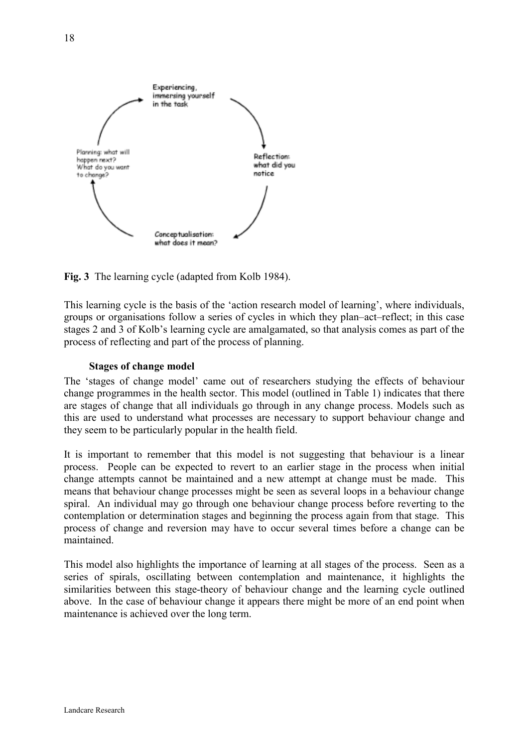Experiencing, immersing yourself in the task

Reflection: what did you notice

Conceptualisation: what does it mean?

Planning: what will happen next? What do you want to change?

**Fig. 3** The learning cycle (adapted from Kolb 1984).

This learning cycle is the basis of the 'action research model of learning', where individuals, groups or organisations follow a series of cycles in which they plan–act–reflect; in this case stages 2 and 3 of Kolb's learning cycle are amalgamated, so that analysis comes as part of the process of reflecting and part of the process of planning.

### Stages of change model

The 'stages of change model' came out of researchers studying the effects of behaviour change programmes in the health sector. This model (outlined in Table 1) indicates that there are stages of change that all individuals go through in any change process. Models such as this are used to understand what processes are necessary to support behaviour change and they seem to be particularly popular in the health field.

It is important to remember that this model is not suggesting that behaviour is a linear process. People can be expected to revert to an earlier stage in the process when initial change attempts cannot be maintained and a new attempt at change must be made. This means that behaviour change processes might be seen as several loops in a behaviour change spiral. An individual may go through one behaviour change process before reverting to the contemplation or determination stages and beginning the process again from that stage. This process of change and reversion may have to occur several times before a change can be maintained.

This model also highlights the importance of learning at all stages of the process. Seen as a series of spirals, oscillating between contemplation and maintenance, it highlights the similarities between this stage-theory of behaviour change and the learning cycle outlined above. In the case of behaviour change it appears there might be more of an end point when maintenance is achieved over the long term.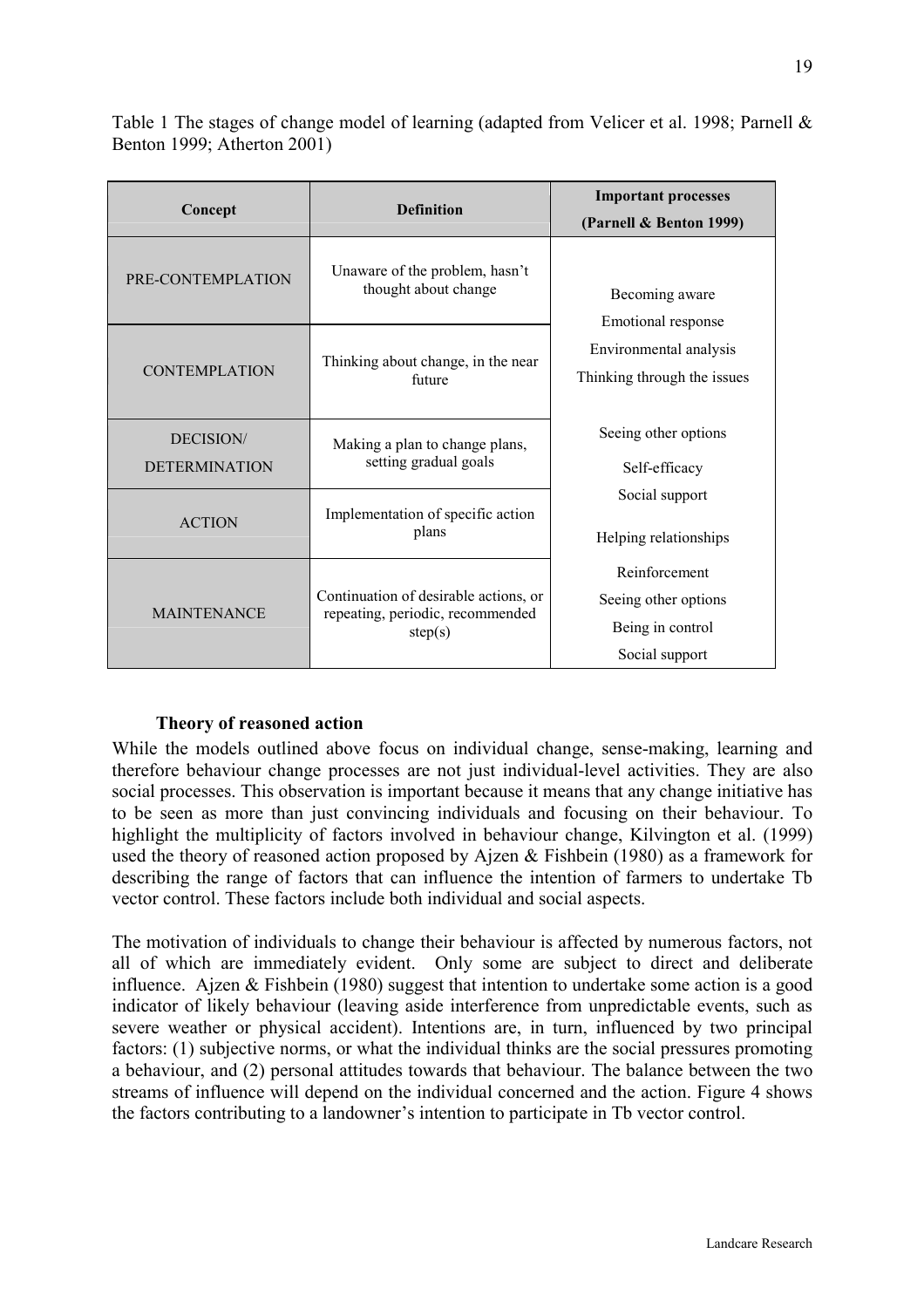Table 1 The stages of change model of learning (adapted from Velicer et al. 1998; Parnell & Benton 1999; Atherton 2001)

| Concept | Definition | Important processes (Parnell & Benton 1999) |
|---|---|---|
| PRE-CONTEMPLATION | Unaware of the problem, hasn't thought about change | Becoming aware<br>Emotional response<br>Environmental analysis<br>Thinking through the issues |
| CONTEMPLATION | Thinking about change, in the near future | |
| DECISION/ DETERMINATION | Making a plan to change plans, setting gradual goals | Seeing other options<br>Self-efficacy<br>Social support<br>Helping relationships |
| ACTION | Implementation of specific action plans | |
| MAINTENANCE | Continuation of desirable actions, or repeating, periodic, recommended step(s) | Reinforcement<br>Seeing other options<br>Being in control<br>Social support |

### Theory of reasoned action

While the models outlined above focus on individual change, sense-making, learning and therefore behaviour change processes are not just individual-level activities. They are also social processes. This observation is important because it means that any change initiative has to be seen as more than just convincing individuals and focusing on their behaviour. To highlight the multiplicity of factors involved in behaviour change, Kilvington et al. (1999) used the theory of reasoned action proposed by Ajzen & Fishbein (1980) as a framework for describing the range of factors that can influence the intention of farmers to undertake Tb vector control. These factors include both individual and social aspects.

The motivation of individuals to change their behaviour is affected by numerous factors, not all of which are immediately evident. Only some are subject to direct and deliberate influence. Ajzen & Fishbein (1980) suggest that intention to undertake some action is a good indicator of likely behaviour (leaving aside interference from unpredictable events, such as severe weather or physical accident). Intentions are, in turn, influenced by two principal factors: (1) subjective norms, or what the individual thinks are the social pressures promoting a behaviour, and (2) personal attitudes towards that behaviour. The balance between the two streams of influence will depend on the individual concerned and the action. Figure 4 shows the factors contributing to a landowner's intention to participate in Tb vector control.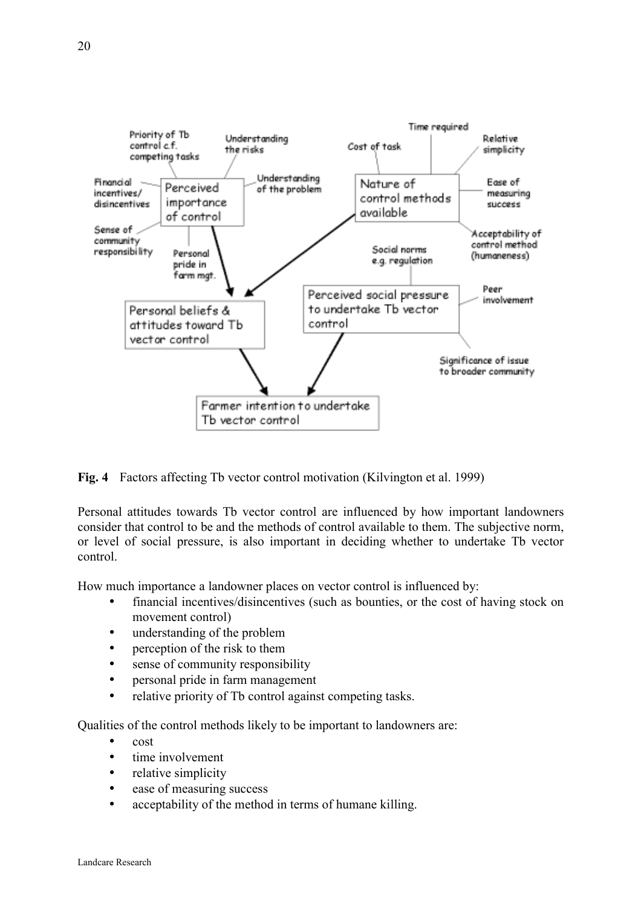**Fig. 4** Factors affecting Tb vector control motivation (Kilvington et al. 1999)

Personal attitudes towards Tb vector control are influenced by how important landowners consider that control to be and the methods of control available to them. The subjective norm, or level of social pressure, is also important in deciding whether to undertake Tb vector control.

How much importance a landowner places on vector control is influenced by:

- financial incentives/disincentives (such as bounties, or the cost of having stock on movement control)
- understanding of the problem
- perception of the risk to them
- sense of community responsibility
- personal pride in farm management
- relative priority of Tb control against competing tasks.

Qualities of the control methods likely to be important to landowners are:

- cost
- time involvement
- relative simplicity
- ease of measuring success
- acceptability of the method in terms of humane killing.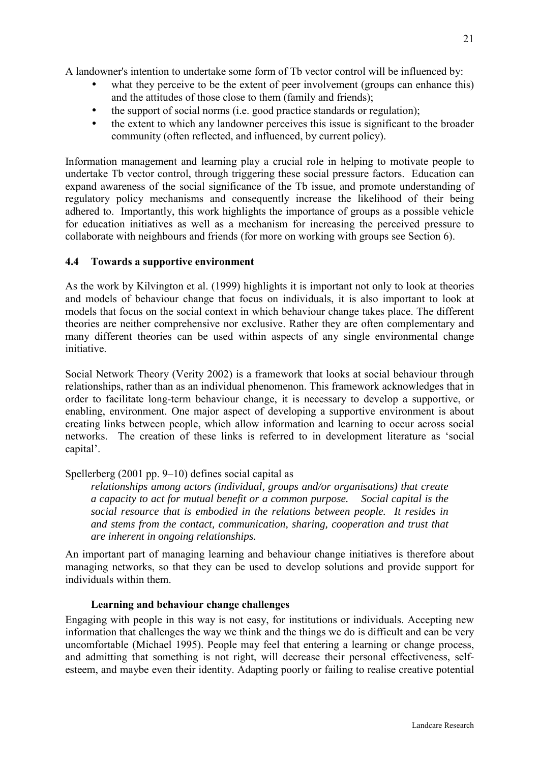A landowner's intention to undertake some form of Tb vector control will be influenced by:

- what they perceive to be the extent of peer involvement (groups can enhance this) and the attitudes of those close to them (family and friends);
- the support of social norms (i.e. good practice standards or regulation);
- the extent to which any landowner perceives this issue is significant to the broader community (often reflected, and influenced, by current policy).

Information management and learning play a crucial role in helping to motivate people to undertake Tb vector control, through triggering these social pressure factors. Education can expand awareness of the social significance of the Tb issue, and promote understanding of regulatory policy mechanisms and consequently increase the likelihood of their being adhered to. Importantly, this work highlights the importance of groups as a possible vehicle for education initiatives as well as a mechanism for increasing the perceived pressure to collaborate with neighbours and friends (for more on working with groups see Section 6).

### 4.4 Towards a supportive environment

As the work by Kilvington et al. (1999) highlights it is important not only to look at theories and models of behaviour change that focus on individuals, it is also important to look at models that focus on the social context in which behaviour change takes place. The different theories are neither comprehensive nor exclusive. Rather they are often complementary and many different theories can be used within aspects of any single environmental change initiative.

Social Network Theory (Verity 2002) is a framework that looks at social behaviour through relationships, rather than as an individual phenomenon. This framework acknowledges that in order to facilitate long-term behaviour change, it is necessary to develop a supportive, or enabling, environment. One major aspect of developing a supportive environment is about creating links between people, which allow information and learning to occur across social networks. The creation of these links is referred to in development literature as 'social capital'.

Spellerberg (2001 pp. 9–10) defines social capital as

> *relationships among actors (individual, groups and/or organisations) that create a capacity to act for mutual benefit or a common purpose. Social capital is the social resource that is embodied in the relations between people. It resides in and stems from the contact, communication, sharing, cooperation and trust that are inherent in ongoing relationships.*

An important part of managing learning and behaviour change initiatives is therefore about managing networks, so that they can be used to develop solutions and provide support for individuals within them.

#### Learning and behaviour change challenges

Engaging with people in this way is not easy, for institutions or individuals. Accepting new information that challenges the way we think and the things we do is difficult and can be very uncomfortable (Michael 1995). People may feel that entering a learning or change process, and admitting that something is not right, will decrease their personal effectiveness, self-esteem, and maybe even their identity. Adapting poorly or failing to realise creative potential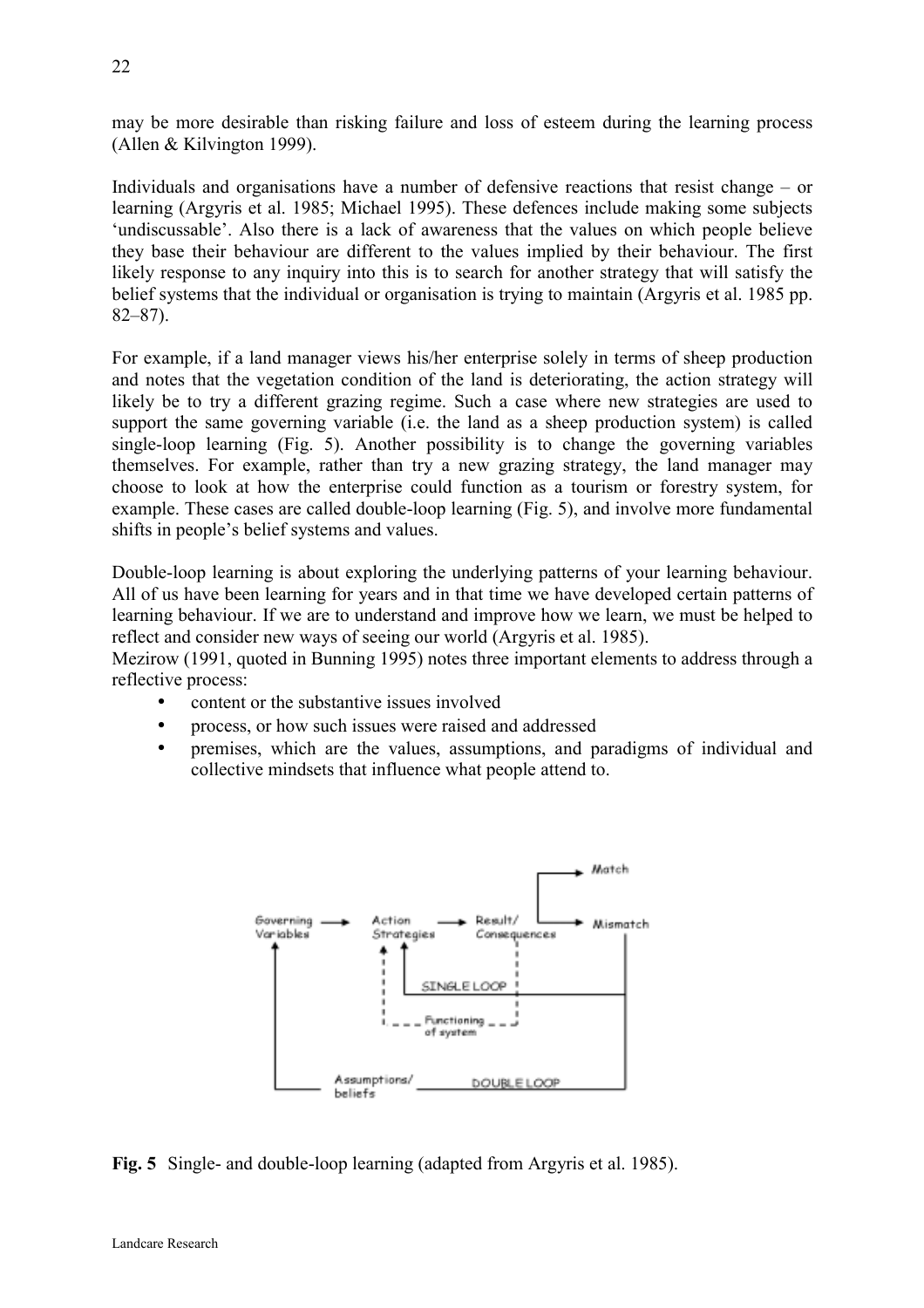may be more desirable than risking failure and loss of esteem during the learning process (Allen & Kilvington 1999).

Individuals and organisations have a number of defensive reactions that resist change – or learning (Argyris et al. 1985; Michael 1995). These defences include making some subjects 'undiscussable'. Also there is a lack of awareness that the values on which people believe they base their behaviour are different to the values implied by their behaviour. The first likely response to any inquiry into this is to search for another strategy that will satisfy the belief systems that the individual or organisation is trying to maintain (Argyris et al. 1985 pp. 82–87).

For example, if a land manager views his/her enterprise solely in terms of sheep production and notes that the vegetation condition of the land is deteriorating, the action strategy will likely be to try a different grazing regime. Such a case where new strategies are used to support the same governing variable (i.e. the land as a sheep production system) is called single-loop learning (Fig. 5). Another possibility is to change the governing variables themselves. For example, rather than try a new grazing strategy, the land manager may choose to look at how the enterprise could function as a tourism or forestry system, for example. These cases are called double-loop learning (Fig. 5), and involve more fundamental shifts in people's belief systems and values.

Double-loop learning is about exploring the underlying patterns of your learning behaviour. All of us have been learning for years and in that time we have developed certain patterns of learning behaviour. If we are to understand and improve how we learn, we must be helped to reflect and consider new ways of seeing our world (Argyris et al. 1985).

Mezirow (1991, quoted in Bunning 1995) notes three important elements to address through a reflective process:

- content or the substantive issues involved
- process, or how such issues were raised and addressed
- premises, which are the values, assumptions, and paradigms of individual and collective mindsets that influence what people attend to.

**Fig. 5** Single- and double-loop learning (adapted from Argyris et al. 1985).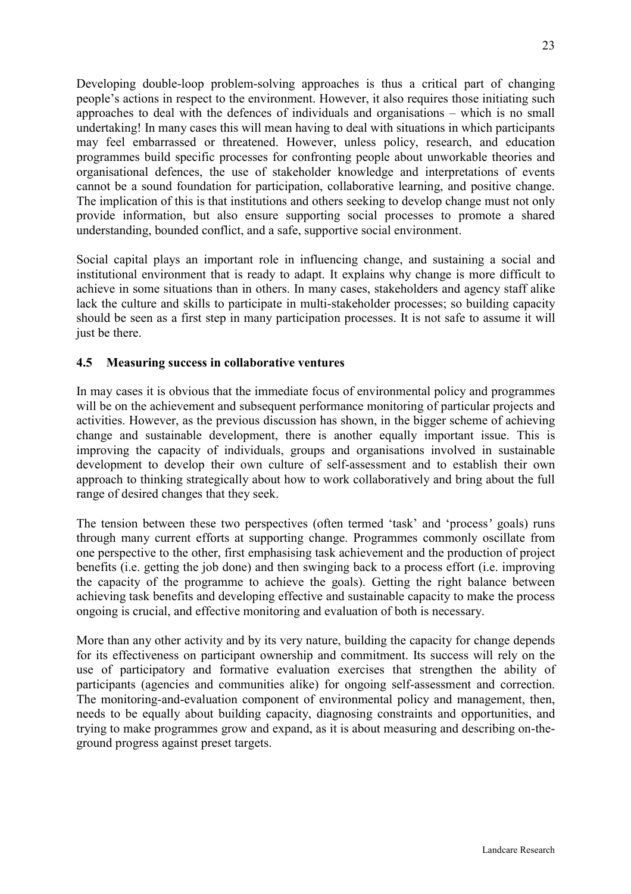Developing double-loop problem-solving approaches is thus a critical part of changing people's actions in respect to the environment. However, it also requires those initiating such approaches to deal with the defences of individuals and organisations – which is no small undertaking! In many cases this will mean having to deal with situations in which participants may feel embarrassed or threatened. However, unless policy, research, and education programmes build specific processes for confronting people about unworkable theories and organisational defences, the use of stakeholder knowledge and interpretations of events cannot be a sound foundation for participation, collaborative learning, and positive change. The implication of this is that institutions and others seeking to develop change must not only provide information, but also ensure supporting social processes to promote a shared understanding, bounded conflict, and a safe, supportive social environment.

Social capital plays an important role in influencing change, and sustaining a social and institutional environment that is ready to adapt. It explains why change is more difficult to achieve in some situations than in others. In many cases, stakeholders and agency staff alike lack the culture and skills to participate in multi-stakeholder processes; so building capacity should be seen as a first step in many participation processes. It is not safe to assume it will just be there.

### 4.5 Measuring success in collaborative ventures

In may cases it is obvious that the immediate focus of environmental policy and programmes will be on the achievement and subsequent performance monitoring of particular projects and activities. However, as the previous discussion has shown, in the bigger scheme of achieving change and sustainable development, there is another equally important issue. This is improving the capacity of individuals, groups and organisations involved in sustainable development to develop their own culture of self-assessment and to establish their own approach to thinking strategically about how to work collaboratively and bring about the full range of desired changes that they seek.

The tension between these two perspectives (often termed 'task' and 'process' goals) runs through many current efforts at supporting change. Programmes commonly oscillate from one perspective to the other, first emphasising task achievement and the production of project benefits (i.e. getting the job done) and then swinging back to a process effort (i.e. improving the capacity of the programme to achieve the goals). Getting the right balance between achieving task benefits and developing effective and sustainable capacity to make the process ongoing is crucial, and effective monitoring and evaluation of both is necessary.

More than any other activity and by its very nature, building the capacity for change depends for its effectiveness on participant ownership and commitment. Its success will rely on the use of participatory and formative evaluation exercises that strengthen the ability of participants (agencies and communities alike) for ongoing self-assessment and correction. The monitoring-and-evaluation component of environmental policy and management, then, needs to be equally about building capacity, diagnosing constraints and opportunities, and trying to make programmes grow and expand, as it is about measuring and describing on-the-ground progress against preset targets.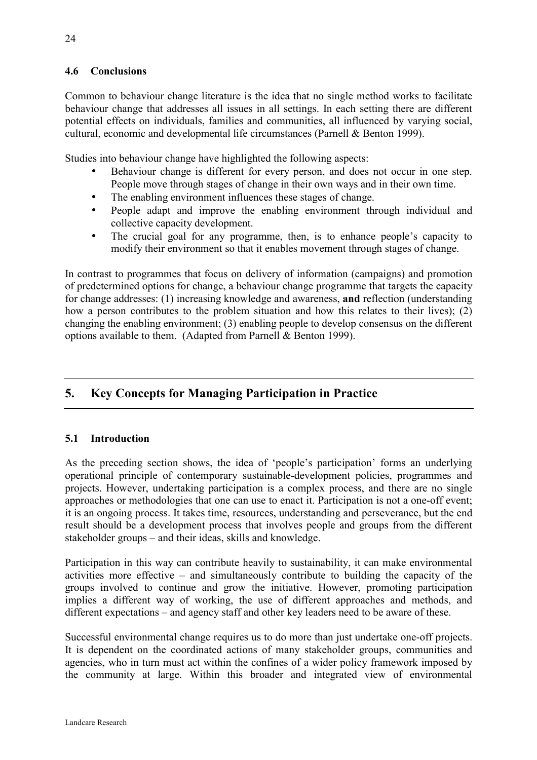### 4.6 Conclusions

Common to behaviour change literature is the idea that no single method works to facilitate behaviour change that addresses all issues in all settings. In each setting there are different potential effects on individuals, families and communities, all influenced by varying social, cultural, economic and developmental life circumstances (Parnell & Benton 1999).

Studies into behaviour change have highlighted the following aspects:

- Behaviour change is different for every person, and does not occur in one step. People move through stages of change in their own ways and in their own time.
- The enabling environment influences these stages of change.
- People adapt and improve the enabling environment through individual and collective capacity development.
- The crucial goal for any programme, then, is to enhance people's capacity to modify their environment so that it enables movement through stages of change.

In contrast to programmes that focus on delivery of information (campaigns) and promotion of predetermined options for change, a behaviour change programme that targets the capacity for change addresses: (1) increasing knowledge and awareness, **and** reflection (understanding how a person contributes to the problem situation and how this relates to their lives); (2) changing the enabling environment; (3) enabling people to develop consensus on the different options available to them. (Adapted from Parnell & Benton 1999).

## 5. Key Concepts for Managing Participation in Practice

### 5.1 Introduction

As the preceding section shows, the idea of 'people's participation' forms an underlying operational principle of contemporary sustainable-development policies, programmes and projects. However, undertaking participation is a complex process, and there are no single approaches or methodologies that one can use to enact it. Participation is not a one-off event; it is an ongoing process. It takes time, resources, understanding and perseverance, but the end result should be a development process that involves people and groups from the different stakeholder groups – and their ideas, skills and knowledge.

Participation in this way can contribute heavily to sustainability, it can make environmental activities more effective – and simultaneously contribute to building the capacity of the groups involved to continue and grow the initiative. However, promoting participation implies a different way of working, the use of different approaches and methods, and different expectations – and agency staff and other key leaders need to be aware of these.

Successful environmental change requires us to do more than just undertake one-off projects. It is dependent on the coordinated actions of many stakeholder groups, communities and agencies, who in turn must act within the confines of a wider policy framework imposed by the community at large. Within this broader and integrated view of environmental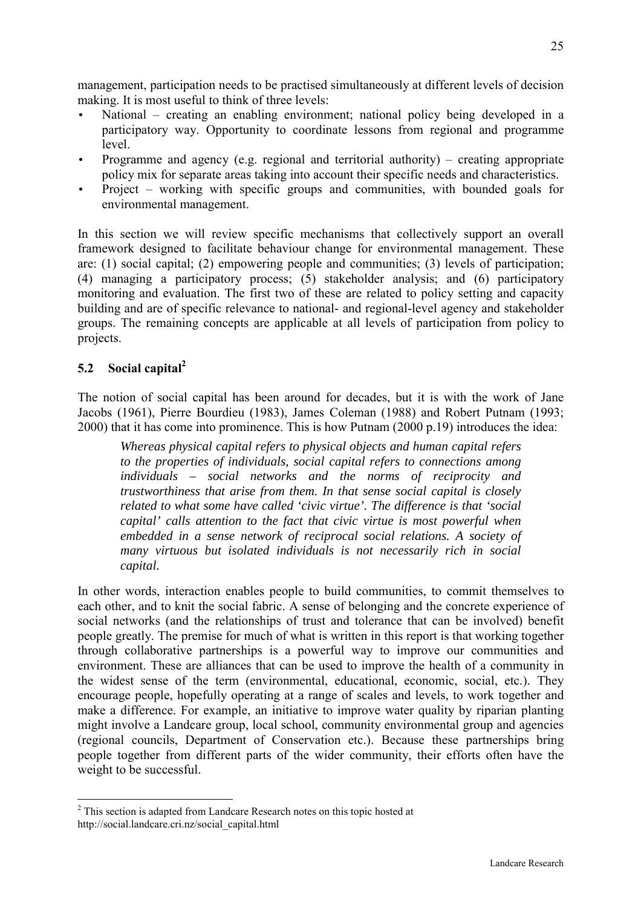management, participation needs to be practised simultaneously at different levels of decision making. It is most useful to think of three levels:

- National – creating an enabling environment; national policy being developed in a participatory way. Opportunity to coordinate lessons from regional and programme level.
- Programme and agency (e.g. regional and territorial authority) – creating appropriate policy mix for separate areas taking into account their specific needs and characteristics.
- Project – working with specific groups and communities, with bounded goals for environmental management.

In this section we will review specific mechanisms that collectively support an overall framework designed to facilitate behaviour change for environmental management. These are: (1) social capital; (2) empowering people and communities; (3) levels of participation; (4) managing a participatory process; (5) stakeholder analysis; and (6) participatory monitoring and evaluation. The first two of these are related to policy setting and capacity building and are of specific relevance to national- and regional-level agency and stakeholder groups. The remaining concepts are applicable at all levels of participation from policy to projects.

## 5.2 Social capital[2]

The notion of social capital has been around for decades, but it is with the work of Jane Jacobs (1961), Pierre Bourdieu (1983), James Coleman (1988) and Robert Putnam (1993; 2000) that it has come into prominence. This is how Putnam (2000 p.19) introduces the idea:

> *Whereas physical capital refers to physical objects and human capital refers to the properties of individuals, social capital refers to connections among individuals – social networks and the norms of reciprocity and trustworthiness that arise from them. In that sense social capital is closely related to what some have called 'civic virtue'. The difference is that 'social capital' calls attention to the fact that civic virtue is most powerful when embedded in a sense network of reciprocal social relations. A society of many virtuous but isolated individuals is not necessarily rich in social capital.*

In other words, interaction enables people to build communities, to commit themselves to each other, and to knit the social fabric. A sense of belonging and the concrete experience of social networks (and the relationships of trust and tolerance that can be involved) benefit people greatly. The premise for much of what is written in this report is that working together through collaborative partnerships is a powerful way to improve our communities and environment. These are alliances that can be used to improve the health of a community in the widest sense of the term (environmental, educational, economic, social, etc.). They encourage people, hopefully operating at a range of scales and levels, to work together and make a difference. For example, an initiative to improve water quality by riparian planting might involve a Landcare group, local school, community environmental group and agencies (regional councils, Department of Conservation etc.). Because these partnerships bring people together from different parts of the wider community, their efforts often have the weight to be successful.

---

[2] This section is adapted from Landcare Research notes on this topic hosted at http://social.landcare.cri.nz/social_capital.html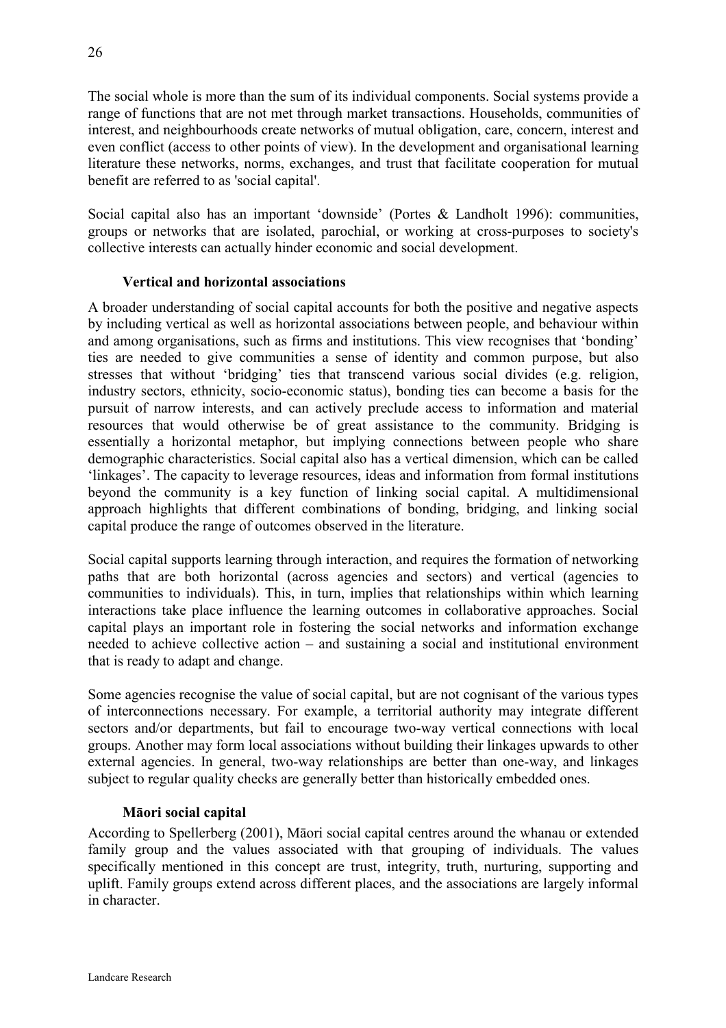The social whole is more than the sum of its individual components. Social systems provide a range of functions that are not met through market transactions. Households, communities of interest, and neighbourhoods create networks of mutual obligation, care, concern, interest and even conflict (access to other points of view). In the development and organisational learning literature these networks, norms, exchanges, and trust that facilitate cooperation for mutual benefit are referred to as 'social capital'.

Social capital also has an important 'downside' (Portes & Landholt 1996): communities, groups or networks that are isolated, parochial, or working at cross-purposes to society's collective interests can actually hinder economic and social development.

### Vertical and horizontal associations

A broader understanding of social capital accounts for both the positive and negative aspects by including vertical as well as horizontal associations between people, and behaviour within and among organisations, such as firms and institutions. This view recognises that 'bonding' ties are needed to give communities a sense of identity and common purpose, but also stresses that without 'bridging' ties that transcend various social divides (e.g. religion, industry sectors, ethnicity, socio-economic status), bonding ties can become a basis for the pursuit of narrow interests, and can actively preclude access to information and material resources that would otherwise be of great assistance to the community. Bridging is essentially a horizontal metaphor, but implying connections between people who share demographic characteristics. Social capital also has a vertical dimension, which can be called 'linkages'. The capacity to leverage resources, ideas and information from formal institutions beyond the community is a key function of linking social capital. A multidimensional approach highlights that different combinations of bonding, bridging, and linking social capital produce the range of outcomes observed in the literature.

Social capital supports learning through interaction, and requires the formation of networking paths that are both horizontal (across agencies and sectors) and vertical (agencies to communities to individuals). This, in turn, implies that relationships within which learning interactions take place influence the learning outcomes in collaborative approaches. Social capital plays an important role in fostering the social networks and information exchange needed to achieve collective action – and sustaining a social and institutional environment that is ready to adapt and change.

Some agencies recognise the value of social capital, but are not cognisant of the various types of interconnections necessary. For example, a territorial authority may integrate different sectors and/or departments, but fail to encourage two-way vertical connections with local groups. Another may form local associations without building their linkages upwards to other external agencies. In general, two-way relationships are better than one-way, and linkages subject to regular quality checks are generally better than historically embedded ones.

### Māori social capital

According to Spellerberg (2001), Māori social capital centres around the whanau or extended family group and the values associated with that grouping of individuals. The values specifically mentioned in this concept are trust, integrity, truth, nurturing, supporting and uplift. Family groups extend across different places, and the associations are largely informal in character.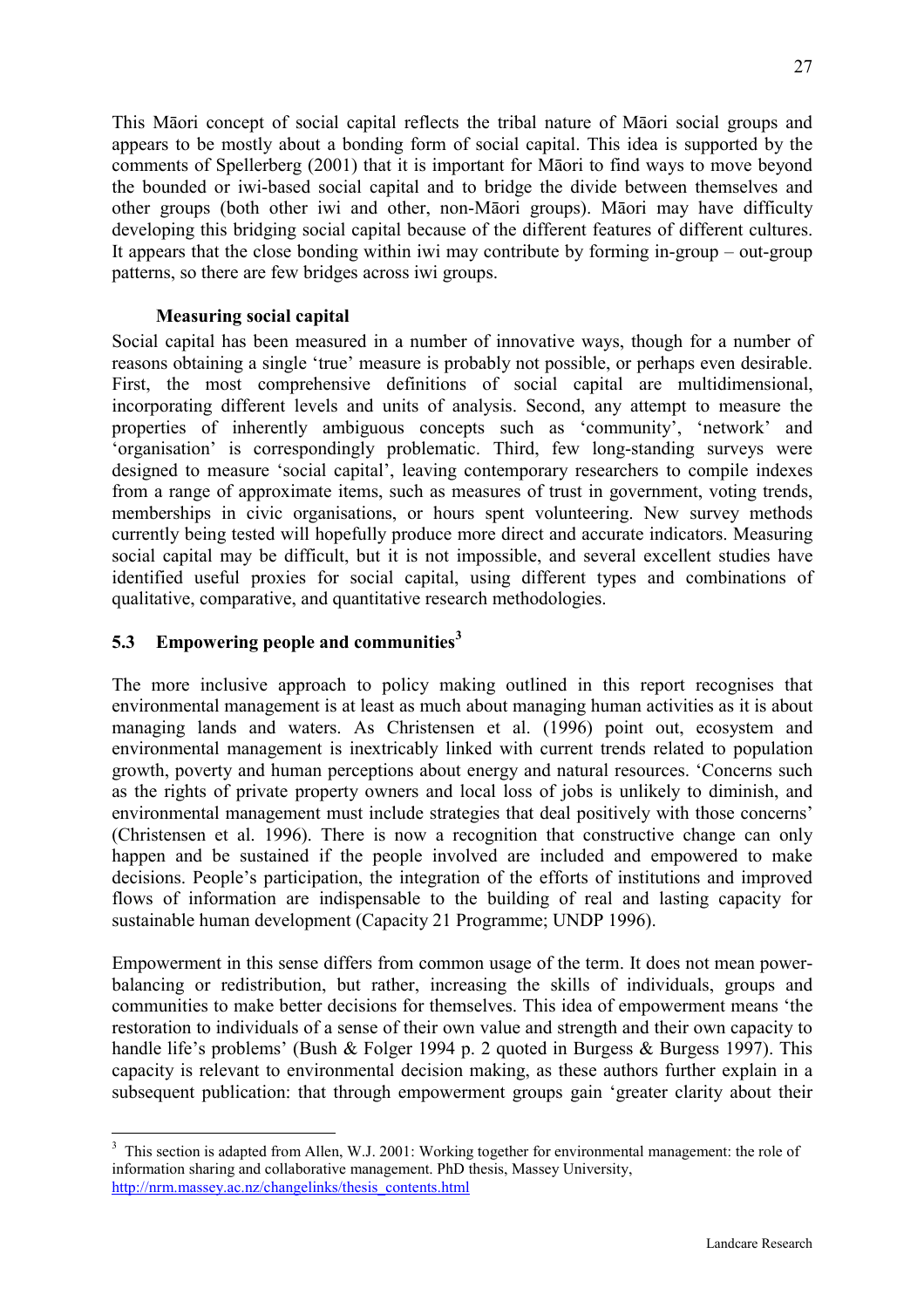This Māori concept of social capital reflects the tribal nature of Māori social groups and appears to be mostly about a bonding form of social capital. This idea is supported by the comments of Spellerberg (2001) that it is important for Māori to find ways to move beyond the bounded or iwi-based social capital and to bridge the divide between themselves and other groups (both other iwi and other, non-Māori groups). Māori may have difficulty developing this bridging social capital because of the different features of different cultures. It appears that the close bonding within iwi may contribute by forming in-group – out-group patterns, so there are few bridges across iwi groups.

**Measuring social capital**

Social capital has been measured in a number of innovative ways, though for a number of reasons obtaining a single 'true' measure is probably not possible, or perhaps even desirable. First, the most comprehensive definitions of social capital are multidimensional, incorporating different levels and units of analysis. Second, any attempt to measure the properties of inherently ambiguous concepts such as 'community', 'network' and 'organisation' is correspondingly problematic. Third, few long-standing surveys were designed to measure 'social capital', leaving contemporary researchers to compile indexes from a range of approximate items, such as measures of trust in government, voting trends, memberships in civic organisations, or hours spent volunteering. New survey methods currently being tested will hopefully produce more direct and accurate indicators. Measuring social capital may be difficult, but it is not impossible, and several excellent studies have identified useful proxies for social capital, using different types and combinations of qualitative, comparative, and quantitative research methodologies.

## 5.3 Empowering people and communities[3]

The more inclusive approach to policy making outlined in this report recognises that environmental management is at least as much about managing human activities as it is about managing lands and waters. As Christensen et al. (1996) point out, ecosystem and environmental management is inextricably linked with current trends related to population growth, poverty and human perceptions about energy and natural resources. 'Concerns such as the rights of private property owners and local loss of jobs is unlikely to diminish, and environmental management must include strategies that deal positively with those concerns' (Christensen et al. 1996). There is now a recognition that constructive change can only happen and be sustained if the people involved are included and empowered to make decisions. People's participation, the integration of the efforts of institutions and improved flows of information are indispensable to the building of real and lasting capacity for sustainable human development (Capacity 21 Programme; UNDP 1996).

Empowerment in this sense differs from common usage of the term. It does not mean power-balancing or redistribution, but rather, increasing the skills of individuals, groups and communities to make better decisions for themselves. This idea of empowerment means 'the restoration to individuals of a sense of their own value and strength and their own capacity to handle life's problems' (Bush & Folger 1994 p. 2 quoted in Burgess & Burgess 1997). This capacity is relevant to environmental decision making, as these authors further explain in a subsequent publication: that through empowerment groups gain 'greater clarity about their

---

[3] This section is adapted from Allen, W.J. 2001: Working together for environmental management: the role of information sharing and collaborative management. PhD thesis, Massey University, http://nrm.massey.ac.nz/changelinks/thesis_contents.html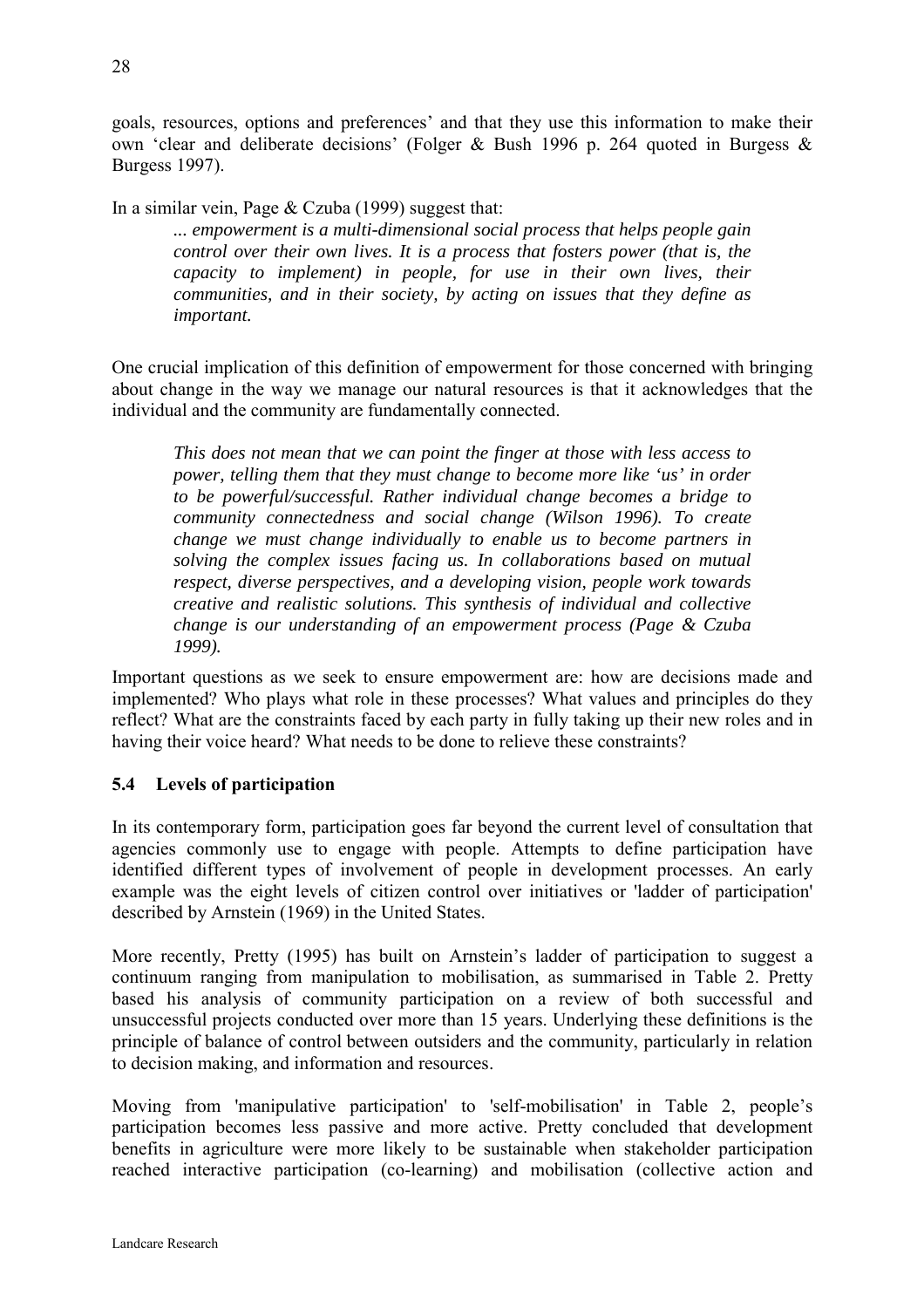goals, resources, options and preferences' and that they use this information to make their own 'clear and deliberate decisions' (Folger & Bush 1996 p. 264 quoted in Burgess & Burgess 1997).

In a similar vein, Page & Czuba (1999) suggest that:

> *... empowerment is a multi-dimensional social process that helps people gain control over their own lives. It is a process that fosters power (that is, the capacity to implement) in people, for use in their own lives, their communities, and in their society, by acting on issues that they define as important.*

One crucial implication of this definition of empowerment for those concerned with bringing about change in the way we manage our natural resources is that it acknowledges that the individual and the community are fundamentally connected.

> *This does not mean that we can point the finger at those with less access to power, telling them that they must change to become more like 'us' in order to be powerful/successful. Rather individual change becomes a bridge to community connectedness and social change (Wilson 1996). To create change we must change individually to enable us to become partners in solving the complex issues facing us. In collaborations based on mutual respect, diverse perspectives, and a developing vision, people work towards creative and realistic solutions. This synthesis of individual and collective change is our understanding of an empowerment process (Page & Czuba 1999).*

Important questions as we seek to ensure empowerment are: how are decisions made and implemented? Who plays what role in these processes? What values and principles do they reflect? What are the constraints faced by each party in fully taking up their new roles and in having their voice heard? What needs to be done to relieve these constraints?

### 5.4 Levels of participation

In its contemporary form, participation goes far beyond the current level of consultation that agencies commonly use to engage with people. Attempts to define participation have identified different types of involvement of people in development processes. An early example was the eight levels of citizen control over initiatives or 'ladder of participation' described by Arnstein (1969) in the United States.

More recently, Pretty (1995) has built on Arnstein's ladder of participation to suggest a continuum ranging from manipulation to mobilisation, as summarised in Table 2. Pretty based his analysis of community participation on a review of both successful and unsuccessful projects conducted over more than 15 years. Underlying these definitions is the principle of balance of control between outsiders and the community, particularly in relation to decision making, and information and resources.

Moving from 'manipulative participation' to 'self-mobilisation' in Table 2, people's participation becomes less passive and more active. Pretty concluded that development benefits in agriculture were more likely to be sustainable when stakeholder participation reached interactive participation (co-learning) and mobilisation (collective action and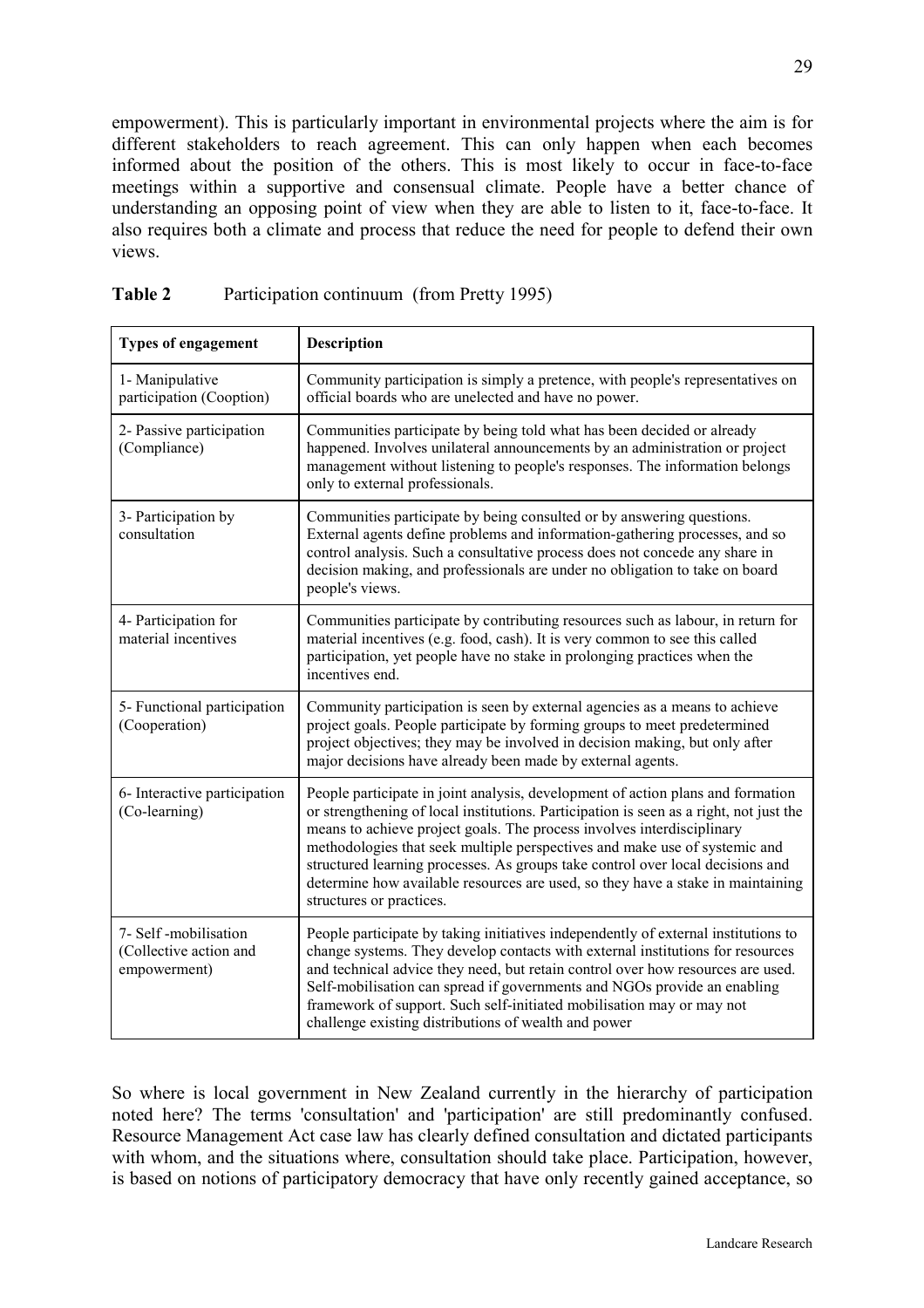empowerment). This is particularly important in environmental projects where the aim is for different stakeholders to reach agreement. This can only happen when each becomes informed about the position of the others. This is most likely to occur in face-to-face meetings within a supportive and consensual climate. People have a better chance of understanding an opposing point of view when they are able to listen to it, face-to-face. It also requires both a climate and process that reduce the need for people to defend their own views.

**Table 2** Participation continuum (from Pretty 1995)

| **Types of engagement** | **Description** |
|---|---|
| 1- Manipulative participation (Cooption) | Community participation is simply a pretence, with people's representatives on official boards who are unelected and have no power. |
| 2- Passive participation (Compliance) | Communities participate by being told what has been decided or already happened. Involves unilateral announcements by an administration or project management without listening to people's responses. The information belongs only to external professionals. |
| 3- Participation by consultation | Communities participate by being consulted or by answering questions. External agents define problems and information-gathering processes, and so control analysis. Such a consultative process does not concede any share in decision making, and professionals are under no obligation to take on board people's views. |
| 4- Participation for material incentives | Communities participate by contributing resources such as labour, in return for material incentives (e.g. food, cash). It is very common to see this called participation, yet people have no stake in prolonging practices when the incentives end. |
| 5- Functional participation (Cooperation) | Community participation is seen by external agencies as a means to achieve project goals. People participate by forming groups to meet predetermined project objectives; they may be involved in decision making, but only after major decisions have already been made by external agents. |
| 6- Interactive participation (Co-learning) | People participate in joint analysis, development of action plans and formation or strengthening of local institutions. Participation is seen as a right, not just the means to achieve project goals. The process involves interdisciplinary methodologies that seek multiple perspectives and make use of systemic and structured learning processes. As groups take control over local decisions and determine how available resources are used, so they have a stake in maintaining structures or practices. |
| 7- Self -mobilisation (Collective action and empowerment) | People participate by taking initiatives independently of external institutions to change systems. They develop contacts with external institutions for resources and technical advice they need, but retain control over how resources are used. Self-mobilisation can spread if governments and NGOs provide an enabling framework of support. Such self-initiated mobilisation may or may not challenge existing distributions of wealth and power |

So where is local government in New Zealand currently in the hierarchy of participation noted here? The terms 'consultation' and 'participation' are still predominantly confused. Resource Management Act case law has clearly defined consultation and dictated participants with whom, and the situations where, consultation should take place. Participation, however, is based on notions of participatory democracy that have only recently gained acceptance, so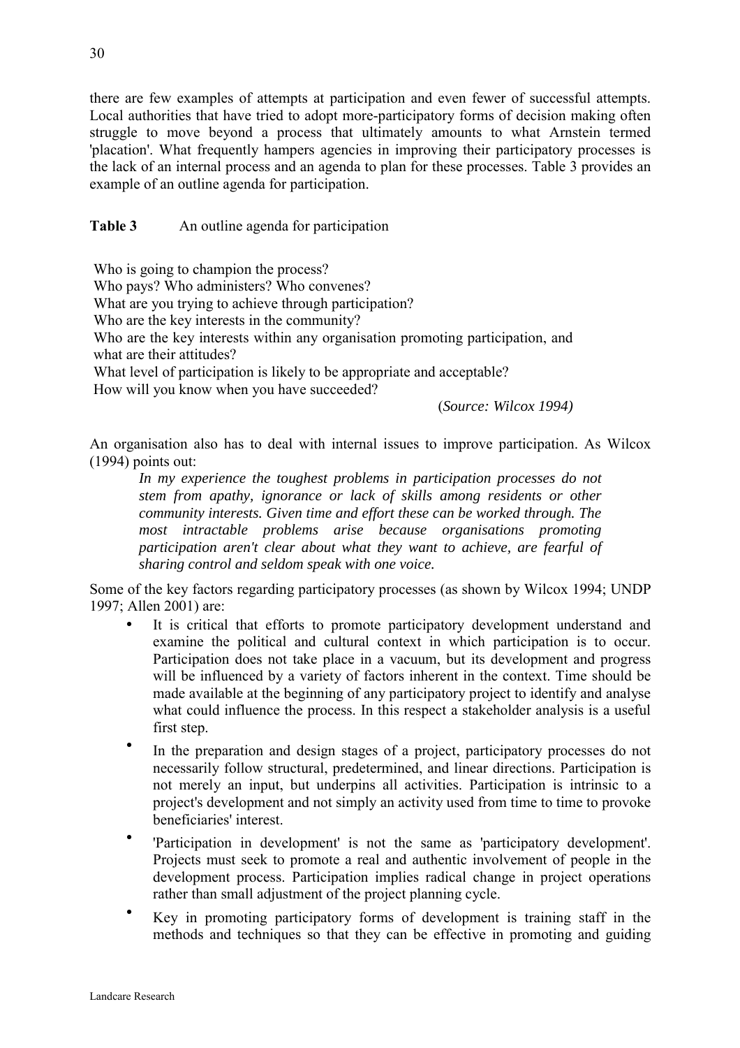there are few examples of attempts at participation and even fewer of successful attempts. Local authorities that have tried to adopt more-participatory forms of decision making often struggle to move beyond a process that ultimately amounts to what Arnstein termed 'placation'. What frequently hampers agencies in improving their participatory processes is the lack of an internal process and an agenda to plan for these processes. Table 3 provides an example of an outline agenda for participation.

**Table 3** An outline agenda for participation

| |
|---|
| Who is going to champion the process? |
| Who pays? Who administers? Who convenes? |
| What are you trying to achieve through participation? |
| Who are the key interests in the community? |
| Who are the key interests within any organisation promoting participation, and what are their attitudes? |
| What level of participation is likely to be appropriate and acceptable? |
| How will you know when you have succeeded? |

(*Source: Wilcox 1994)*

An organisation also has to deal with internal issues to improve participation. As Wilcox (1994) points out:

> *In my experience the toughest problems in participation processes do not stem from apathy, ignorance or lack of skills among residents or other community interests. Given time and effort these can be worked through. The most intractable problems arise because organisations promoting participation aren't clear about what they want to achieve, are fearful of sharing control and seldom speak with one voice.*

Some of the key factors regarding participatory processes (as shown by Wilcox 1994; UNDP 1997; Allen 2001) are:

- It is critical that efforts to promote participatory development understand and examine the political and cultural context in which participation is to occur. Participation does not take place in a vacuum, but its development and progress will be influenced by a variety of factors inherent in the context. Time should be made available at the beginning of any participatory project to identify and analyse what could influence the process. In this respect a stakeholder analysis is a useful first step.
- In the preparation and design stages of a project, participatory processes do not necessarily follow structural, predetermined, and linear directions. Participation is not merely an input, but underpins all activities. Participation is intrinsic to a project's development and not simply an activity used from time to time to provoke beneficiaries' interest.
- 'Participation in development' is not the same as 'participatory development'. Projects must seek to promote a real and authentic involvement of people in the development process. Participation implies radical change in project operations rather than small adjustment of the project planning cycle.
- Key in promoting participatory forms of development is training staff in the methods and techniques so that they can be effective in promoting and guiding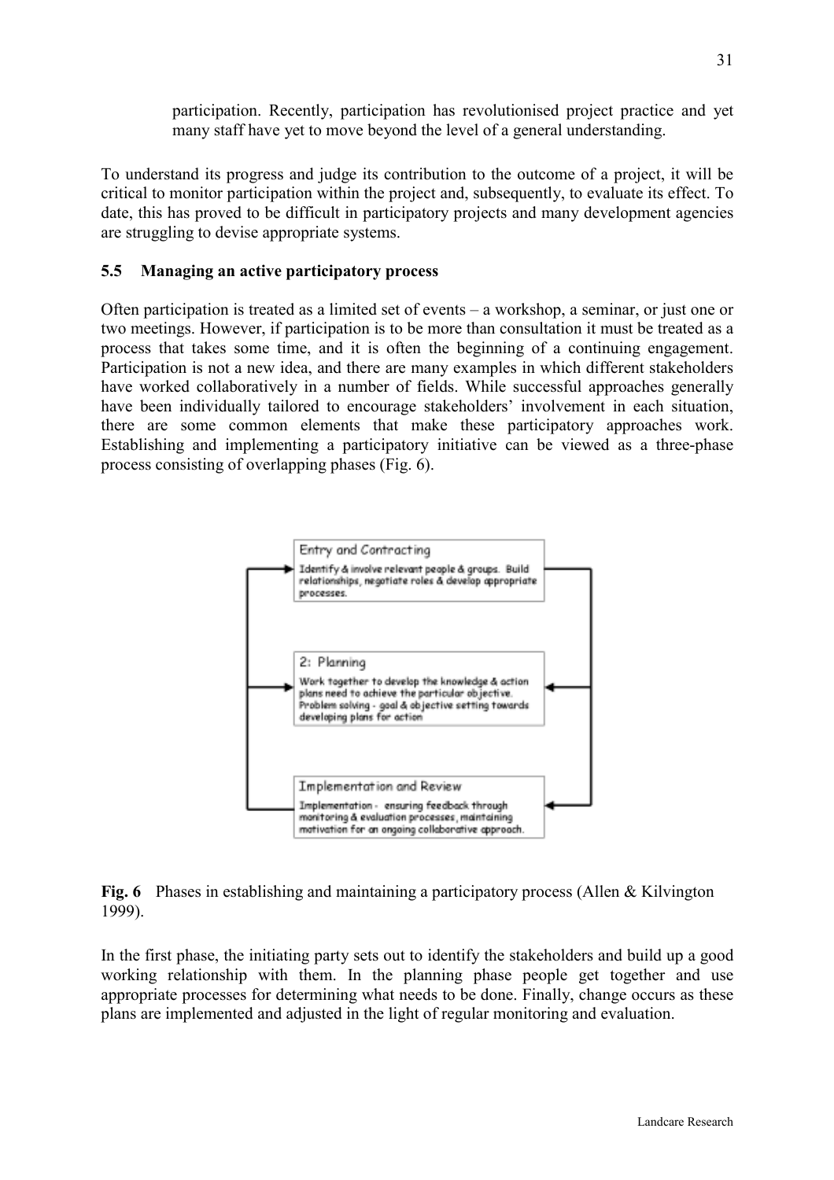participation. Recently, participation has revolutionised project practice and yet many staff have yet to move beyond the level of a general understanding.

To understand its progress and judge its contribution to the outcome of a project, it will be critical to monitor participation within the project and, subsequently, to evaluate its effect. To date, this has proved to be difficult in participatory projects and many development agencies are struggling to devise appropriate systems.

### 5.5 Managing an active participatory process

Often participation is treated as a limited set of events – a workshop, a seminar, or just one or two meetings. However, if participation is to be more than consultation it must be treated as a process that takes some time, and it is often the beginning of a continuing engagement. Participation is not a new idea, and there are many examples in which different stakeholders have worked collaboratively in a number of fields. While successful approaches generally have been individually tailored to encourage stakeholders' involvement in each situation, there are some common elements that make these participatory approaches work. Establishing and implementing a participatory initiative can be viewed as a three-phase process consisting of overlapping phases (Fig. 6).

Entry and Contracting
Identify & involve relevant people & groups. Build relationships, negotiate roles & develop appropriate processes.

2: Planning
Work together to develop the knowledge & action plans need to achieve the particular objective. Problem solving - goal & objective setting towards developing plans for action

Implementation and Review
Implementation - ensuring feedback through monitoring & evaluation processes, maintaining motivation for an ongoing collaborative approach.

**Fig. 6** Phases in establishing and maintaining a participatory process (Allen & Kilvington 1999).

In the first phase, the initiating party sets out to identify the stakeholders and build up a good working relationship with them. In the planning phase people get together and use appropriate processes for determining what needs to be done. Finally, change occurs as these plans are implemented and adjusted in the light of regular monitoring and evaluation.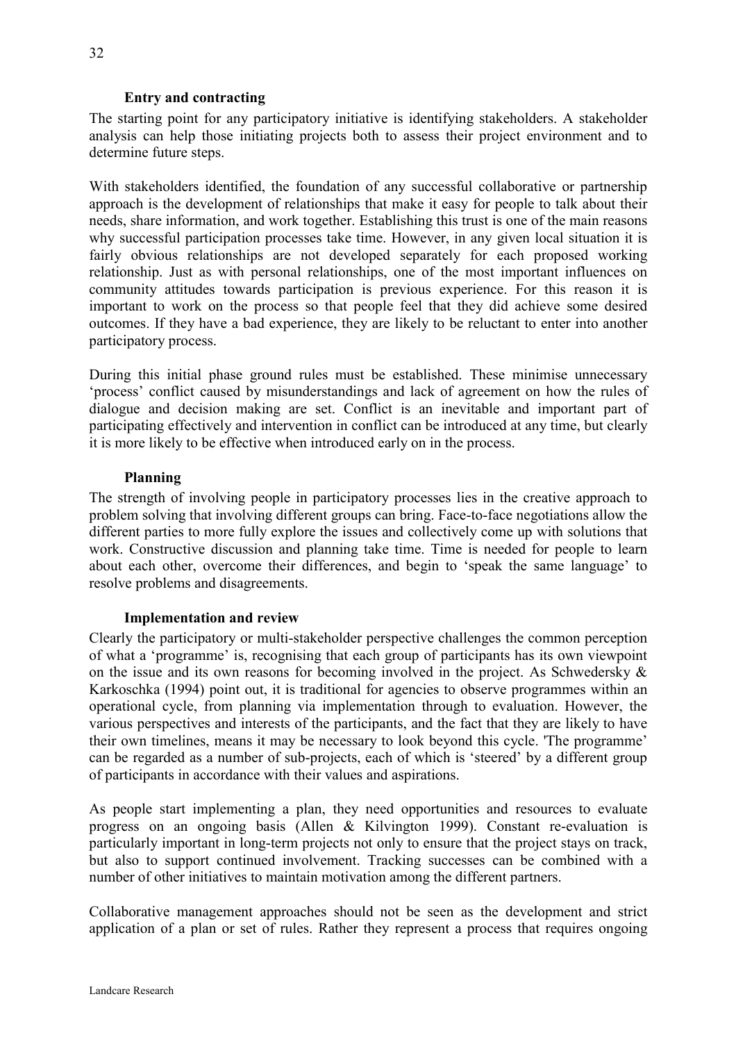### Entry and contracting

The starting point for any participatory initiative is identifying stakeholders. A stakeholder analysis can help those initiating projects both to assess their project environment and to determine future steps.

With stakeholders identified, the foundation of any successful collaborative or partnership approach is the development of relationships that make it easy for people to talk about their needs, share information, and work together. Establishing this trust is one of the main reasons why successful participation processes take time. However, in any given local situation it is fairly obvious relationships are not developed separately for each proposed working relationship. Just as with personal relationships, one of the most important influences on community attitudes towards participation is previous experience. For this reason it is important to work on the process so that people feel that they did achieve some desired outcomes. If they have a bad experience, they are likely to be reluctant to enter into another participatory process.

During this initial phase ground rules must be established. These minimise unnecessary 'process' conflict caused by misunderstandings and lack of agreement on how the rules of dialogue and decision making are set. Conflict is an inevitable and important part of participating effectively and intervention in conflict can be introduced at any time, but clearly it is more likely to be effective when introduced early on in the process.

### Planning

The strength of involving people in participatory processes lies in the creative approach to problem solving that involving different groups can bring. Face-to-face negotiations allow the different parties to more fully explore the issues and collectively come up with solutions that work. Constructive discussion and planning take time. Time is needed for people to learn about each other, overcome their differences, and begin to 'speak the same language' to resolve problems and disagreements.

### Implementation and review

Clearly the participatory or multi-stakeholder perspective challenges the common perception of what a 'programme' is, recognising that each group of participants has its own viewpoint on the issue and its own reasons for becoming involved in the project. As Schwedersky & Karkoschka (1994) point out, it is traditional for agencies to observe programmes within an operational cycle, from planning via implementation through to evaluation. However, the various perspectives and interests of the participants, and the fact that they are likely to have their own timelines, means it may be necessary to look beyond this cycle. 'The programme' can be regarded as a number of sub-projects, each of which is 'steered' by a different group of participants in accordance with their values and aspirations.

As people start implementing a plan, they need opportunities and resources to evaluate progress on an ongoing basis (Allen & Kilvington 1999). Constant re-evaluation is particularly important in long-term projects not only to ensure that the project stays on track, but also to support continued involvement. Tracking successes can be combined with a number of other initiatives to maintain motivation among the different partners.

Collaborative management approaches should not be seen as the development and strict application of a plan or set of rules. Rather they represent a process that requires ongoing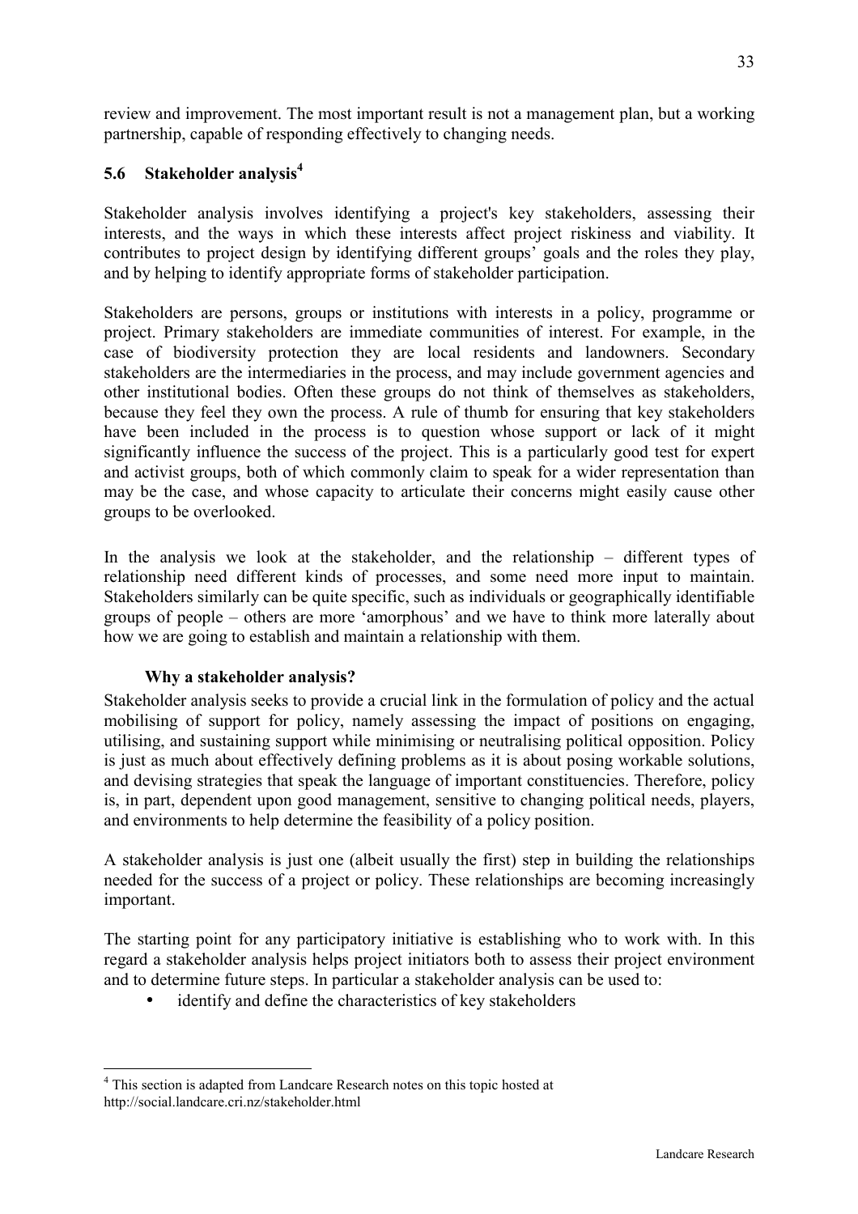review and improvement. The most important result is not a management plan, but a working partnership, capable of responding effectively to changing needs.

## 5.6 Stakeholder analysis[4]

Stakeholder analysis involves identifying a project's key stakeholders, assessing their interests, and the ways in which these interests affect project riskiness and viability. It contributes to project design by identifying different groups' goals and the roles they play, and by helping to identify appropriate forms of stakeholder participation.

Stakeholders are persons, groups or institutions with interests in a policy, programme or project. Primary stakeholders are immediate communities of interest. For example, in the case of biodiversity protection they are local residents and landowners. Secondary stakeholders are the intermediaries in the process, and may include government agencies and other institutional bodies. Often these groups do not think of themselves as stakeholders, because they feel they own the process. A rule of thumb for ensuring that key stakeholders have been included in the process is to question whose support or lack of it might significantly influence the success of the project. This is a particularly good test for expert and activist groups, both of which commonly claim to speak for a wider representation than may be the case, and whose capacity to articulate their concerns might easily cause other groups to be overlooked.

In the analysis we look at the stakeholder, and the relationship – different types of relationship need different kinds of processes, and some need more input to maintain. Stakeholders similarly can be quite specific, such as individuals or geographically identifiable groups of people – others are more 'amorphous' and we have to think more laterally about how we are going to establish and maintain a relationship with them.

### Why a stakeholder analysis?

Stakeholder analysis seeks to provide a crucial link in the formulation of policy and the actual mobilising of support for policy, namely assessing the impact of positions on engaging, utilising, and sustaining support while minimising or neutralising political opposition. Policy is just as much about effectively defining problems as it is about posing workable solutions, and devising strategies that speak the language of important constituencies. Therefore, policy is, in part, dependent upon good management, sensitive to changing political needs, players, and environments to help determine the feasibility of a policy position.

A stakeholder analysis is just one (albeit usually the first) step in building the relationships needed for the success of a project or policy. These relationships are becoming increasingly important.

The starting point for any participatory initiative is establishing who to work with. In this regard a stakeholder analysis helps project initiators both to assess their project environment and to determine future steps. In particular a stakeholder analysis can be used to:

- identify and define the characteristics of key stakeholders

[4] This section is adapted from Landcare Research notes on this topic hosted at http://social.landcare.cri.nz/stakeholder.html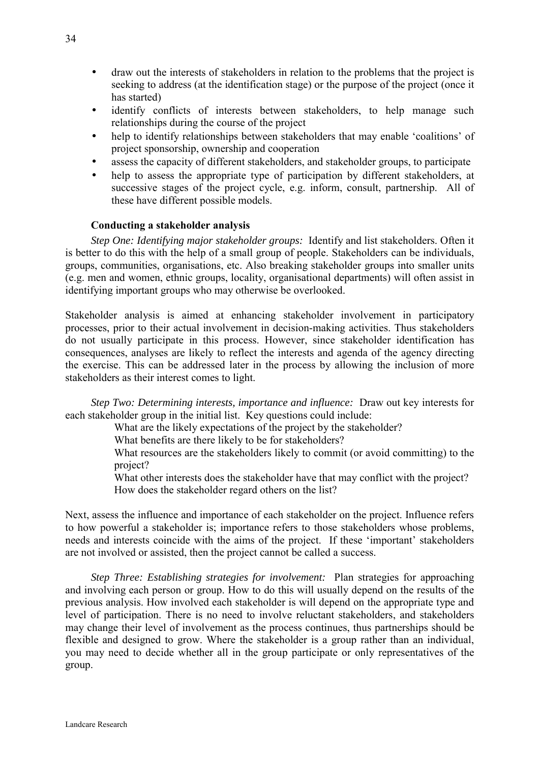- draw out the interests of stakeholders in relation to the problems that the project is seeking to address (at the identification stage) or the purpose of the project (once it has started)
- identify conflicts of interests between stakeholders, to help manage such relationships during the course of the project
- help to identify relationships between stakeholders that may enable 'coalitions' of project sponsorship, ownership and cooperation
- assess the capacity of different stakeholders, and stakeholder groups, to participate
- help to assess the appropriate type of participation by different stakeholders, at successive stages of the project cycle, e.g. inform, consult, partnership. All of these have different possible models.

### Conducting a stakeholder analysis

*Step One: Identifying major stakeholder groups:* Identify and list stakeholders. Often it is better to do this with the help of a small group of people. Stakeholders can be individuals, groups, communities, organisations, etc. Also breaking stakeholder groups into smaller units (e.g. men and women, ethnic groups, locality, organisational departments) will often assist in identifying important groups who may otherwise be overlooked.

Stakeholder analysis is aimed at enhancing stakeholder involvement in participatory processes, prior to their actual involvement in decision-making activities. Thus stakeholders do not usually participate in this process. However, since stakeholder identification has consequences, analyses are likely to reflect the interests and agenda of the agency directing the exercise. This can be addressed later in the process by allowing the inclusion of more stakeholders as their interest comes to light.

*Step Two: Determining interests, importance and influence:* Draw out key interests for each stakeholder group in the initial list. Key questions could include:

What are the likely expectations of the project by the stakeholder?
What benefits are there likely to be for stakeholders?
What resources are the stakeholders likely to commit (or avoid committing) to the project?
What other interests does the stakeholder have that may conflict with the project?
How does the stakeholder regard others on the list?

Next, assess the influence and importance of each stakeholder on the project. Influence refers to how powerful a stakeholder is; importance refers to those stakeholders whose problems, needs and interests coincide with the aims of the project. If these 'important' stakeholders are not involved or assisted, then the project cannot be called a success.

*Step Three: Establishing strategies for involvement:* Plan strategies for approaching and involving each person or group. How to do this will usually depend on the results of the previous analysis. How involved each stakeholder is will depend on the appropriate type and level of participation. There is no need to involve reluctant stakeholders, and stakeholders may change their level of involvement as the process continues, thus partnerships should be flexible and designed to grow. Where the stakeholder is a group rather than an individual, you may need to decide whether all in the group participate or only representatives of the group.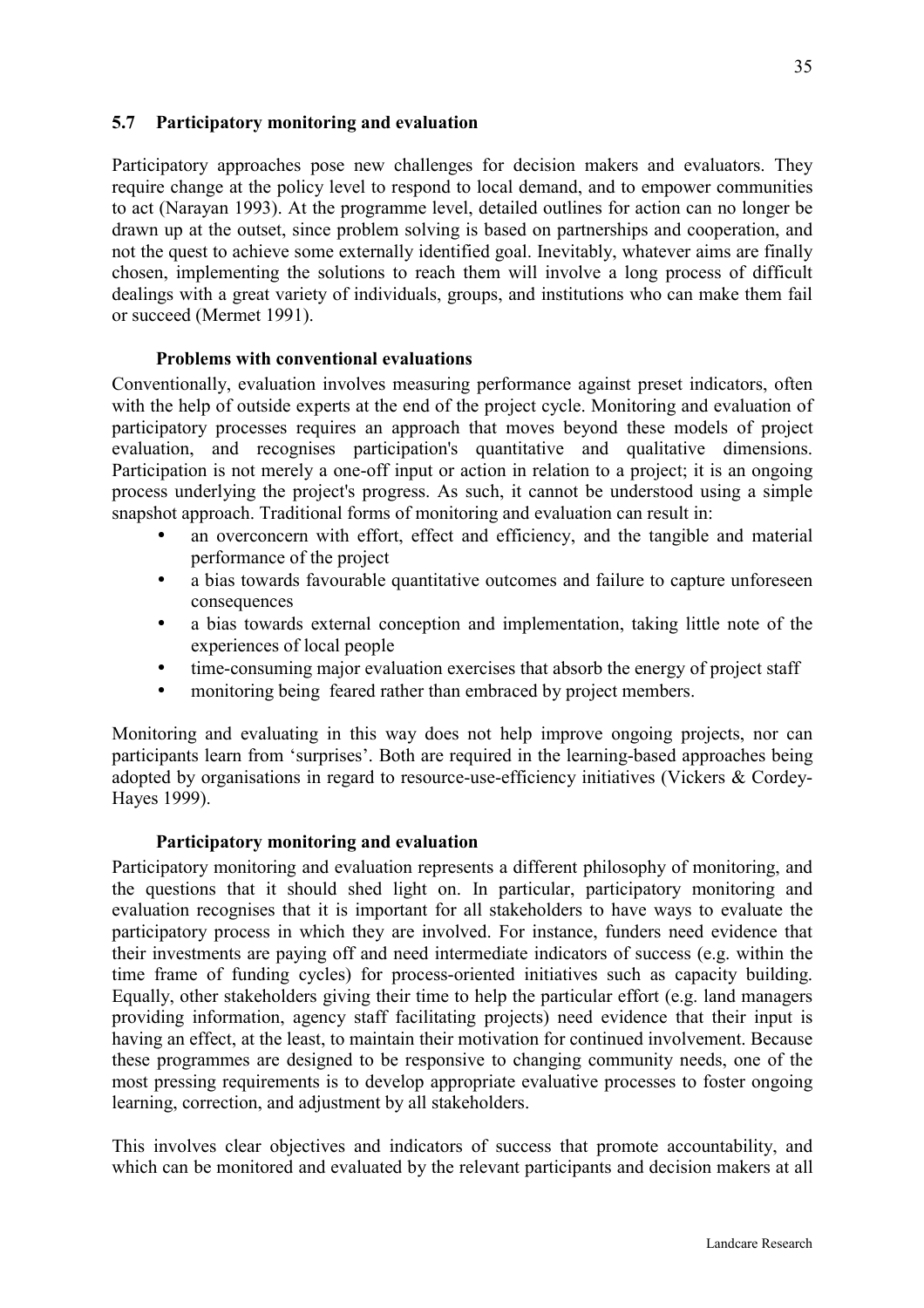## 5.7 Participatory monitoring and evaluation

Participatory approaches pose new challenges for decision makers and evaluators. They require change at the policy level to respond to local demand, and to empower communities to act (Narayan 1993). At the programme level, detailed outlines for action can no longer be drawn up at the outset, since problem solving is based on partnerships and cooperation, and not the quest to achieve some externally identified goal. Inevitably, whatever aims are finally chosen, implementing the solutions to reach them will involve a long process of difficult dealings with a great variety of individuals, groups, and institutions who can make them fail or succeed (Mermet 1991).

### Problems with conventional evaluations

Conventionally, evaluation involves measuring performance against preset indicators, often with the help of outside experts at the end of the project cycle. Monitoring and evaluation of participatory processes requires an approach that moves beyond these models of project evaluation, and recognises participation's quantitative and qualitative dimensions. Participation is not merely a one-off input or action in relation to a project; it is an ongoing process underlying the project's progress. As such, it cannot be understood using a simple snapshot approach. Traditional forms of monitoring and evaluation can result in:

- an overconcern with effort, effect and efficiency, and the tangible and material performance of the project
- a bias towards favourable quantitative outcomes and failure to capture unforeseen consequences
- a bias towards external conception and implementation, taking little note of the experiences of local people
- time-consuming major evaluation exercises that absorb the energy of project staff
- monitoring being feared rather than embraced by project members.

Monitoring and evaluating in this way does not help improve ongoing projects, nor can participants learn from 'surprises'. Both are required in the learning-based approaches being adopted by organisations in regard to resource-use-efficiency initiatives (Vickers & Cordey-Hayes 1999).

### Participatory monitoring and evaluation

Participatory monitoring and evaluation represents a different philosophy of monitoring, and the questions that it should shed light on. In particular, participatory monitoring and evaluation recognises that it is important for all stakeholders to have ways to evaluate the participatory process in which they are involved. For instance, funders need evidence that their investments are paying off and need intermediate indicators of success (e.g. within the time frame of funding cycles) for process-oriented initiatives such as capacity building. Equally, other stakeholders giving their time to help the particular effort (e.g. land managers providing information, agency staff facilitating projects) need evidence that their input is having an effect, at the least, to maintain their motivation for continued involvement. Because these programmes are designed to be responsive to changing community needs, one of the most pressing requirements is to develop appropriate evaluative processes to foster ongoing learning, correction, and adjustment by all stakeholders.

This involves clear objectives and indicators of success that promote accountability, and which can be monitored and evaluated by the relevant participants and decision makers at all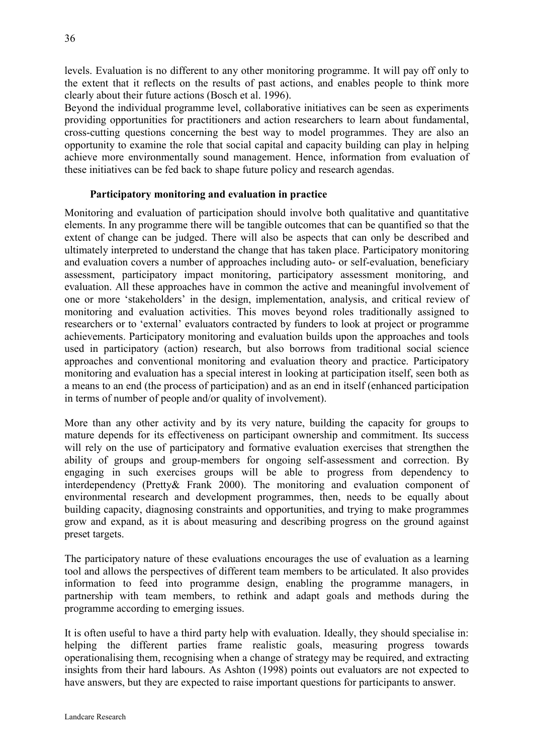levels. Evaluation is no different to any other monitoring programme. It will pay off only to the extent that it reflects on the results of past actions, and enables people to think more clearly about their future actions (Bosch et al. 1996).

Beyond the individual programme level, collaborative initiatives can be seen as experiments providing opportunities for practitioners and action researchers to learn about fundamental, cross-cutting questions concerning the best way to model programmes. They are also an opportunity to examine the role that social capital and capacity building can play in helping achieve more environmentally sound management. Hence, information from evaluation of these initiatives can be fed back to shape future policy and research agendas.

### Participatory monitoring and evaluation in practice

Monitoring and evaluation of participation should involve both qualitative and quantitative elements. In any programme there will be tangible outcomes that can be quantified so that the extent of change can be judged. There will also be aspects that can only be described and ultimately interpreted to understand the change that has taken place. Participatory monitoring and evaluation covers a number of approaches including auto- or self-evaluation, beneficiary assessment, participatory impact monitoring, participatory assessment monitoring, and evaluation. All these approaches have in common the active and meaningful involvement of one or more 'stakeholders' in the design, implementation, analysis, and critical review of monitoring and evaluation activities. This moves beyond roles traditionally assigned to researchers or to 'external' evaluators contracted by funders to look at project or programme achievements. Participatory monitoring and evaluation builds upon the approaches and tools used in participatory (action) research, but also borrows from traditional social science approaches and conventional monitoring and evaluation theory and practice. Participatory monitoring and evaluation has a special interest in looking at participation itself, seen both as a means to an end (the process of participation) and as an end in itself (enhanced participation in terms of number of people and/or quality of involvement).

More than any other activity and by its very nature, building the capacity for groups to mature depends for its effectiveness on participant ownership and commitment. Its success will rely on the use of participatory and formative evaluation exercises that strengthen the ability of groups and group-members for ongoing self-assessment and correction. By engaging in such exercises groups will be able to progress from dependency to interdependency (Pretty& Frank 2000). The monitoring and evaluation component of environmental research and development programmes, then, needs to be equally about building capacity, diagnosing constraints and opportunities, and trying to make programmes grow and expand, as it is about measuring and describing progress on the ground against preset targets.

The participatory nature of these evaluations encourages the use of evaluation as a learning tool and allows the perspectives of different team members to be articulated. It also provides information to feed into programme design, enabling the programme managers, in partnership with team members, to rethink and adapt goals and methods during the programme according to emerging issues.

It is often useful to have a third party help with evaluation. Ideally, they should specialise in: helping the different parties frame realistic goals, measuring progress towards operationalising them, recognising when a change of strategy may be required, and extracting insights from their hard labours. As Ashton (1998) points out evaluators are not expected to have answers, but they are expected to raise important questions for participants to answer.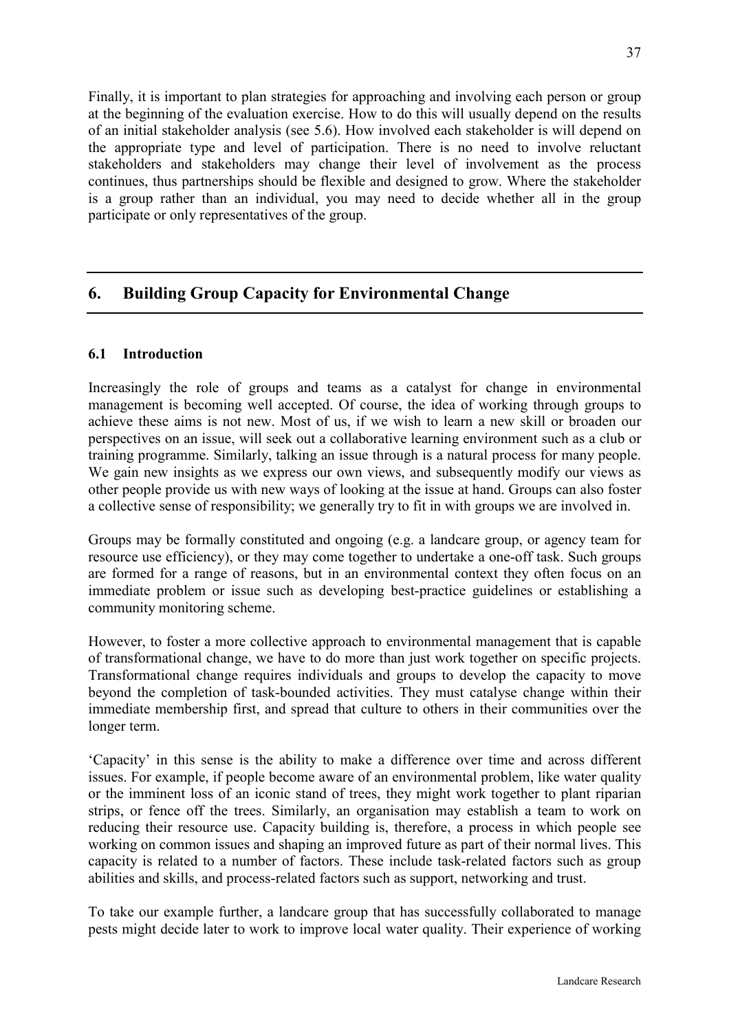Finally, it is important to plan strategies for approaching and involving each person or group at the beginning of the evaluation exercise. How to do this will usually depend on the results of an initial stakeholder analysis (see 5.6). How involved each stakeholder is will depend on the appropriate type and level of participation. There is no need to involve reluctant stakeholders and stakeholders may change their level of involvement as the process continues, thus partnerships should be flexible and designed to grow. Where the stakeholder is a group rather than an individual, you may need to decide whether all in the group participate or only representatives of the group.

# 6. Building Group Capacity for Environmental Change

## 6.1 Introduction

Increasingly the role of groups and teams as a catalyst for change in environmental management is becoming well accepted. Of course, the idea of working through groups to achieve these aims is not new. Most of us, if we wish to learn a new skill or broaden our perspectives on an issue, will seek out a collaborative learning environment such as a club or training programme. Similarly, talking an issue through is a natural process for many people. We gain new insights as we express our own views, and subsequently modify our views as other people provide us with new ways of looking at the issue at hand. Groups can also foster a collective sense of responsibility; we generally try to fit in with groups we are involved in.

Groups may be formally constituted and ongoing (e.g. a landcare group, or agency team for resource use efficiency), or they may come together to undertake a one-off task. Such groups are formed for a range of reasons, but in an environmental context they often focus on an immediate problem or issue such as developing best-practice guidelines or establishing a community monitoring scheme.

However, to foster a more collective approach to environmental management that is capable of transformational change, we have to do more than just work together on specific projects. Transformational change requires individuals and groups to develop the capacity to move beyond the completion of task-bounded activities. They must catalyse change within their immediate membership first, and spread that culture to others in their communities over the longer term.

'Capacity' in this sense is the ability to make a difference over time and across different issues. For example, if people become aware of an environmental problem, like water quality or the imminent loss of an iconic stand of trees, they might work together to plant riparian strips, or fence off the trees. Similarly, an organisation may establish a team to work on reducing their resource use. Capacity building is, therefore, a process in which people see working on common issues and shaping an improved future as part of their normal lives. This capacity is related to a number of factors. These include task-related factors such as group abilities and skills, and process-related factors such as support, networking and trust.

To take our example further, a landcare group that has successfully collaborated to manage pests might decide later to work to improve local water quality. Their experience of working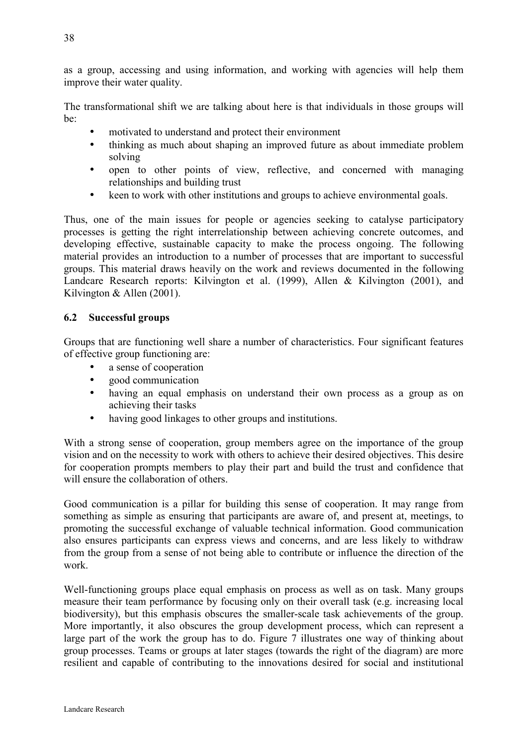as a group, accessing and using information, and working with agencies will help them improve their water quality.

The transformational shift we are talking about here is that individuals in those groups will be:

- motivated to understand and protect their environment
- thinking as much about shaping an improved future as about immediate problem solving
- open to other points of view, reflective, and concerned with managing relationships and building trust
- keen to work with other institutions and groups to achieve environmental goals.

Thus, one of the main issues for people or agencies seeking to catalyse participatory processes is getting the right interrelationship between achieving concrete outcomes, and developing effective, sustainable capacity to make the process ongoing. The following material provides an introduction to a number of processes that are important to successful groups. This material draws heavily on the work and reviews documented in the following Landcare Research reports: Kilvington et al. (1999), Allen & Kilvington (2001), and Kilvington & Allen (2001).

### 6.2 Successful groups

Groups that are functioning well share a number of characteristics. Four significant features of effective group functioning are:

- a sense of cooperation
- good communication
- having an equal emphasis on understand their own process as a group as on achieving their tasks
- having good linkages to other groups and institutions.

With a strong sense of cooperation, group members agree on the importance of the group vision and on the necessity to work with others to achieve their desired objectives. This desire for cooperation prompts members to play their part and build the trust and confidence that will ensure the collaboration of others.

Good communication is a pillar for building this sense of cooperation. It may range from something as simple as ensuring that participants are aware of, and present at, meetings, to promoting the successful exchange of valuable technical information. Good communication also ensures participants can express views and concerns, and are less likely to withdraw from the group from a sense of not being able to contribute or influence the direction of the work.

Well-functioning groups place equal emphasis on process as well as on task. Many groups measure their team performance by focusing only on their overall task (e.g. increasing local biodiversity), but this emphasis obscures the smaller-scale task achievements of the group. More importantly, it also obscures the group development process, which can represent a large part of the work the group has to do. Figure 7 illustrates one way of thinking about group processes. Teams or groups at later stages (towards the right of the diagram) are more resilient and capable of contributing to the innovations desired for social and institutional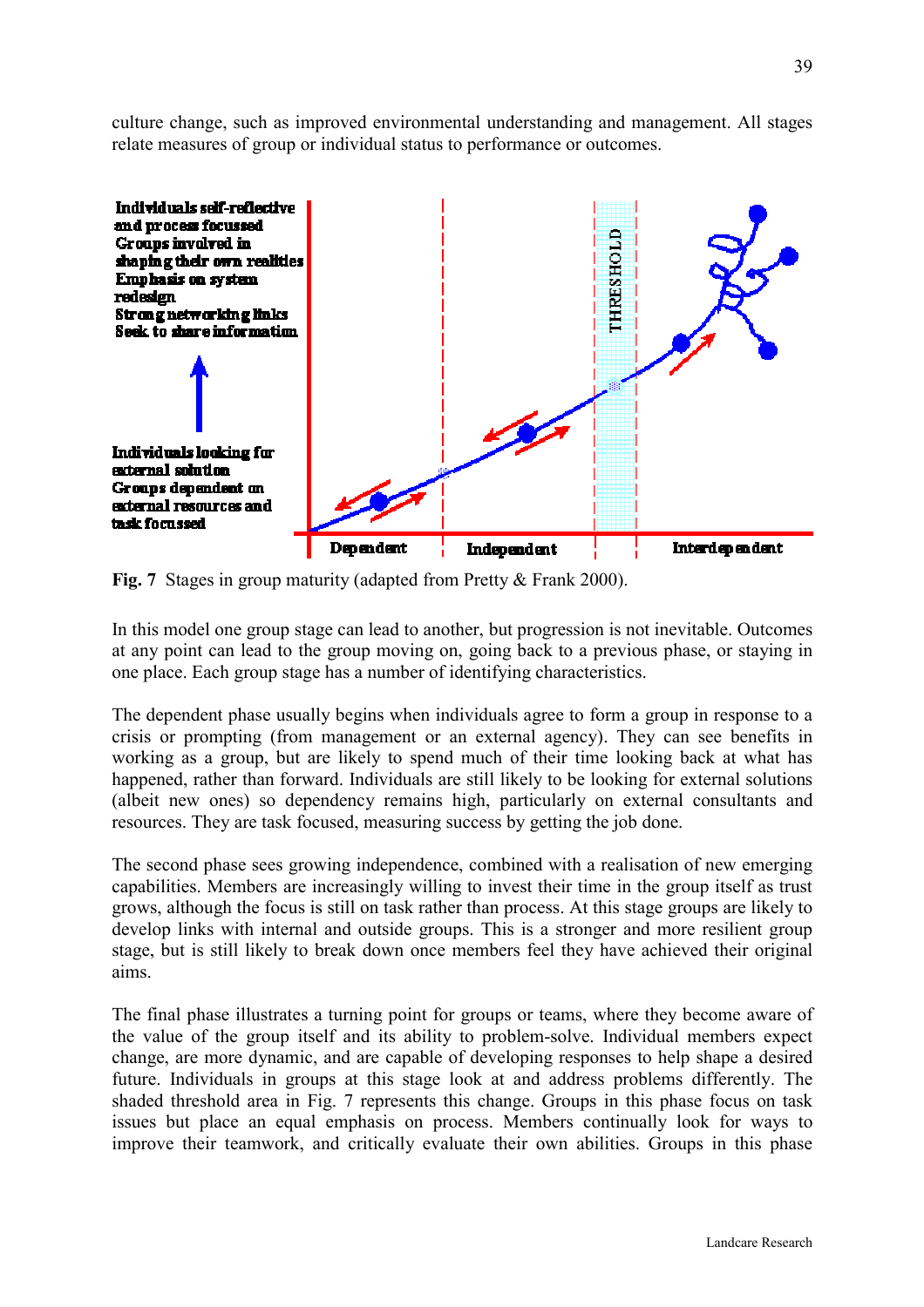culture change, such as improved environmental understanding and management. All stages relate measures of group or individual status to performance or outcomes.

Individuals self-reflective and process focussed
Groups involved in shaping their own realities
Emphasis on system redesign
Strong networking links
Seek to share information

Individuals looking for external solution
Groups dependent on external resources and task focussed

THRESHOLD

Dependent | Independent | Interdependent

**Fig. 7** Stages in group maturity (adapted from Pretty & Frank 2000).

In this model one group stage can lead to another, but progression is not inevitable. Outcomes at any point can lead to the group moving on, going back to a previous phase, or staying in one place. Each group stage has a number of identifying characteristics.

The dependent phase usually begins when individuals agree to form a group in response to a crisis or prompting (from management or an external agency). They can see benefits in working as a group, but are likely to spend much of their time looking back at what has happened, rather than forward. Individuals are still likely to be looking for external solutions (albeit new ones) so dependency remains high, particularly on external consultants and resources. They are task focused, measuring success by getting the job done.

The second phase sees growing independence, combined with a realisation of new emerging capabilities. Members are increasingly willing to invest their time in the group itself as trust grows, although the focus is still on task rather than process. At this stage groups are likely to develop links with internal and outside groups. This is a stronger and more resilient group stage, but is still likely to break down once members feel they have achieved their original aims.

The final phase illustrates a turning point for groups or teams, where they become aware of the value of the group itself and its ability to problem-solve. Individual members expect change, are more dynamic, and are capable of developing responses to help shape a desired future. Individuals in groups at this stage look at and address problems differently. The shaded threshold area in Fig. 7 represents this change. Groups in this phase focus on task issues but place an equal emphasis on process. Members continually look for ways to improve their teamwork, and critically evaluate their own abilities. Groups in this phase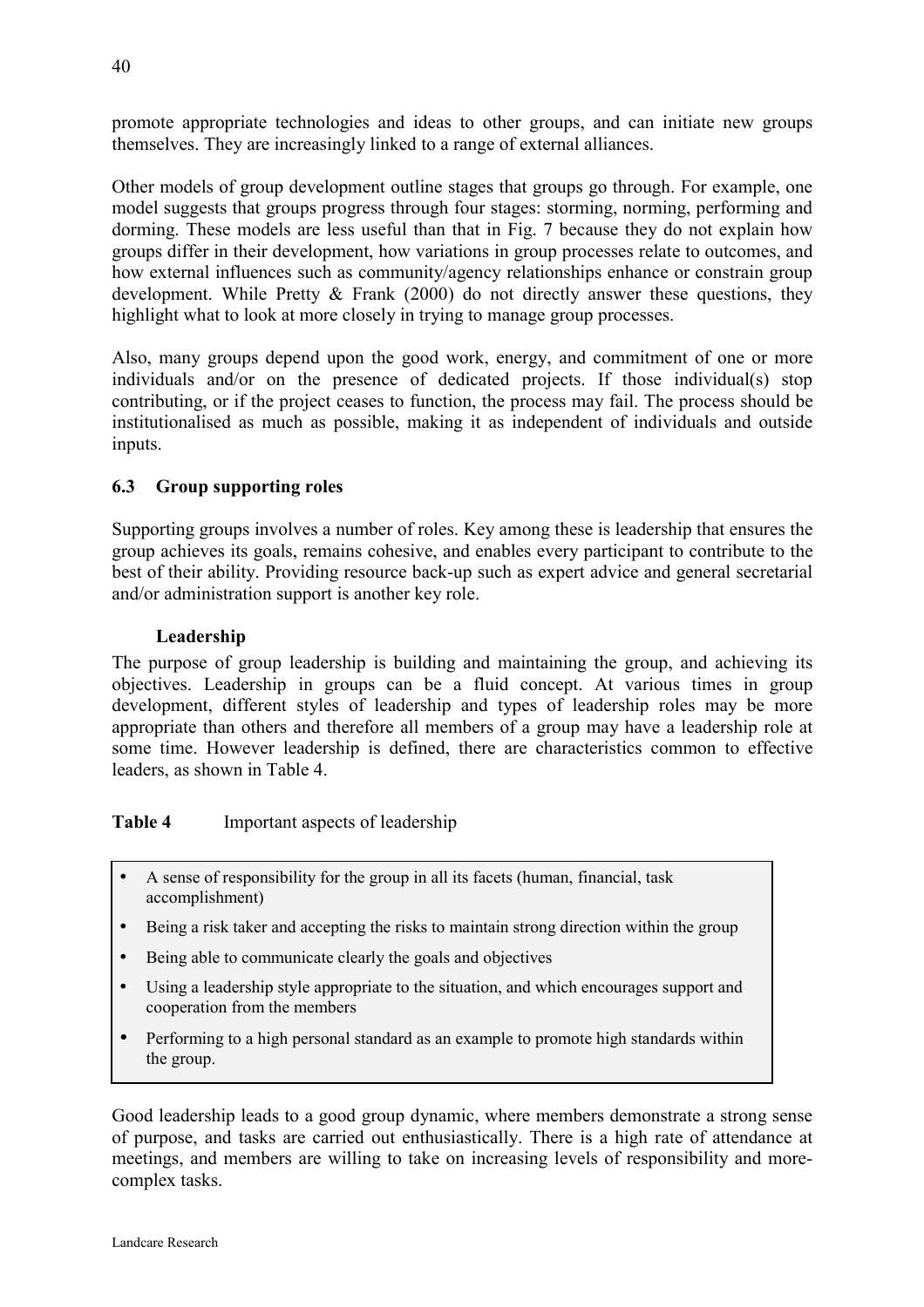promote appropriate technologies and ideas to other groups, and can initiate new groups themselves. They are increasingly linked to a range of external alliances.

Other models of group development outline stages that groups go through. For example, one model suggests that groups progress through four stages: storming, norming, performing and dorming. These models are less useful than that in Fig. 7 because they do not explain how groups differ in their development, how variations in group processes relate to outcomes, and how external influences such as community/agency relationships enhance or constrain group development. While Pretty & Frank (2000) do not directly answer these questions, they highlight what to look at more closely in trying to manage group processes.

Also, many groups depend upon the good work, energy, and commitment of one or more individuals and/or on the presence of dedicated projects. If those individual(s) stop contributing, or if the project ceases to function, the process may fail. The process should be institutionalised as much as possible, making it as independent of individuals and outside inputs.

## 6.3 Group supporting roles

Supporting groups involves a number of roles. Key among these is leadership that ensures the group achieves its goals, remains cohesive, and enables every participant to contribute to the best of their ability. Providing resource back-up such as expert advice and general secretarial and/or administration support is another key role.

### Leadership

The purpose of group leadership is building and maintaining the group, and achieving its objectives. Leadership in groups can be a fluid concept. At various times in group development, different styles of leadership and types of leadership roles may be more appropriate than others and therefore all members of a group may have a leadership role at some time. However leadership is defined, there are characteristics common to effective leaders, as shown in Table 4.

**Table 4** Important aspects of leadership

- A sense of responsibility for the group in all its facets (human, financial, task accomplishment)
- Being a risk taker and accepting the risks to maintain strong direction within the group
- Being able to communicate clearly the goals and objectives
- Using a leadership style appropriate to the situation, and which encourages support and cooperation from the members
- Performing to a high personal standard as an example to promote high standards within the group.

Good leadership leads to a good group dynamic, where members demonstrate a strong sense of purpose, and tasks are carried out enthusiastically. There is a high rate of attendance at meetings, and members are willing to take on increasing levels of responsibility and more-complex tasks.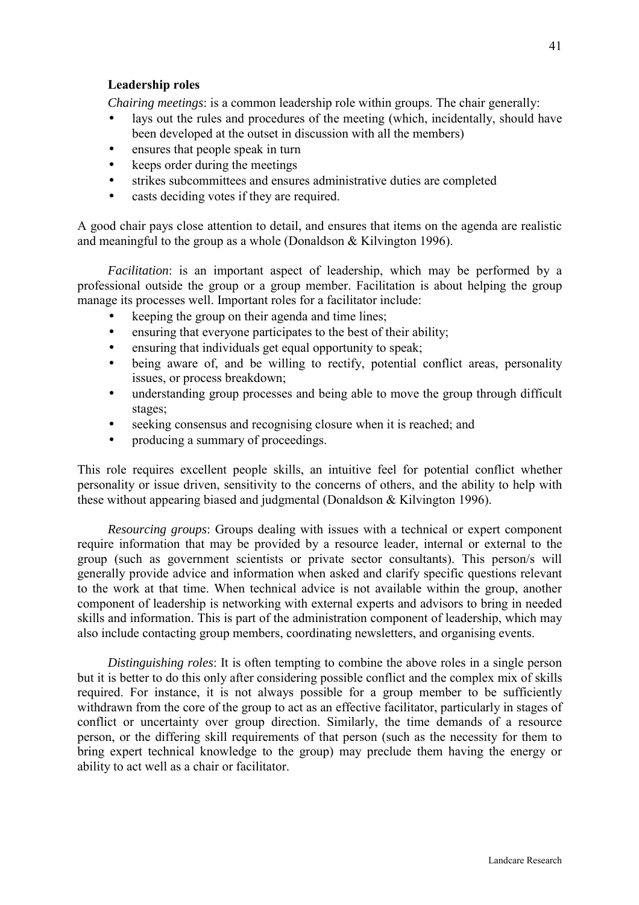### Leadership roles

*Chairing meetings*: is a common leadership role within groups. The chair generally:

- lays out the rules and procedures of the meeting (which, incidentally, should have been developed at the outset in discussion with all the members)
- ensures that people speak in turn
- keeps order during the meetings
- strikes subcommittees and ensures administrative duties are completed
- casts deciding votes if they are required.

A good chair pays close attention to detail, and ensures that items on the agenda are realistic and meaningful to the group as a whole (Donaldson & Kilvington 1996).

*Facilitation*: is an important aspect of leadership, which may be performed by a professional outside the group or a group member. Facilitation is about helping the group manage its processes well. Important roles for a facilitator include:

- keeping the group on their agenda and time lines;
- ensuring that everyone participates to the best of their ability;
- ensuring that individuals get equal opportunity to speak;
- being aware of, and be willing to rectify, potential conflict areas, personality issues, or process breakdown;
- understanding group processes and being able to move the group through difficult stages;
- seeking consensus and recognising closure when it is reached; and
- producing a summary of proceedings.

This role requires excellent people skills, an intuitive feel for potential conflict whether personality or issue driven, sensitivity to the concerns of others, and the ability to help with these without appearing biased and judgmental (Donaldson & Kilvington 1996).

*Resourcing groups*: Groups dealing with issues with a technical or expert component require information that may be provided by a resource leader, internal or external to the group (such as government scientists or private sector consultants). This person/s will generally provide advice and information when asked and clarify specific questions relevant to the work at that time. When technical advice is not available within the group, another component of leadership is networking with external experts and advisors to bring in needed skills and information. This is part of the administration component of leadership, which may also include contacting group members, coordinating newsletters, and organising events.

*Distinguishing roles*: It is often tempting to combine the above roles in a single person but it is better to do this only after considering possible conflict and the complex mix of skills required. For instance, it is not always possible for a group member to be sufficiently withdrawn from the core of the group to act as an effective facilitator, particularly in stages of conflict or uncertainty over group direction. Similarly, the time demands of a resource person, or the differing skill requirements of that person (such as the necessity for them to bring expert technical knowledge to the group) may preclude them having the energy or ability to act well as a chair or facilitator.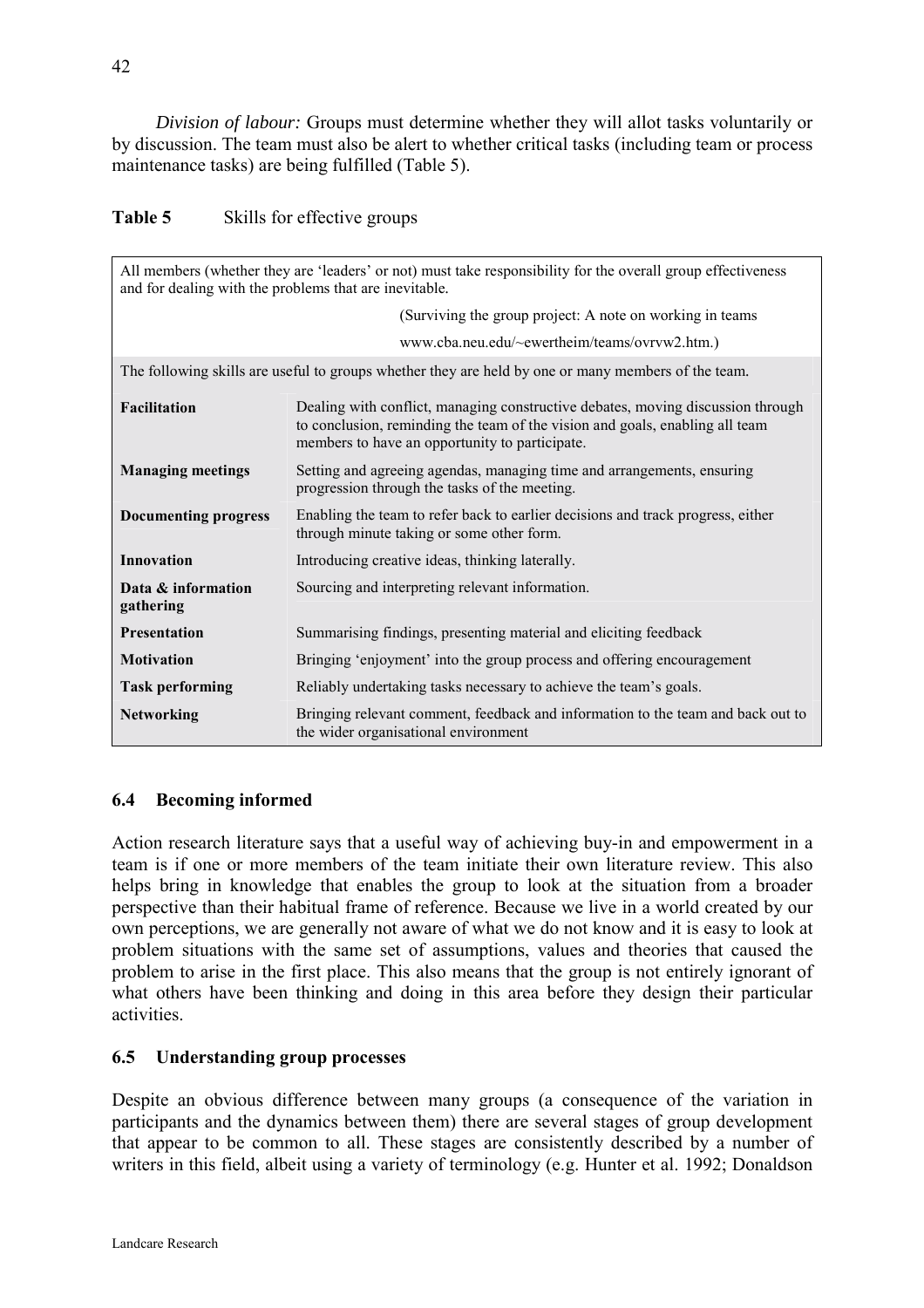*Division of labour:* Groups must determine whether they will allot tasks voluntarily or by discussion. The team must also be alert to whether critical tasks (including team or process maintenance tasks) are being fulfilled (Table 5).

**Table 5** Skills for effective groups

| All members (whether they are 'leaders' or not) must take responsibility for the overall group effectiveness and for dealing with the problems that are inevitable. (Surviving the group project: A note on working in teams www.cba.neu.edu/~ewertheim/teams/ovrvw2.htm.) | |
|---|---|
| The following skills are useful to groups whether they are held by one or many members of the team. | |
| **Facilitation** | Dealing with conflict, managing constructive debates, moving discussion through to conclusion, reminding the team of the vision and goals, enabling all team members to have an opportunity to participate. |
| **Managing meetings** | Setting and agreeing agendas, managing time and arrangements, ensuring progression through the tasks of the meeting. |
| **Documenting progress** | Enabling the team to refer back to earlier decisions and track progress, either through minute taking or some other form. |
| **Innovation** | Introducing creative ideas, thinking laterally. |
| **Data & information gathering** | Sourcing and interpreting relevant information. |
| **Presentation** | Summarising findings, presenting material and eliciting feedback |
| **Motivation** | Bringing 'enjoyment' into the group process and offering encouragement |
| **Task performing** | Reliably undertaking tasks necessary to achieve the team's goals. |
| **Networking** | Bringing relevant comment, feedback and information to the team and back out to the wider organisational environment |

### 6.4 Becoming informed

Action research literature says that a useful way of achieving buy-in and empowerment in a team is if one or more members of the team initiate their own literature review. This also helps bring in knowledge that enables the group to look at the situation from a broader perspective than their habitual frame of reference. Because we live in a world created by our own perceptions, we are generally not aware of what we do not know and it is easy to look at problem situations with the same set of assumptions, values and theories that caused the problem to arise in the first place. This also means that the group is not entirely ignorant of what others have been thinking and doing in this area before they design their particular activities.

### 6.5 Understanding group processes

Despite an obvious difference between many groups (a consequence of the variation in participants and the dynamics between them) there are several stages of group development that appear to be common to all. These stages are consistently described by a number of writers in this field, albeit using a variety of terminology (e.g. Hunter et al. 1992; Donaldson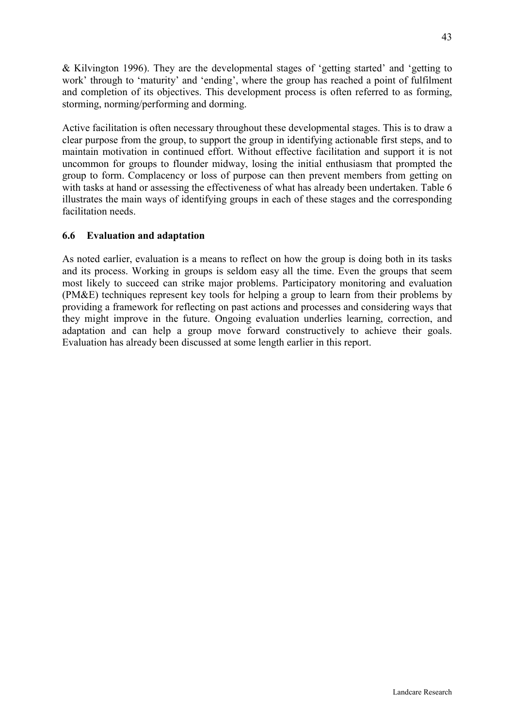& Kilvington 1996). They are the developmental stages of 'getting started' and 'getting to work' through to 'maturity' and 'ending', where the group has reached a point of fulfilment and completion of its objectives. This development process is often referred to as forming, storming, norming/performing and dorming.

Active facilitation is often necessary throughout these developmental stages. This is to draw a clear purpose from the group, to support the group in identifying actionable first steps, and to maintain motivation in continued effort. Without effective facilitation and support it is not uncommon for groups to flounder midway, losing the initial enthusiasm that prompted the group to form. Complacency or loss of purpose can then prevent members from getting on with tasks at hand or assessing the effectiveness of what has already been undertaken. Table 6 illustrates the main ways of identifying groups in each of these stages and the corresponding facilitation needs.

### 6.6 Evaluation and adaptation

As noted earlier, evaluation is a means to reflect on how the group is doing both in its tasks and its process. Working in groups is seldom easy all the time. Even the groups that seem most likely to succeed can strike major problems. Participatory monitoring and evaluation (PM&E) techniques represent key tools for helping a group to learn from their problems by providing a framework for reflecting on past actions and processes and considering ways that they might improve in the future. Ongoing evaluation underlies learning, correction, and adaptation and can help a group move forward constructively to achieve their goals. Evaluation has already been discussed at some length earlier in this report.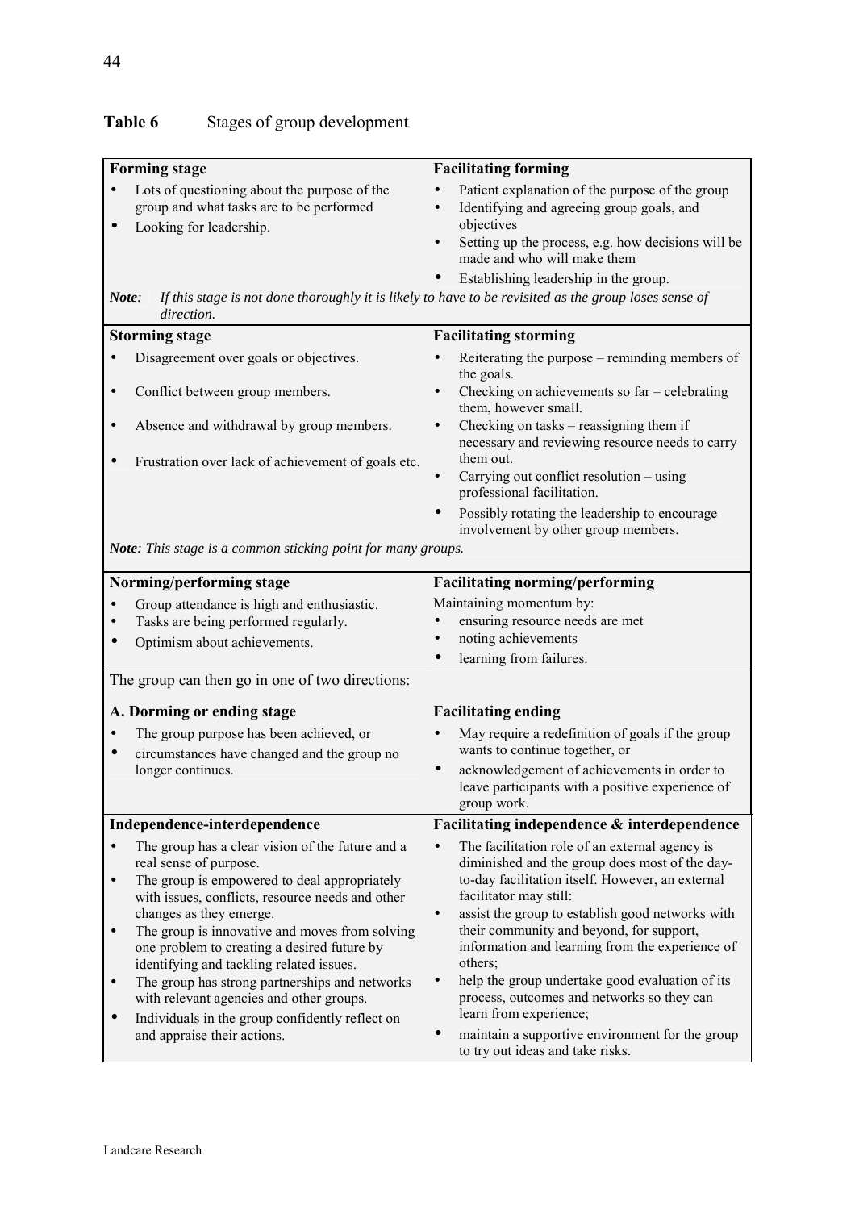**Table 6** Stages of group development

| Stage | Facilitation |
|---|---|
| **Forming stage**<br>• Lots of questioning about the purpose of the group and what tasks are to be performed<br>• Looking for leadership. | **Facilitating forming**<br>• Patient explanation of the purpose of the group<br>• Identifying and agreeing group goals, and objectives<br>• Setting up the process, e.g. how decisions will be made and who will make them<br>• Establishing leadership in the group. |
| ***Note:*** *If this stage is not done thoroughly it is likely to have to be revisited as the group loses sense of direction.* | |
| **Storming stage**<br>• Disagreement over goals or objectives.<br>• Conflict between group members.<br>• Absence and withdrawal by group members.<br>• Frustration over lack of achievement of goals etc. | **Facilitating storming**<br>• Reiterating the purpose – reminding members of the goals.<br>• Checking on achievements so far – celebrating them, however small.<br>• Checking on tasks – reassigning them if necessary and reviewing resource needs to carry them out.<br>• Carrying out conflict resolution – using professional facilitation.<br>• Possibly rotating the leadership to encourage involvement by other group members. |
| ***Note****: This stage is a common sticking point for many groups.* | |
| **Norming/performing stage**<br>• Group attendance is high and enthusiastic.<br>• Tasks are being performed regularly.<br>• Optimism about achievements. | **Facilitating norming/performing**<br>Maintaining momentum by:<br>• ensuring resource needs are met<br>• noting achievements<br>• learning from failures. |
| The group can then go in one of two directions: | |
| **A. Dorming or ending stage**<br>• The group purpose has been achieved, or<br>• circumstances have changed and the group no longer continues. | **Facilitating ending**<br>• May require a redefinition of goals if the group wants to continue together, or<br>• acknowledgement of achievements in order to leave participants with a positive experience of group work. |
| **Independence-interdependence**<br>• The group has a clear vision of the future and a real sense of purpose.<br>• The group is empowered to deal appropriately with issues, conflicts, resource needs and other changes as they emerge.<br>• The group is innovative and moves from solving one problem to creating a desired future by identifying and tackling related issues.<br>• The group has strong partnerships and networks with relevant agencies and other groups.<br>• Individuals in the group confidently reflect on and appraise their actions. | **Facilitating independence & interdependence**<br>• The facilitation role of an external agency is diminished and the group does most of the day-to-day facilitation itself. However, an external facilitator may still:<br>• assist the group to establish good networks with their community and beyond, for support, information and learning from the experience of others;<br>• help the group undertake good evaluation of its process, outcomes and networks so they can learn from experience;<br>• maintain a supportive environment for the group to try out ideas and take risks. |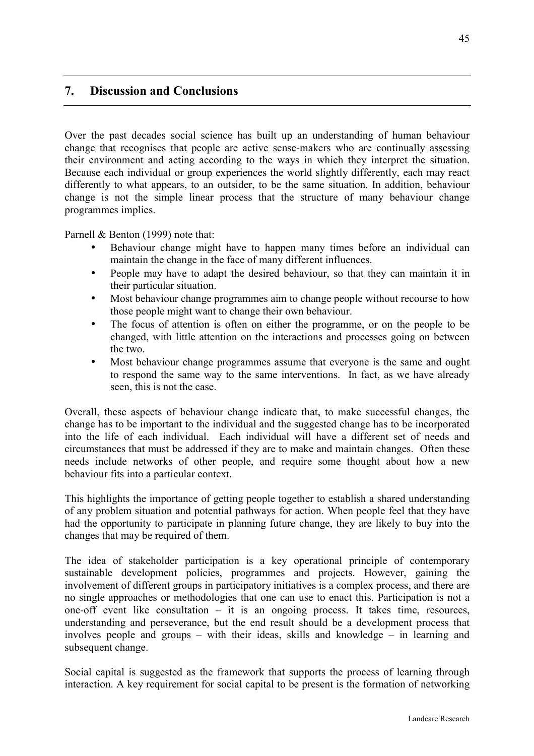## 7. Discussion and Conclusions

Over the past decades social science has built up an understanding of human behaviour change that recognises that people are active sense-makers who are continually assessing their environment and acting according to the ways in which they interpret the situation. Because each individual or group experiences the world slightly differently, each may react differently to what appears, to an outsider, to be the same situation. In addition, behaviour change is not the simple linear process that the structure of many behaviour change programmes implies.

Parnell & Benton (1999) note that:

- Behaviour change might have to happen many times before an individual can maintain the change in the face of many different influences.
- People may have to adapt the desired behaviour, so that they can maintain it in their particular situation.
- Most behaviour change programmes aim to change people without recourse to how those people might want to change their own behaviour.
- The focus of attention is often on either the programme, or on the people to be changed, with little attention on the interactions and processes going on between the two.
- Most behaviour change programmes assume that everyone is the same and ought to respond the same way to the same interventions. In fact, as we have already seen, this is not the case.

Overall, these aspects of behaviour change indicate that, to make successful changes, the change has to be important to the individual and the suggested change has to be incorporated into the life of each individual. Each individual will have a different set of needs and circumstances that must be addressed if they are to make and maintain changes. Often these needs include networks of other people, and require some thought about how a new behaviour fits into a particular context.

This highlights the importance of getting people together to establish a shared understanding of any problem situation and potential pathways for action. When people feel that they have had the opportunity to participate in planning future change, they are likely to buy into the changes that may be required of them.

The idea of stakeholder participation is a key operational principle of contemporary sustainable development policies, programmes and projects. However, gaining the involvement of different groups in participatory initiatives is a complex process, and there are no single approaches or methodologies that one can use to enact this. Participation is not a one-off event like consultation – it is an ongoing process. It takes time, resources, understanding and perseverance, but the end result should be a development process that involves people and groups – with their ideas, skills and knowledge – in learning and subsequent change.

Social capital is suggested as the framework that supports the process of learning through interaction. A key requirement for social capital to be present is the formation of networking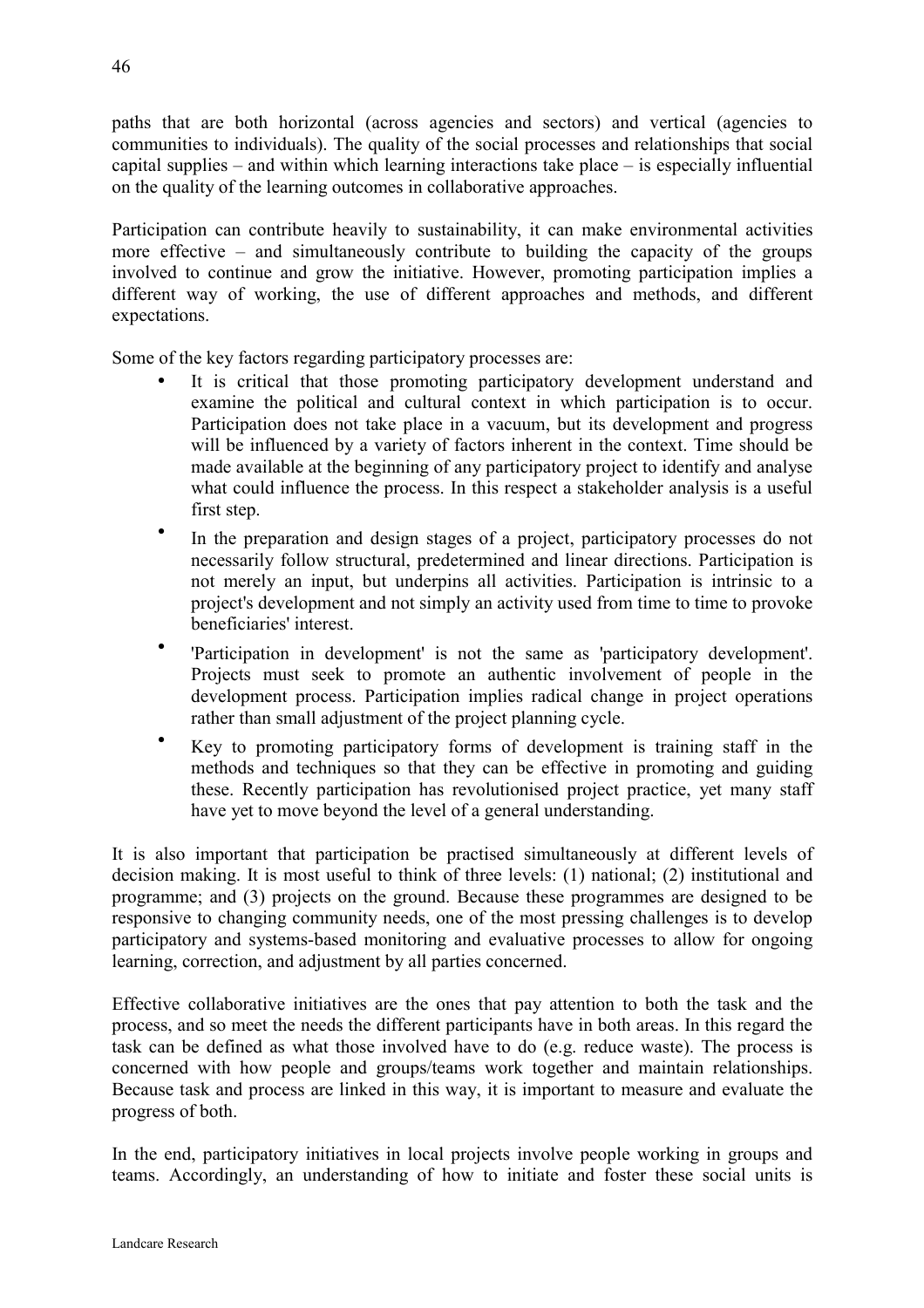paths that are both horizontal (across agencies and sectors) and vertical (agencies to communities to individuals). The quality of the social processes and relationships that social capital supplies – and within which learning interactions take place – is especially influential on the quality of the learning outcomes in collaborative approaches.

Participation can contribute heavily to sustainability, it can make environmental activities more effective – and simultaneously contribute to building the capacity of the groups involved to continue and grow the initiative. However, promoting participation implies a different way of working, the use of different approaches and methods, and different expectations.

Some of the key factors regarding participatory processes are:

- It is critical that those promoting participatory development understand and examine the political and cultural context in which participation is to occur. Participation does not take place in a vacuum, but its development and progress will be influenced by a variety of factors inherent in the context. Time should be made available at the beginning of any participatory project to identify and analyse what could influence the process. In this respect a stakeholder analysis is a useful first step.
- In the preparation and design stages of a project, participatory processes do not necessarily follow structural, predetermined and linear directions. Participation is not merely an input, but underpins all activities. Participation is intrinsic to a project's development and not simply an activity used from time to time to provoke beneficiaries' interest.
- 'Participation in development' is not the same as 'participatory development'. Projects must seek to promote an authentic involvement of people in the development process. Participation implies radical change in project operations rather than small adjustment of the project planning cycle.
- Key to promoting participatory forms of development is training staff in the methods and techniques so that they can be effective in promoting and guiding these. Recently participation has revolutionised project practice, yet many staff have yet to move beyond the level of a general understanding.

It is also important that participation be practised simultaneously at different levels of decision making. It is most useful to think of three levels: (1) national; (2) institutional and programme; and (3) projects on the ground. Because these programmes are designed to be responsive to changing community needs, one of the most pressing challenges is to develop participatory and systems-based monitoring and evaluative processes to allow for ongoing learning, correction, and adjustment by all parties concerned.

Effective collaborative initiatives are the ones that pay attention to both the task and the process, and so meet the needs the different participants have in both areas. In this regard the task can be defined as what those involved have to do (e.g. reduce waste). The process is concerned with how people and groups/teams work together and maintain relationships. Because task and process are linked in this way, it is important to measure and evaluate the progress of both.

In the end, participatory initiatives in local projects involve people working in groups and teams. Accordingly, an understanding of how to initiate and foster these social units is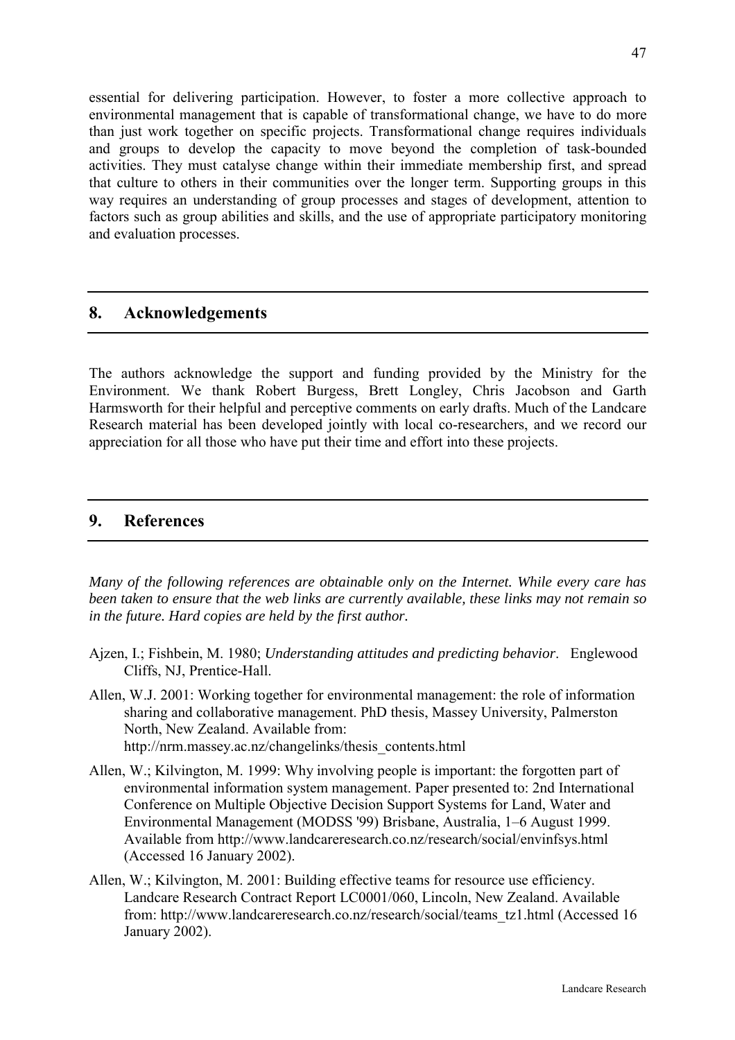essential for delivering participation. However, to foster a more collective approach to environmental management that is capable of transformational change, we have to do more than just work together on specific projects. Transformational change requires individuals and groups to develop the capacity to move beyond the completion of task-bounded activities. They must catalyse change within their immediate membership first, and spread that culture to others in their communities over the longer term. Supporting groups in this way requires an understanding of group processes and stages of development, attention to factors such as group abilities and skills, and the use of appropriate participatory monitoring and evaluation processes.

## 8. Acknowledgements

The authors acknowledge the support and funding provided by the Ministry for the Environment. We thank Robert Burgess, Brett Longley, Chris Jacobson and Garth Harmsworth for their helpful and perceptive comments on early drafts. Much of the Landcare Research material has been developed jointly with local co-researchers, and we record our appreciation for all those who have put their time and effort into these projects.

## 9. References

*Many of the following references are obtainable only on the Internet. While every care has been taken to ensure that the web links are currently available, these links may not remain so in the future. Hard copies are held by the first author.*

Ajzen, I.; Fishbein, M. 1980; *Understanding attitudes and predicting behavior*. Englewood Cliffs, NJ, Prentice-Hall.

Allen, W.J. 2001: Working together for environmental management: the role of information sharing and collaborative management. PhD thesis, Massey University, Palmerston North, New Zealand. Available from: http://nrm.massey.ac.nz/changelinks/thesis_contents.html

Allen, W.; Kilvington, M. 1999: Why involving people is important: the forgotten part of environmental information system management. Paper presented to: 2nd International Conference on Multiple Objective Decision Support Systems for Land, Water and Environmental Management (MODSS '99) Brisbane, Australia, 1–6 August 1999. Available from http://www.landcareresearch.co.nz/research/social/envinfsys.html (Accessed 16 January 2002).

Allen, W.; Kilvington, M. 2001: Building effective teams for resource use efficiency. Landcare Research Contract Report LC0001/060, Lincoln, New Zealand. Available from: http://www.landcareresearch.co.nz/research/social/teams_tz1.html (Accessed 16 January 2002).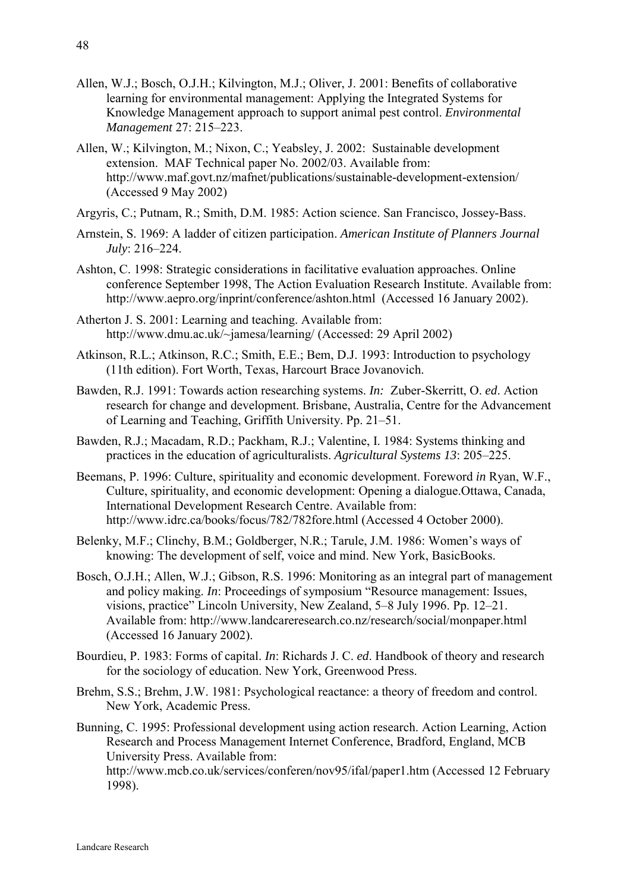Allen, W.J.; Bosch, O.J.H.; Kilvington, M.J.; Oliver, J. 2001: Benefits of collaborative learning for environmental management: Applying the Integrated Systems for Knowledge Management approach to support animal pest control. *Environmental Management* 27: 215–223.

Allen, W.; Kilvington, M.; Nixon, C.; Yeabsley, J. 2002: Sustainable development extension. MAF Technical paper No. 2002/03. Available from: http://www.maf.govt.nz/mafnet/publications/sustainable-development-extension/ (Accessed 9 May 2002)

Argyris, C.; Putnam, R.; Smith, D.M. 1985: Action science. San Francisco, Jossey-Bass.

Arnstein, S. 1969: A ladder of citizen participation. *American Institute of Planners Journal July*: 216–224.

Ashton, C. 1998: Strategic considerations in facilitative evaluation approaches. Online conference September 1998, The Action Evaluation Research Institute. Available from: http://www.aepro.org/inprint/conference/ashton.html (Accessed 16 January 2002).

Atherton J. S. 2001: Learning and teaching. Available from: http://www.dmu.ac.uk/~jamesa/learning/ (Accessed: 29 April 2002)

Atkinson, R.L.; Atkinson, R.C.; Smith, E.E.; Bem, D.J. 1993: Introduction to psychology (11th edition). Fort Worth, Texas, Harcourt Brace Jovanovich.

Bawden, R.J. 1991: Towards action researching systems. *In:* Zuber-Skerritt, O. *ed*. Action research for change and development. Brisbane, Australia, Centre for the Advancement of Learning and Teaching, Griffith University. Pp. 21–51.

Bawden, R.J.; Macadam, R.D.; Packham, R.J.; Valentine, I. 1984: Systems thinking and practices in the education of agriculturalists. *Agricultural Systems 13*: 205–225.

Beemans, P. 1996: Culture, spirituality and economic development. Foreword *in* Ryan, W.F., Culture, spirituality, and economic development: Opening a dialogue.Ottawa, Canada, International Development Research Centre. Available from: http://www.idrc.ca/books/focus/782/782fore.html (Accessed 4 October 2000).

Belenky, M.F.; Clinchy, B.M.; Goldberger, N.R.; Tarule, J.M. 1986: Women's ways of knowing: The development of self, voice and mind. New York, BasicBooks.

Bosch, O.J.H.; Allen, W.J.; Gibson, R.S. 1996: Monitoring as an integral part of management and policy making. *In*: Proceedings of symposium "Resource management: Issues, visions, practice" Lincoln University, New Zealand, 5–8 July 1996. Pp. 12–21. Available from: http://www.landcareresearch.co.nz/research/social/monpaper.html (Accessed 16 January 2002).

Bourdieu, P. 1983: Forms of capital. *In*: Richards J. C. *ed*. Handbook of theory and research for the sociology of education. New York, Greenwood Press.

Brehm, S.S.; Brehm, J.W. 1981: Psychological reactance: a theory of freedom and control. New York, Academic Press.

Bunning, C. 1995: Professional development using action research. Action Learning, Action Research and Process Management Internet Conference, Bradford, England, MCB University Press. Available from: http://www.mcb.co.uk/services/conferen/nov95/ifal/paper1.htm (Accessed 12 February 1998).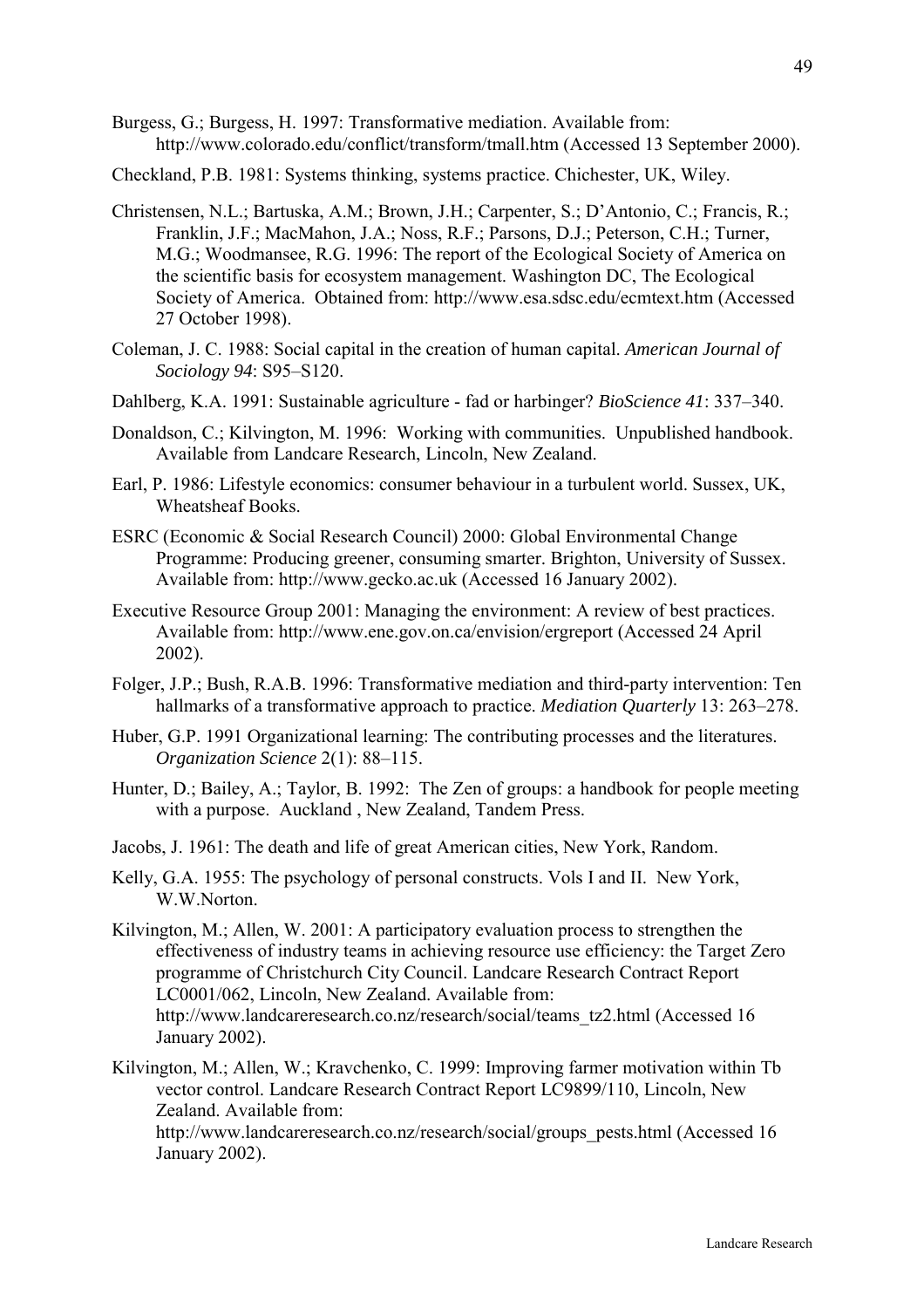Burgess, G.; Burgess, H. 1997: Transformative mediation. Available from: http://www.colorado.edu/conflict/transform/tmall.htm (Accessed 13 September 2000).

Checkland, P.B. 1981: Systems thinking, systems practice. Chichester, UK, Wiley.

Christensen, N.L.; Bartuska, A.M.; Brown, J.H.; Carpenter, S.; D'Antonio, C.; Francis, R.; Franklin, J.F.; MacMahon, J.A.; Noss, R.F.; Parsons, D.J.; Peterson, C.H.; Turner, M.G.; Woodmansee, R.G. 1996: The report of the Ecological Society of America on the scientific basis for ecosystem management. Washington DC, The Ecological Society of America. Obtained from: http://www.esa.sdsc.edu/ecmtext.htm (Accessed 27 October 1998).

Coleman, J. C. 1988: Social capital in the creation of human capital. *American Journal of Sociology 94*: S95–S120.

Dahlberg, K.A. 1991: Sustainable agriculture - fad or harbinger? *BioScience 41*: 337–340.

Donaldson, C.; Kilvington, M. 1996: Working with communities. Unpublished handbook. Available from Landcare Research, Lincoln, New Zealand.

Earl, P. 1986: Lifestyle economics: consumer behaviour in a turbulent world. Sussex, UK, Wheatsheaf Books.

ESRC (Economic & Social Research Council) 2000: Global Environmental Change Programme: Producing greener, consuming smarter. Brighton, University of Sussex. Available from: http://www.gecko.ac.uk (Accessed 16 January 2002).

Executive Resource Group 2001: Managing the environment: A review of best practices. Available from: http://www.ene.gov.on.ca/envision/ergreport (Accessed 24 April 2002).

Folger, J.P.; Bush, R.A.B. 1996: Transformative mediation and third-party intervention: Ten hallmarks of a transformative approach to practice. *Mediation Quarterly* 13: 263–278.

Huber, G.P. 1991 Organizational learning: The contributing processes and the literatures. *Organization Science* 2(1): 88–115.

Hunter, D.; Bailey, A.; Taylor, B. 1992: The Zen of groups: a handbook for people meeting with a purpose. Auckland , New Zealand, Tandem Press.

Jacobs, J. 1961: The death and life of great American cities, New York, Random.

Kelly, G.A. 1955: The psychology of personal constructs. Vols I and II. New York, W.W.Norton.

Kilvington, M.; Allen, W. 2001: A participatory evaluation process to strengthen the effectiveness of industry teams in achieving resource use efficiency: the Target Zero programme of Christchurch City Council. Landcare Research Contract Report LC0001/062, Lincoln, New Zealand. Available from: http://www.landcareresearch.co.nz/research/social/teams_tz2.html (Accessed 16 January 2002).

Kilvington, M.; Allen, W.; Kravchenko, C. 1999: Improving farmer motivation within Tb vector control. Landcare Research Contract Report LC9899/110, Lincoln, New Zealand. Available from: http://www.landcareresearch.co.nz/research/social/groups_pests.html (Accessed 16 January 2002).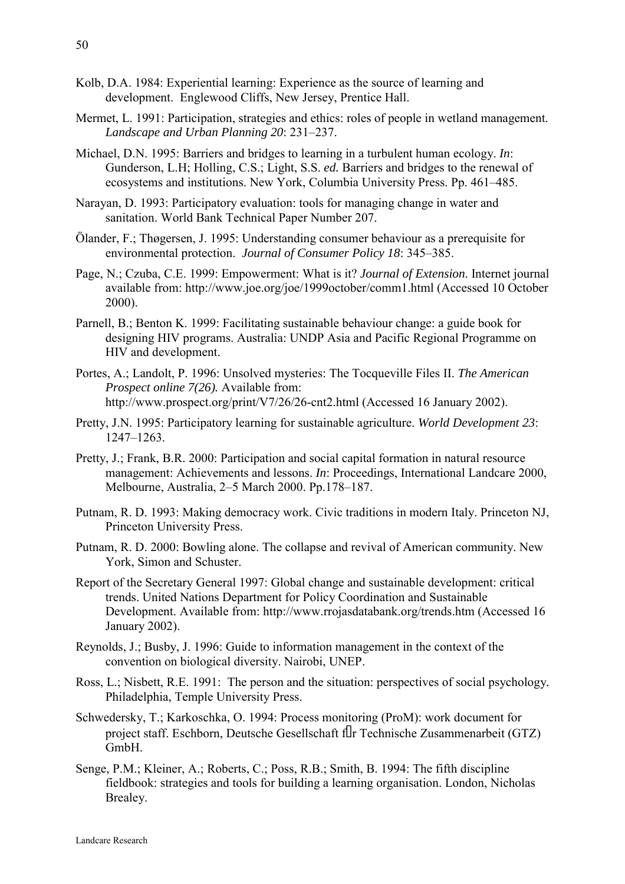Kolb, D.A. 1984: Experiential learning: Experience as the source of learning and development. Englewood Cliffs, New Jersey, Prentice Hall.

Mermet, L. 1991: Participation, strategies and ethics: roles of people in wetland management. *Landscape and Urban Planning 20*: 231–237.

Michael, D.N. 1995: Barriers and bridges to learning in a turbulent human ecology. *In*: Gunderson, L.H; Holling, C.S.; Light, S.S. *ed.* Barriers and bridges to the renewal of ecosystems and institutions. New York, Columbia University Press. Pp. 461–485.

Narayan, D. 1993: Participatory evaluation: tools for managing change in water and sanitation. World Bank Technical Paper Number 207.

Ölander, F.; Thøgersen, J. 1995: Understanding consumer behaviour as a prerequisite for environmental protection. *Journal of Consumer Policy 18*: 345–385.

Page, N.; Czuba, C.E. 1999: Empowerment: What is it? *Journal of Extension*. Internet journal available from: http://www.joe.org/joe/1999october/comm1.html (Accessed 10 October 2000).

Parnell, B.; Benton K. 1999: Facilitating sustainable behaviour change: a guide book for designing HIV programs. Australia: UNDP Asia and Pacific Regional Programme on HIV and development.

Portes, A.; Landolt, P. 1996: Unsolved mysteries: The Tocqueville Files II. *The American Prospect online 7(26).* Available from: http://www.prospect.org/print/V7/26/26-cnt2.html (Accessed 16 January 2002).

Pretty, J.N. 1995: Participatory learning for sustainable agriculture. *World Development 23*: 1247–1263.

Pretty, J.; Frank, B.R. 2000: Participation and social capital formation in natural resource management: Achievements and lessons. *In*: Proceedings, International Landcare 2000, Melbourne, Australia, 2–5 March 2000. Pp.178–187.

Putnam, R. D. 1993: Making democracy work. Civic traditions in modern Italy. Princeton NJ, Princeton University Press.

Putnam, R. D. 2000: Bowling alone. The collapse and revival of American community. New York, Simon and Schuster.

Report of the Secretary General 1997: Global change and sustainable development: critical trends. United Nations Department for Policy Coordination and Sustainable Development. Available from: http://www.rrojasdatabank.org/trends.htm (Accessed 16 January 2002).

Reynolds, J.; Busby, J. 1996: Guide to information management in the context of the convention on biological diversity. Nairobi, UNEP.

Ross, L.; Nisbett, R.E. 1991: The person and the situation: perspectives of social psychology. Philadelphia, Temple University Press.

Schwedersky, T.; Karkoschka, O. 1994: Process monitoring (ProM): work document for project staff. Eschborn, Deutsche Gesellschaft für Technische Zusammenarbeit (GTZ) GmbH.

Senge, P.M.; Kleiner, A.; Roberts, C.; Poss, R.B.; Smith, B. 1994: The fifth discipline fieldbook: strategies and tools for building a learning organisation. London, Nicholas Brealey.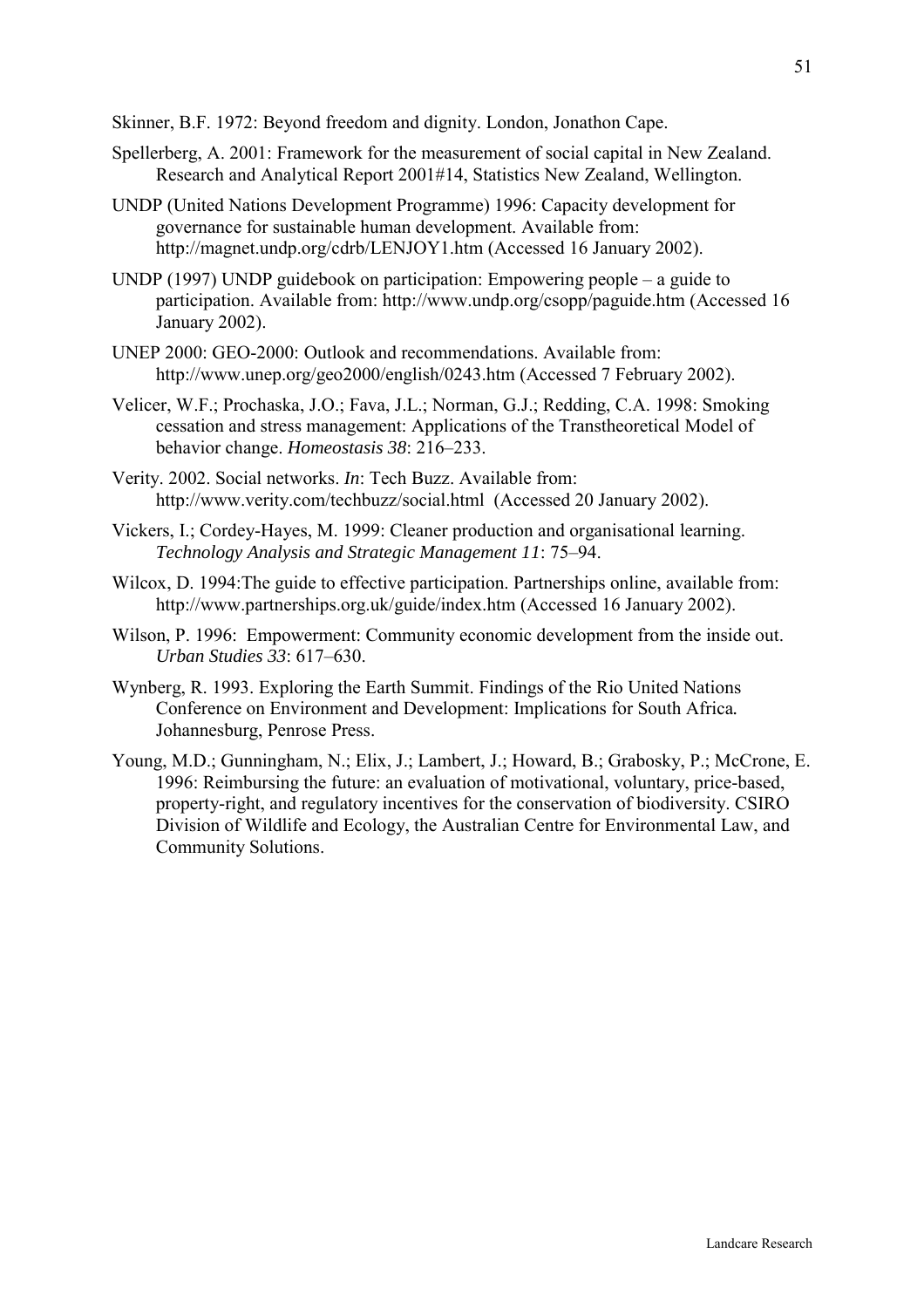Skinner, B.F. 1972: Beyond freedom and dignity. London, Jonathon Cape.

Spellerberg, A. 2001: Framework for the measurement of social capital in New Zealand. Research and Analytical Report 2001#14, Statistics New Zealand, Wellington.

UNDP (United Nations Development Programme) 1996: Capacity development for governance for sustainable human development. Available from: http://magnet.undp.org/cdrb/LENJOY1.htm (Accessed 16 January 2002).

UNDP (1997) UNDP guidebook on participation: Empowering people – a guide to participation. Available from: http://www.undp.org/csopp/paguide.htm (Accessed 16 January 2002).

UNEP 2000: GEO-2000: Outlook and recommendations. Available from: http://www.unep.org/geo2000/english/0243.htm (Accessed 7 February 2002).

Velicer, W.F.; Prochaska, J.O.; Fava, J.L.; Norman, G.J.; Redding, C.A. 1998: Smoking cessation and stress management: Applications of the Transtheoretical Model of behavior change. *Homeostasis 38*: 216–233.

Verity. 2002. Social networks. *In*: Tech Buzz. Available from: http://www.verity.com/techbuzz/social.html (Accessed 20 January 2002).

Vickers, I.; Cordey-Hayes, M. 1999: Cleaner production and organisational learning. *Technology Analysis and Strategic Management 11*: 75–94.

Wilcox, D. 1994:The guide to effective participation. Partnerships online, available from: http://www.partnerships.org.uk/guide/index.htm (Accessed 16 January 2002).

Wilson, P. 1996: Empowerment: Community economic development from the inside out. *Urban Studies 33*: 617–630.

Wynberg, R. 1993. Exploring the Earth Summit. Findings of the Rio United Nations Conference on Environment and Development: Implications for South Africa. Johannesburg, Penrose Press.

Young, M.D.; Gunningham, N.; Elix, J.; Lambert, J.; Howard, B.; Grabosky, P.; McCrone, E. 1996: Reimbursing the future: an evaluation of motivational, voluntary, price-based, property-right, and regulatory incentives for the conservation of biodiversity. CSIRO Division of Wildlife and Ecology, the Australian Centre for Environmental Law, and Community Solutions.